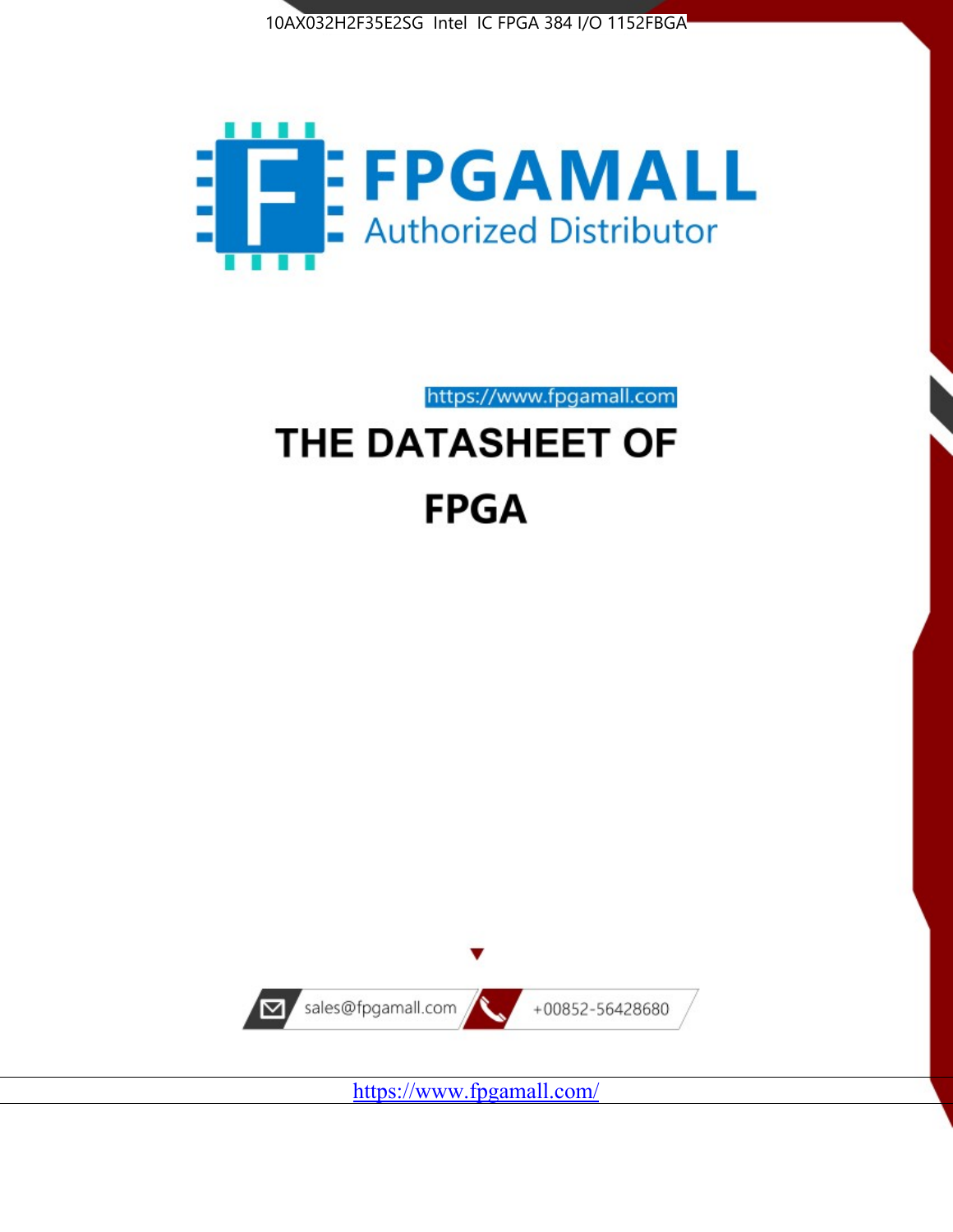10AX032H2F35E2SG Intel IC FPGA 384 I/O 1152FBGA

FPGAMALL

Authorized Distributor

https://www.fpgamall.com

# THE DATASHEET OF

# FPGA

sales@fpgamall.com

+00852-56428680

https://www.fpgamall.com/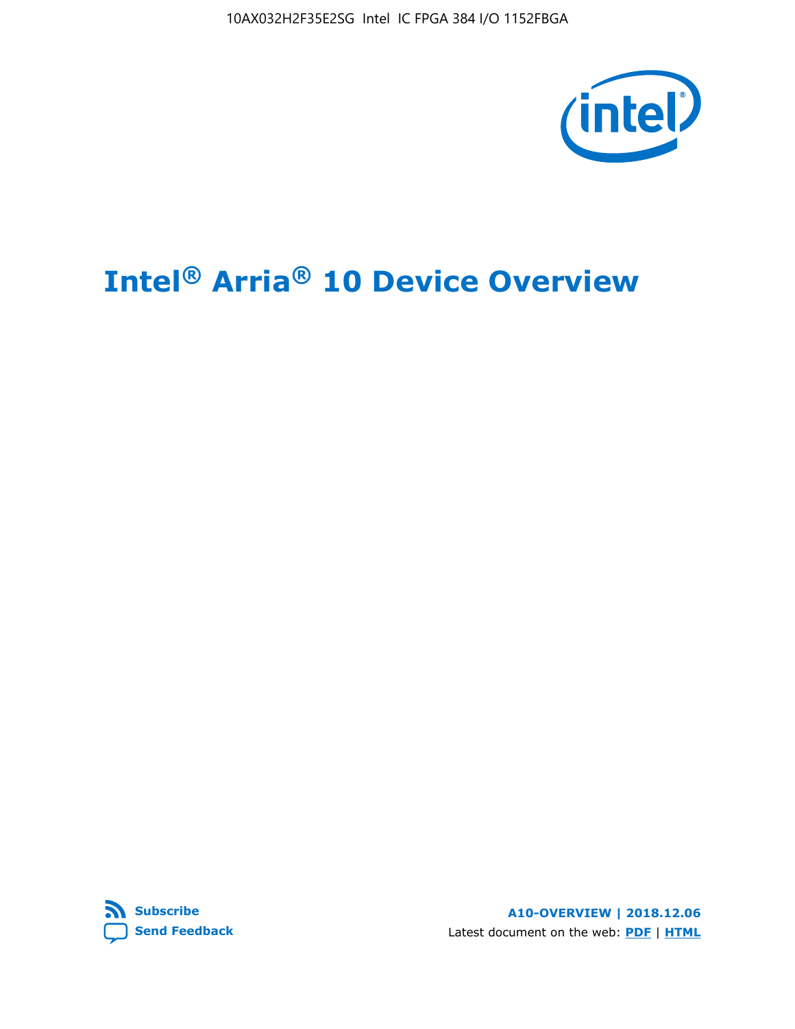# Intel® Arria® 10 Device Overview

Subscribe

Send Feedback

A10-OVERVIEW | 2018.12.06

Latest document on the web: PDF | HTML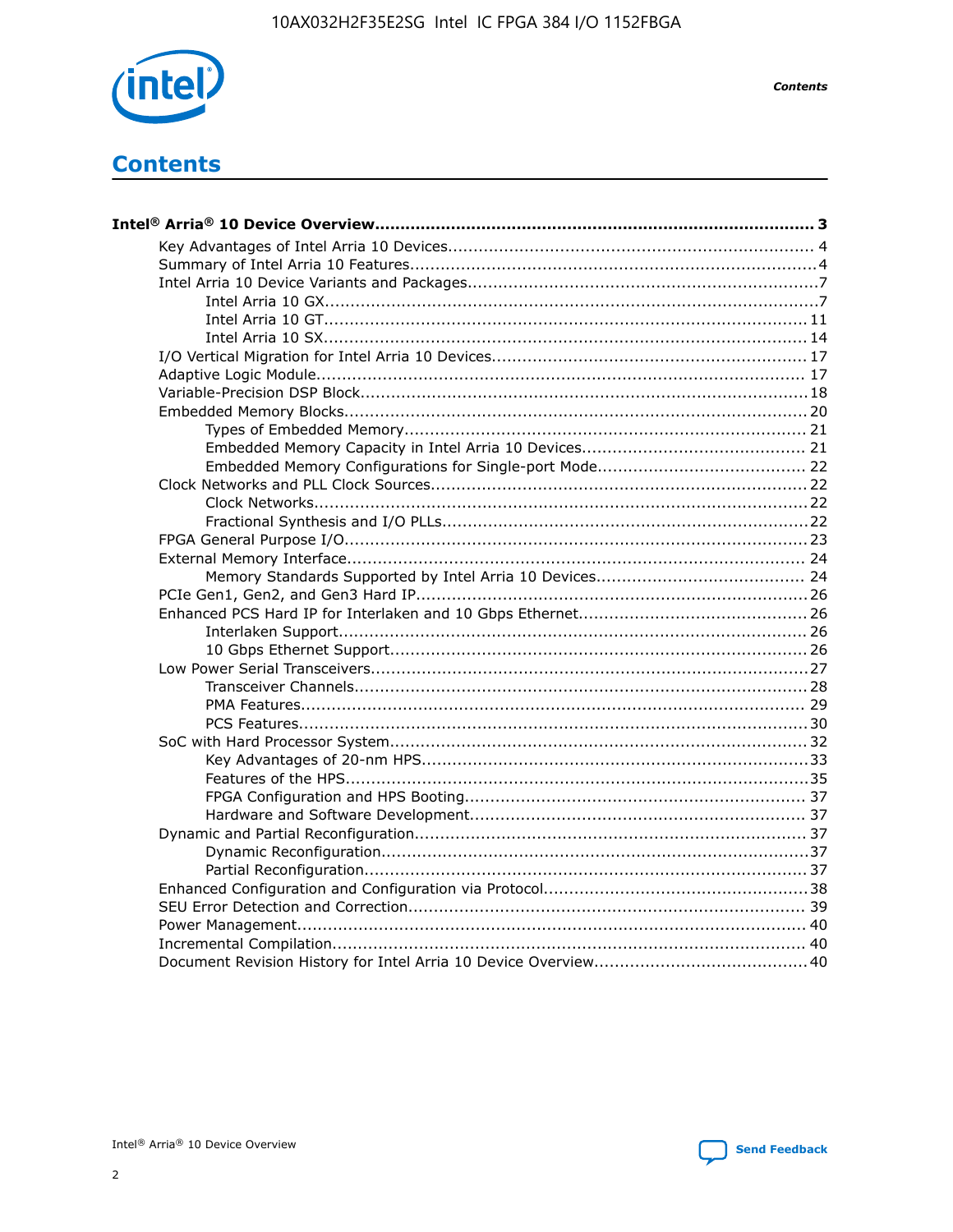# Contents

**Intel® Arria® 10 Device Overview....................................................................................... 3**

- Key Advantages of Intel Arria 10 Devices........................................................................ 4
- Summary of Intel Arria 10 Features................................................................................4
- Intel Arria 10 Device Variants and Packages.....................................................................7
    - Intel Arria 10 GX.................................................................................................7
    - Intel Arria 10 GT............................................................................................... 11
    - Intel Arria 10 SX............................................................................................... 14
- I/O Vertical Migration for Intel Arria 10 Devices.............................................................. 17
- Adaptive Logic Module................................................................................................ 17
- Variable-Precision DSP Block........................................................................................18
- Embedded Memory Blocks........................................................................................... 20
    - Types of Embedded Memory............................................................................... 21
    - Embedded Memory Capacity in Intel Arria 10 Devices............................................ 21
    - Embedded Memory Configurations for Single-port Mode......................................... 22
- Clock Networks and PLL Clock Sources.......................................................................... 22
    - Clock Networks................................................................................................. 22
    - Fractional Synthesis and I/O PLLs........................................................................ 22
- FPGA General Purpose I/O.......................................................................................... 23
- External Memory Interface.......................................................................................... 24
    - Memory Standards Supported by Intel Arria 10 Devices......................................... 24
- PCIe Gen1, Gen2, and Gen3 Hard IP............................................................................. 26
- Enhanced PCS Hard IP for Interlaken and 10 Gbps Ethernet............................................. 26
    - Interlaken Support............................................................................................ 26
    - 10 Gbps Ethernet Support.................................................................................. 26
- Low Power Serial Transceivers..................................................................................... 27
    - Transceiver Channels......................................................................................... 28
    - PMA Features................................................................................................... 29
    - PCS Features.................................................................................................... 30
- SoC with Hard Processor System.................................................................................. 32
    - Key Advantages of 20-nm HPS............................................................................ 33
    - Features of the HPS........................................................................................... 35
    - FPGA Configuration and HPS Booting................................................................... 37
    - Hardware and Software Development.................................................................. 37
- Dynamic and Partial Reconfiguration............................................................................. 37
    - Dynamic Reconfiguration.................................................................................... 37
    - Partial Reconfiguration....................................................................................... 37
- Enhanced Configuration and Configuration via Protocol.................................................... 38
- SEU Error Detection and Correction.............................................................................. 39
- Power Management.................................................................................................... 40
- Incremental Compilation............................................................................................. 40
- Document Revision History for Intel Arria 10 Device Overview.......................................... 40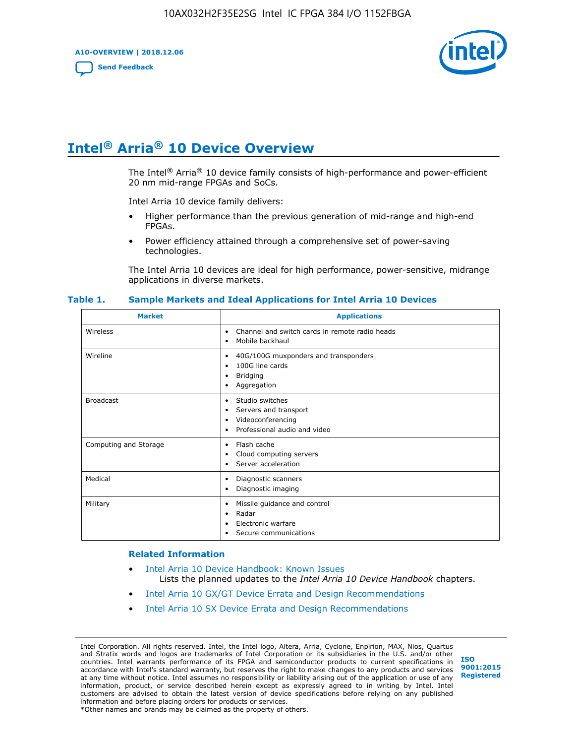# Intel® Arria® 10 Device Overview

The Intel® Arria® 10 device family consists of high-performance and power-efficient 20 nm mid-range FPGAs and SoCs.

Intel Arria 10 device family delivers:

- Higher performance than the previous generation of mid-range and high-end FPGAs.
- Power efficiency attained through a comprehensive set of power-saving technologies.

The Intel Arria 10 devices are ideal for high performance, power-sensitive, midrange applications in diverse markets.

**Table 1. Sample Markets and Ideal Applications for Intel Arria 10 Devices**

| Market | Applications |
| --- | --- |
| Wireless | • Channel and switch cards in remote radio heads<br>• Mobile backhaul |
| Wireline | • 40G/100G muxponders and transponders<br>• 100G line cards<br>• Bridging<br>• Aggregation |
| Broadcast | • Studio switches<br>• Servers and transport<br>• Videoconferencing<br>• Professional audio and video |
| Computing and Storage | • Flash cache<br>• Cloud computing servers<br>• Server acceleration |
| Medical | • Diagnostic scanners<br>• Diagnostic imaging |
| Military | • Missile guidance and control<br>• Radar<br>• Electronic warfare<br>• Secure communications |

### Related Information

- Intel Arria 10 Device Handbook: Known Issues
  Lists the planned updates to the *Intel Arria 10 Device Handbook* chapters.
- Intel Arria 10 GX/GT Device Errata and Design Recommendations
- Intel Arria 10 SX Device Errata and Design Recommendations

Intel Corporation. All rights reserved. Intel, the Intel logo, Altera, Arria, Cyclone, Enpirion, MAX, Nios, Quartus and Stratix words and logos are trademarks of Intel Corporation or its subsidiaries in the U.S. and/or other countries. Intel warrants performance of its FPGA and semiconductor products to current specifications in accordance with Intel's standard warranty, but reserves the right to make changes to any products and services at any time without notice. Intel assumes no responsibility or liability arising out of the application or use of any information, product, or service described herein except as expressly agreed to in writing by Intel. Intel customers are advised to obtain the latest version of device specifications before relying on any published information and before placing orders for products or services.
*Other names and brands may be claimed as the property of others.

ISO 9001:2015 Registered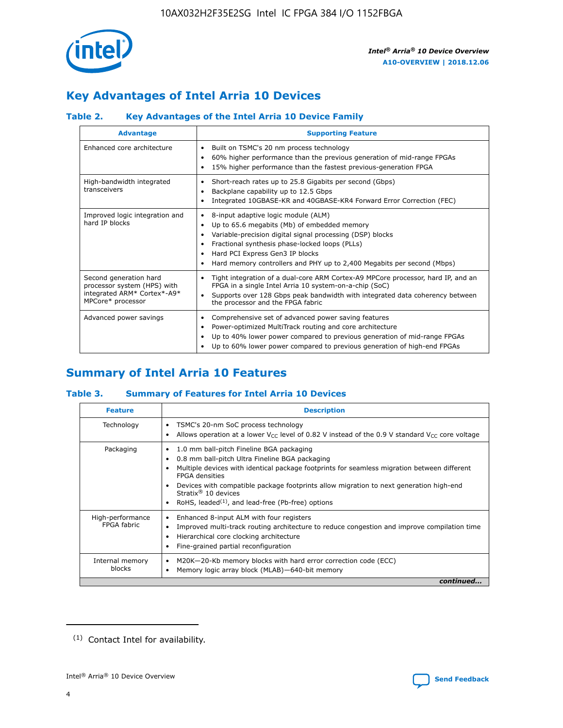## Key Advantages of Intel Arria 10 Devices

### Table 2. Key Advantages of the Intel Arria 10 Device Family

| Advantage | Supporting Feature |
|---|---|
| Enhanced core architecture | • Built on TSMC's 20 nm process technology<br>• 60% higher performance than the previous generation of mid-range FPGAs<br>• 15% higher performance than the fastest previous-generation FPGA |
| High-bandwidth integrated transceivers | • Short-reach rates up to 25.8 Gigabits per second (Gbps)<br>• Backplane capability up to 12.5 Gbps<br>• Integrated 10GBASE-KR and 40GBASE-KR4 Forward Error Correction (FEC) |
| Improved logic integration and hard IP blocks | • 8-input adaptive logic module (ALM)<br>• Up to 65.6 megabits (Mb) of embedded memory<br>• Variable-precision digital signal processing (DSP) blocks<br>• Fractional synthesis phase-locked loops (PLLs)<br>• Hard PCI Express Gen3 IP blocks<br>• Hard memory controllers and PHY up to 2,400 Megabits per second (Mbps) |
| Second generation hard processor system (HPS) with integrated ARM* Cortex*-A9* MPCore* processor | • Tight integration of a dual-core ARM Cortex-A9 MPCore processor, hard IP, and an FPGA in a single Intel Arria 10 system-on-a-chip (SoC)<br>• Supports over 128 Gbps peak bandwidth with integrated data coherency between the processor and the FPGA fabric |
| Advanced power savings | • Comprehensive set of advanced power saving features<br>• Power-optimized MultiTrack routing and core architecture<br>• Up to 40% lower power compared to previous generation of mid-range FPGAs<br>• Up to 60% lower power compared to previous generation of high-end FPGAs |

## Summary of Intel Arria 10 Features

### Table 3. Summary of Features for Intel Arria 10 Devices

| Feature | Description |
|---|---|
| Technology | • TSMC's 20-nm SoC process technology<br>• Allows operation at a lower $V_{CC}$ level of 0.82 V instead of the 0.9 V standard $V_{CC}$ core voltage |
| Packaging | • 1.0 mm ball-pitch Fineline BGA packaging<br>• 0.8 mm ball-pitch Ultra Fineline BGA packaging<br>• Multiple devices with identical package footprints for seamless migration between different FPGA densities<br>• Devices with compatible package footprints allow migration to next generation high-end Stratix® 10 devices<br>• RoHS, leaded[1], and lead-free (Pb-free) options |
| High-performance FPGA fabric | • Enhanced 8-input ALM with four registers<br>• Improved multi-track routing architecture to reduce congestion and improve compilation time<br>• Hierarchical core clocking architecture<br>• Fine-grained partial reconfiguration |
| Internal memory blocks | • M20K—20-Kb memory blocks with hard error correction code (ECC)<br>• Memory logic array block (MLAB)—640-bit memory |

*continued...*

[1] Contact Intel for availability.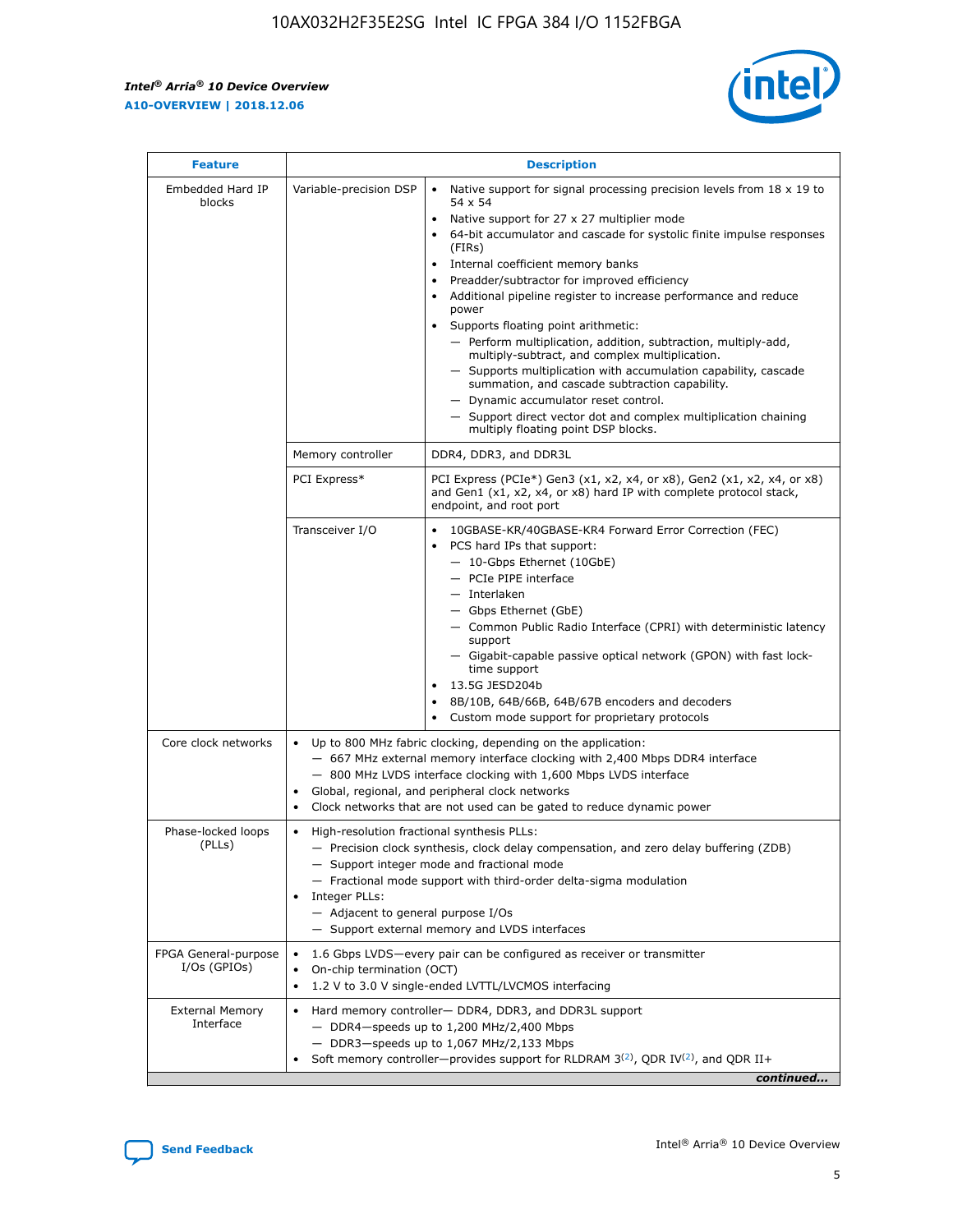| Feature | Description | |
|---|---|---|
| Embedded Hard IP blocks | Variable-precision DSP | • Native support for signal processing precision levels from 18 x 19 to 54 x 54<br>• Native support for 27 x 27 multiplier mode<br>• 64-bit accumulator and cascade for systolic finite impulse responses (FIRs)<br>• Internal coefficient memory banks<br>• Preadder/subtractor for improved efficiency<br>• Additional pipeline register to increase performance and reduce power<br>• Supports floating point arithmetic:<br>— Perform multiplication, addition, subtraction, multiply-add, multiply-subtract, and complex multiplication.<br>— Supports multiplication with accumulation capability, cascade summation, and cascade subtraction capability.<br>— Dynamic accumulator reset control.<br>— Support direct vector dot and complex multiplication chaining multiply floating point DSP blocks. |
| | Memory controller | DDR4, DDR3, and DDR3L |
| | PCI Express* | PCI Express (PCIe*) Gen3 (x1, x2, x4, or x8), Gen2 (x1, x2, x4, or x8) and Gen1 (x1, x2, x4, or x8) hard IP with complete protocol stack, endpoint, and root port |
| | Transceiver I/O | • 10GBASE-KR/40GBASE-KR4 Forward Error Correction (FEC)<br>• PCS hard IPs that support:<br>— 10-Gbps Ethernet (10GbE)<br>— PCIe PIPE interface<br>— Interlaken<br>— Gbps Ethernet (GbE)<br>— Common Public Radio Interface (CPRI) with deterministic latency support<br>— Gigabit-capable passive optical network (GPON) with fast lock-time support<br>• 13.5G JESD204b<br>• 8B/10B, 64B/66B, 64B/67B encoders and decoders<br>• Custom mode support for proprietary protocols |
| Core clock networks | • Up to 800 MHz fabric clocking, depending on the application:<br>— 667 MHz external memory interface clocking with 2,400 Mbps DDR4 interface<br>— 800 MHz LVDS interface clocking with 1,600 Mbps LVDS interface<br>• Global, regional, and peripheral clock networks<br>• Clock networks that are not used can be gated to reduce dynamic power | |
| Phase-locked loops (PLLs) | • High-resolution fractional synthesis PLLs:<br>— Precision clock synthesis, clock delay compensation, and zero delay buffering (ZDB)<br>— Support integer mode and fractional mode<br>— Fractional mode support with third-order delta-sigma modulation<br>• Integer PLLs:<br>— Adjacent to general purpose I/Os<br>— Support external memory and LVDS interfaces | |
| FPGA General-purpose I/Os (GPIOs) | • 1.6 Gbps LVDS—every pair can be configured as receiver or transmitter<br>• On-chip termination (OCT)<br>• 1.2 V to 3.0 V single-ended LVTTL/LVCMOS interfacing | |
| External Memory Interface | • Hard memory controller— DDR4, DDR3, and DDR3L support<br>— DDR4—speeds up to 1,200 MHz/2,400 Mbps<br>— DDR3—speeds up to 1,067 MHz/2,133 Mbps<br>• Soft memory controller—provides support for RLDRAM 3[(2)], QDR IV[(2)], and QDR II+ | |

*continued...*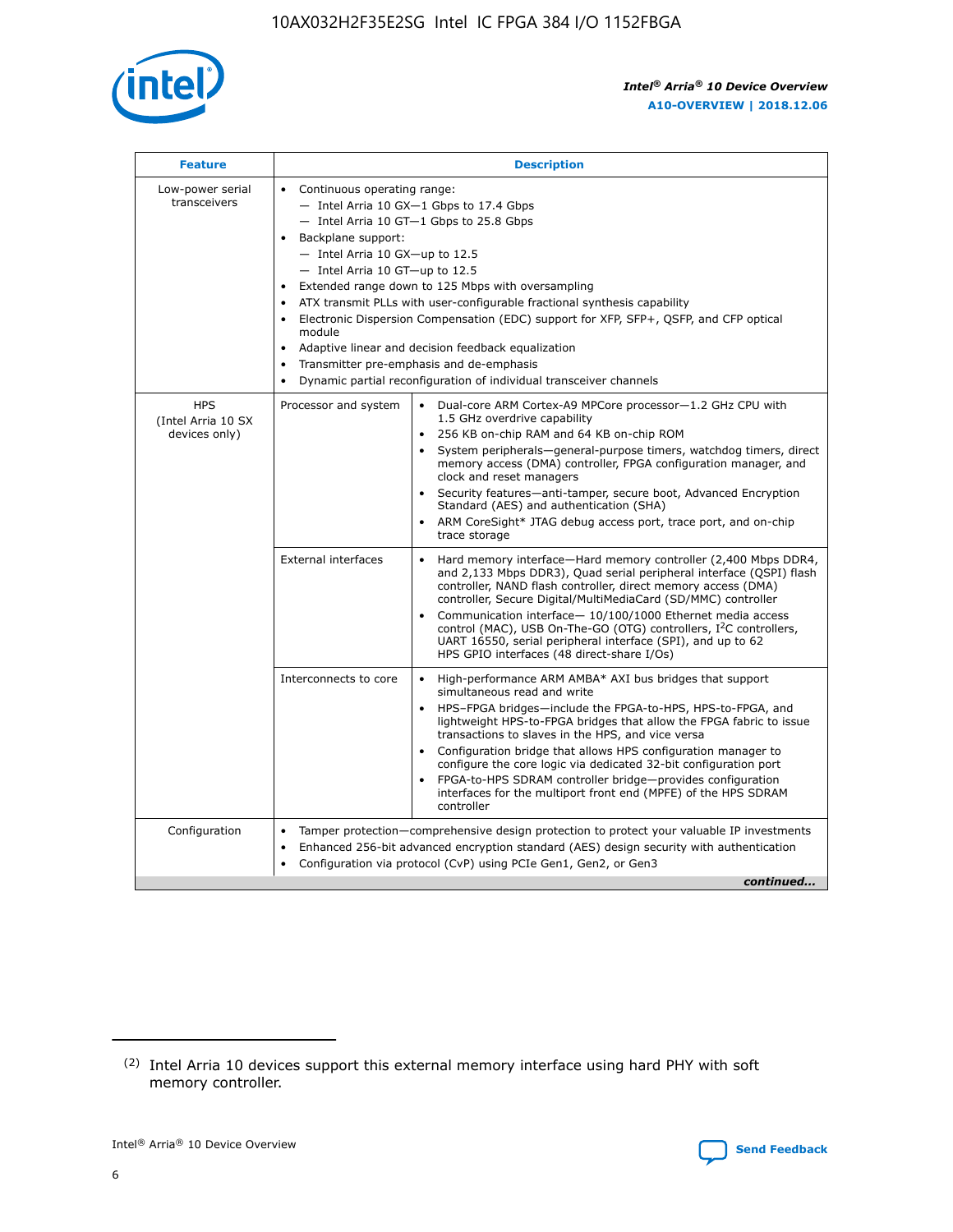| Feature | Description | |
|---|---|---|
| Low-power serial transceivers | • Continuous operating range:<br>— Intel Arria 10 GX—1 Gbps to 17.4 Gbps<br>— Intel Arria 10 GT—1 Gbps to 25.8 Gbps<br>• Backplane support:<br>— Intel Arria 10 GX—up to 12.5<br>— Intel Arria 10 GT—up to 12.5<br>• Extended range down to 125 Mbps with oversampling<br>• ATX transmit PLLs with user-configurable fractional synthesis capability<br>• Electronic Dispersion Compensation (EDC) support for XFP, SFP+, QSFP, and CFP optical module<br>• Adaptive linear and decision feedback equalization<br>• Transmitter pre-emphasis and de-emphasis<br>• Dynamic partial reconfiguration of individual transceiver channels | |
| HPS (Intel Arria 10 SX devices only) | Processor and system | • Dual-core ARM Cortex-A9 MPCore processor—1.2 GHz CPU with 1.5 GHz overdrive capability<br>• 256 KB on-chip RAM and 64 KB on-chip ROM<br>• System peripherals—general-purpose timers, watchdog timers, direct memory access (DMA) controller, FPGA configuration manager, and clock and reset managers<br>• Security features—anti-tamper, secure boot, Advanced Encryption Standard (AES) and authentication (SHA)<br>• ARM CoreSight* JTAG debug access port, trace port, and on-chip trace storage |
| | External interfaces | • Hard memory interface—Hard memory controller (2,400 Mbps DDR4, and 2,133 Mbps DDR3), Quad serial peripheral interface (QSPI) flash controller, NAND flash controller, direct memory access (DMA) controller, Secure Digital/MultiMediaCard (SD/MMC) controller<br>• Communication interface— 10/100/1000 Ethernet media access control (MAC), USB On-The-GO (OTG) controllers, I²C controllers, UART 16550, serial peripheral interface (SPI), and up to 62 HPS GPIO interfaces (48 direct-share I/Os) |
| | Interconnects to core | • High-performance ARM AMBA* AXI bus bridges that support simultaneous read and write<br>• HPS–FPGA bridges—include the FPGA-to-HPS, HPS-to-FPGA, and lightweight HPS-to-FPGA bridges that allow the FPGA fabric to issue transactions to slaves in the HPS, and vice versa<br>• Configuration bridge that allows HPS configuration manager to configure the core logic via dedicated 32-bit configuration port<br>• FPGA-to-HPS SDRAM controller bridge—provides configuration interfaces for the multiport front end (MPFE) of the HPS SDRAM controller |
| Configuration | • Tamper protection—comprehensive design protection to protect your valuable IP investments<br>• Enhanced 256-bit advanced encryption standard (AES) design security with authentication<br>• Configuration via protocol (CvP) using PCIe Gen1, Gen2, or Gen3 | |

*continued...*

(2) Intel Arria 10 devices support this external memory interface using hard PHY with soft memory controller.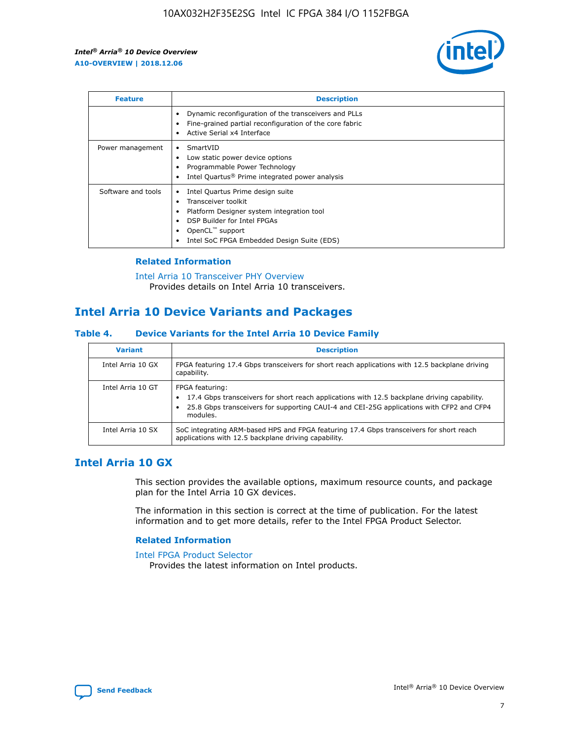| Feature | Description |
| --- | --- |
| | • Dynamic reconfiguration of the transceivers and PLLs<br>• Fine-grained partial reconfiguration of the core fabric<br>• Active Serial x4 Interface |
| Power management | • SmartVID<br>• Low static power device options<br>• Programmable Power Technology<br>• Intel Quartus® Prime integrated power analysis |
| Software and tools | • Intel Quartus Prime design suite<br>• Transceiver toolkit<br>• Platform Designer system integration tool<br>• DSP Builder for Intel FPGAs<br>• OpenCL™ support<br>• Intel SoC FPGA Embedded Design Suite (EDS) |

**Related Information**

Intel Arria 10 Transceiver PHY Overview
Provides details on Intel Arria 10 transceivers.

## Intel Arria 10 Device Variants and Packages

### Table 4. Device Variants for the Intel Arria 10 Device Family

| Variant | Description |
| --- | --- |
| Intel Arria 10 GX | FPGA featuring 17.4 Gbps transceivers for short reach applications with 12.5 backplane driving capability. |
| Intel Arria 10 GT | FPGA featuring:<br>• 17.4 Gbps transceivers for short reach applications with 12.5 backplane driving capability.<br>• 25.8 Gbps transceivers for supporting CAUI-4 and CEI-25G applications with CFP2 and CFP4 modules. |
| Intel Arria 10 SX | SoC integrating ARM-based HPS and FPGA featuring 17.4 Gbps transceivers for short reach applications with 12.5 backplane driving capability. |

## Intel Arria 10 GX

This section provides the available options, maximum resource counts, and package plan for the Intel Arria 10 GX devices.

The information in this section is correct at the time of publication. For the latest information and to get more details, refer to the Intel FPGA Product Selector.

**Related Information**

Intel FPGA Product Selector
Provides the latest information on Intel products.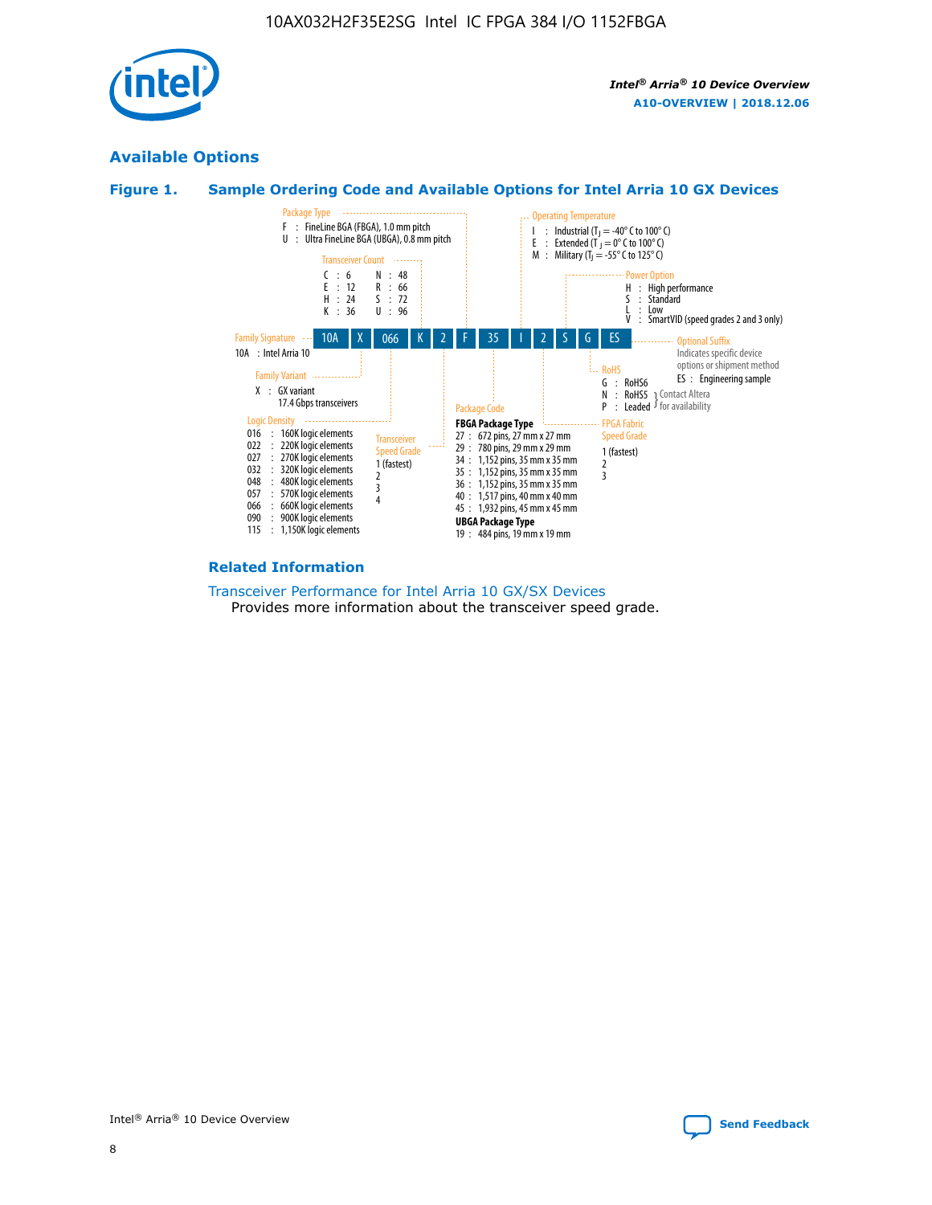## Available Options

### Figure 1. Sample Ordering Code and Available Options for Intel Arria 10 GX Devices

| 10A | X | 066 | K | 2 | F | 35 | I | 2 | S | G | ES |
|---|---|---|---|---|---|---|---|---|---|---|---|

**Family Signature**
10A : Intel Arria 10

**Family Variant**
X : GX variant
17.4 Gbps transceivers

**Logic Density**
016 : 160K logic elements
022 : 220K logic elements
027 : 270K logic elements
032 : 320K logic elements
048 : 480K logic elements
057 : 570K logic elements
066 : 660K logic elements
090 : 900K logic elements
115 : 1,150K logic elements

**Transceiver Count**
C : 6, E : 12, H : 24, K : 36, N : 48, R : 66, S : 72, U : 96

**Transceiver Speed Grade**
1 (fastest)
2
3
4

**Package Type**
F : FineLine BGA (FBGA), 1.0 mm pitch
U : Ultra FineLine BGA (UBGA), 0.8 mm pitch

**Package Code**

**FBGA Package Type**
27 : 672 pins, 27 mm x 27 mm
29 : 780 pins, 29 mm x 29 mm
34 : 1,152 pins, 35 mm x 35 mm
35 : 1,152 pins, 35 mm x 35 mm
36 : 1,152 pins, 35 mm x 35 mm
40 : 1,517 pins, 40 mm x 40 mm
45 : 1,932 pins, 45 mm x 45 mm

**UBGA Package Type**
19 : 484 pins, 19 mm x 19 mm

**Operating Temperature**
I : Industrial ($T_J$ = -40° C to 100° C)
E : Extended ($T_J$ = 0° C to 100° C)
M : Military ($T_J$ = -55° C to 125° C)

**FPGA Fabric Speed Grade**
1 (fastest)
2
3

**Power Option**
H : High performance
S : Standard
L : Low
V : SmartVID (speed grades 2 and 3 only)

**RoHS**
G : RoHS6
N : RoHS5 } Contact Altera for availability
P : Leaded } Contact Altera for availability

**Optional Suffix**
Indicates specific device options or shipment method
ES : Engineering sample

### Related Information

Transceiver Performance for Intel Arria 10 GX/SX Devices
Provides more information about the transceiver speed grade.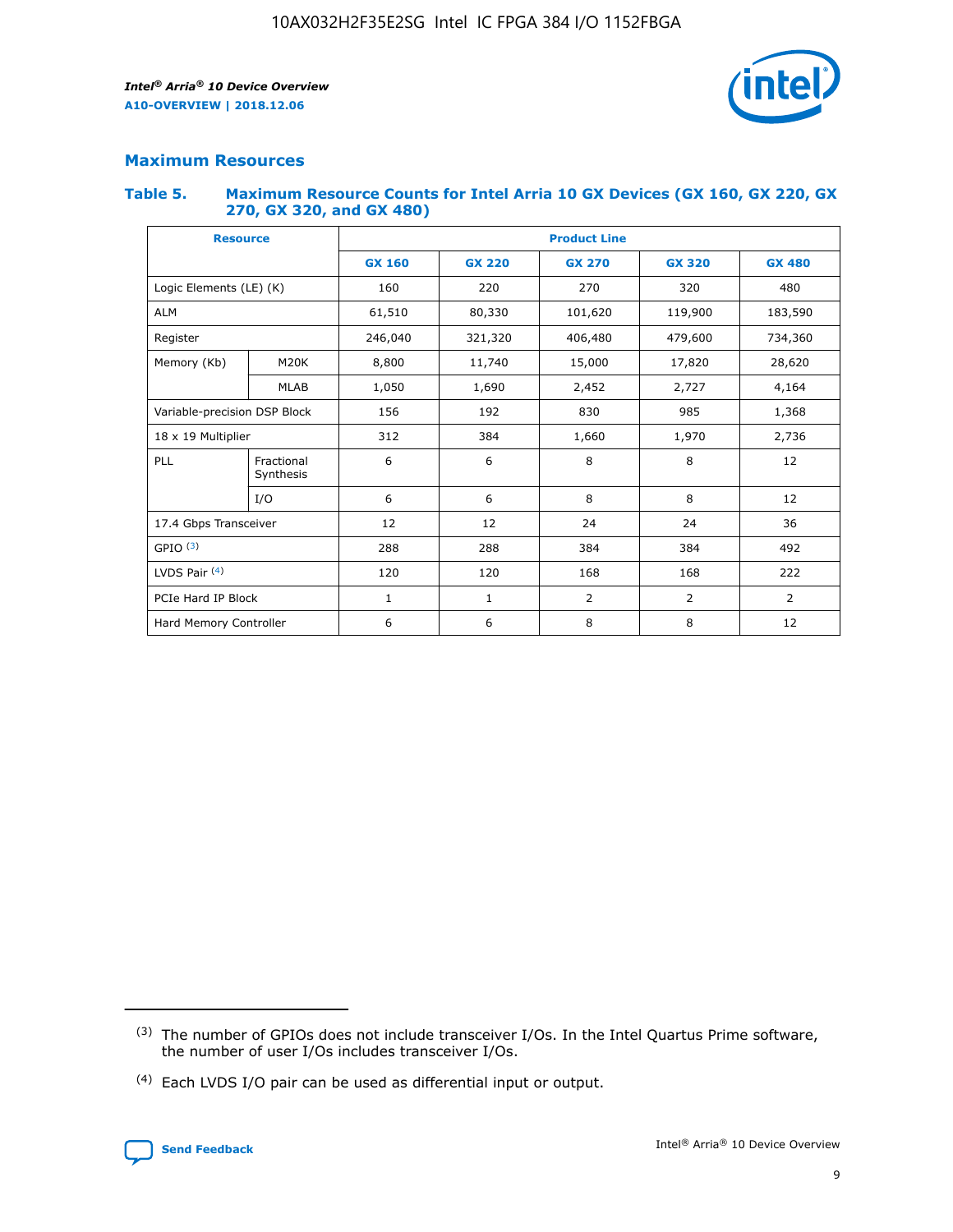## Maximum Resources

### Table 5. Maximum Resource Counts for Intel Arria 10 GX Devices (GX 160, GX 220, GX 270, GX 320, and GX 480)

| Resource | | Product Line | | | | |
|---|---|---|---|---|---|---|
| | | GX 160 | GX 220 | GX 270 | GX 320 | GX 480 |
| Logic Elements (LE) (K) | | 160 | 220 | 270 | 320 | 480 |
| ALM | | 61,510 | 80,330 | 101,620 | 119,900 | 183,590 |
| Register | | 246,040 | 321,320 | 406,480 | 479,600 | 734,360 |
| Memory (Kb) | M20K | 8,800 | 11,740 | 15,000 | 17,820 | 28,620 |
| | MLAB | 1,050 | 1,690 | 2,452 | 2,727 | 4,164 |
| Variable-precision DSP Block | | 156 | 192 | 830 | 985 | 1,368 |
| 18 x 19 Multiplier | | 312 | 384 | 1,660 | 1,970 | 2,736 |
| PLL | Fractional Synthesis | 6 | 6 | 8 | 8 | 12 |
| | I/O | 6 | 6 | 8 | 8 | 12 |
| 17.4 Gbps Transceiver | | 12 | 12 | 24 | 24 | 36 |
| GPIO [(3)] | | 288 | 288 | 384 | 384 | 492 |
| LVDS Pair [(4)] | | 120 | 120 | 168 | 168 | 222 |
| PCIe Hard IP Block | | 1 | 1 | 2 | 2 | 2 |
| Hard Memory Controller | | 6 | 6 | 8 | 8 | 12 |

(3) The number of GPIOs does not include transceiver I/Os. In the Intel Quartus Prime software, the number of user I/Os includes transceiver I/Os.

(4) Each LVDS I/O pair can be used as differential input or output.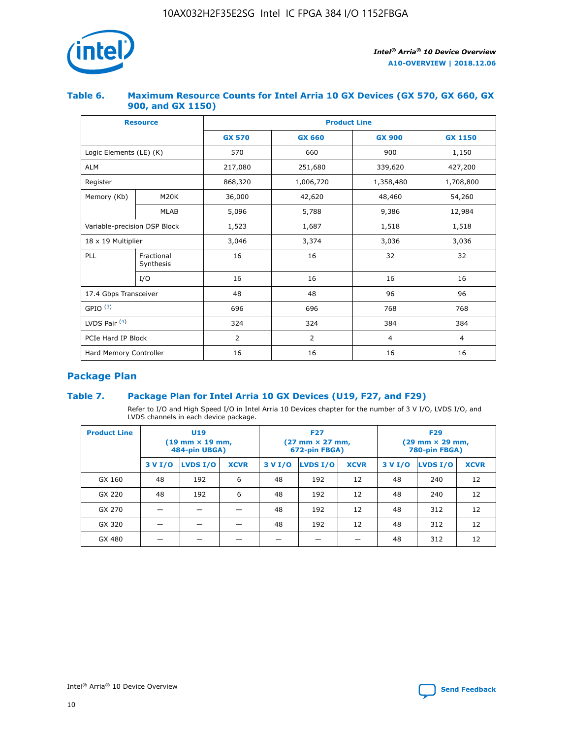### Table 6. Maximum Resource Counts for Intel Arria 10 GX Devices (GX 570, GX 660, GX 900, and GX 1150)

| Resource | | Product Line | | | |
|---|---|---|---|---|---|
| | | GX 570 | GX 660 | GX 900 | GX 1150 |
| Logic Elements (LE) (K) | | 570 | 660 | 900 | 1,150 |
| ALM | | 217,080 | 251,680 | 339,620 | 427,200 |
| Register | | 868,320 | 1,006,720 | 1,358,480 | 1,708,800 |
| Memory (Kb) | M20K | 36,000 | 42,620 | 48,460 | 54,260 |
| | MLAB | 5,096 | 5,788 | 9,386 | 12,984 |
| Variable-precision DSP Block | | 1,523 | 1,687 | 1,518 | 1,518 |
| 18 x 19 Multiplier | | 3,046 | 3,374 | 3,036 | 3,036 |
| PLL | Fractional Synthesis | 16 | 16 | 32 | 32 |
| | I/O | 16 | 16 | 16 | 16 |
| 17.4 Gbps Transceiver | | 48 | 48 | 96 | 96 |
| GPIO [(3)] | | 696 | 696 | 768 | 768 |
| LVDS Pair [(4)] | | 324 | 324 | 384 | 384 |
| PCIe Hard IP Block | | 2 | 2 | 4 | 4 |
| Hard Memory Controller | | 16 | 16 | 16 | 16 |

## Package Plan

### Table 7. Package Plan for Intel Arria 10 GX Devices (U19, F27, and F29)

Refer to I/O and High Speed I/O in Intel Arria 10 Devices chapter for the number of 3 V I/O, LVDS I/O, and LVDS channels in each device package.

| Product Line | U19 (19 mm × 19 mm, 484-pin UBGA) | | | F27 (27 mm × 27 mm, 672-pin FBGA) | | | F29 (29 mm × 29 mm, 780-pin FBGA) | | |
|---|---|---|---|---|---|---|---|---|---|
| | 3 V I/O | LVDS I/O | XCVR | 3 V I/O | LVDS I/O | XCVR | 3 V I/O | LVDS I/O | XCVR |
| GX 160 | 48 | 192 | 6 | 48 | 192 | 12 | 48 | 240 | 12 |
| GX 220 | 48 | 192 | 6 | 48 | 192 | 12 | 48 | 240 | 12 |
| GX 270 | — | — | — | 48 | 192 | 12 | 48 | 312 | 12 |
| GX 320 | — | — | — | 48 | 192 | 12 | 48 | 312 | 12 |
| GX 480 | — | — | — | — | — | — | 48 | 312 | 12 |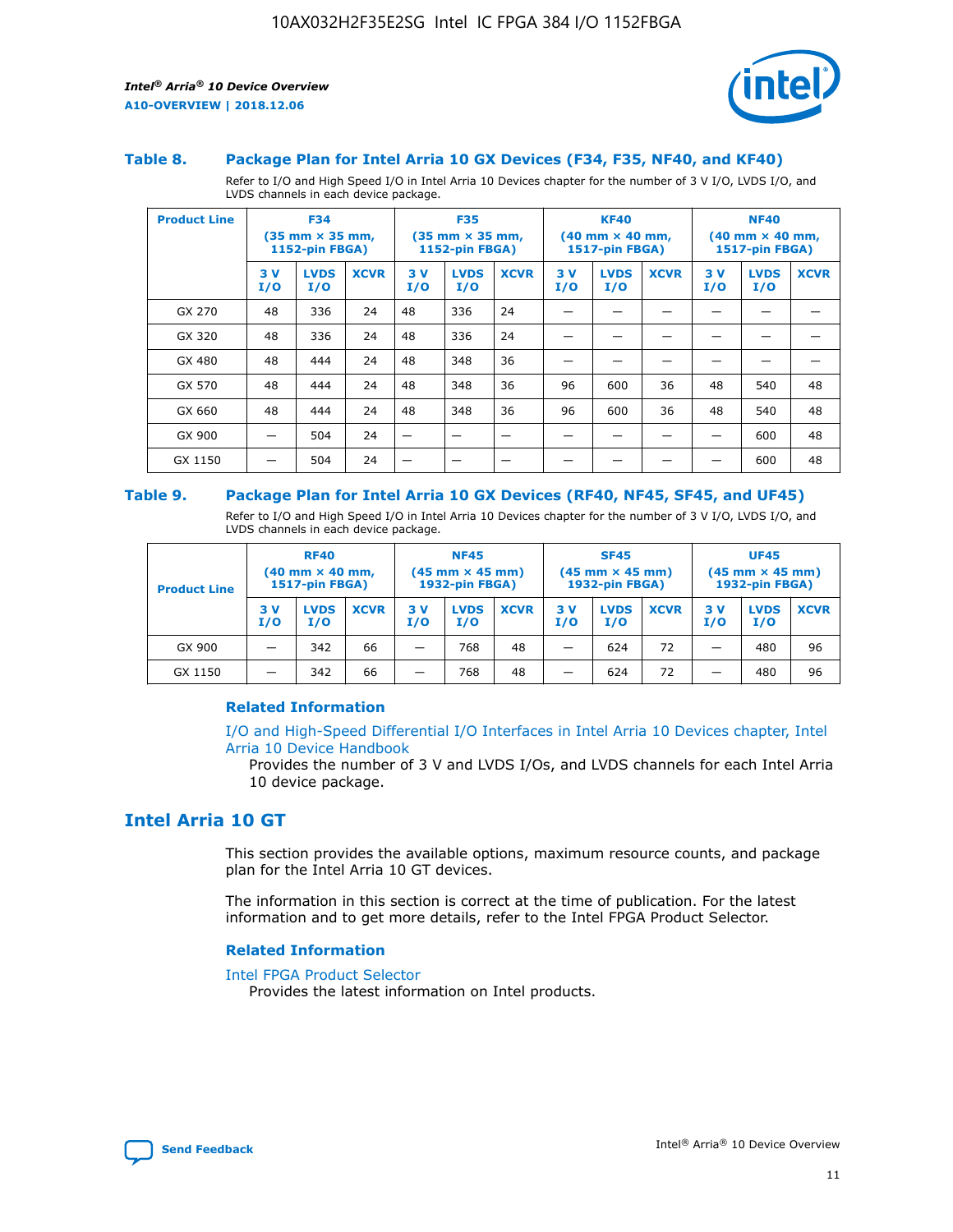### Table 8. Package Plan for Intel Arria 10 GX Devices (F34, F35, NF40, and KF40)

Refer to I/O and High Speed I/O in Intel Arria 10 Devices chapter for the number of 3 V I/O, LVDS I/O, and LVDS channels in each device package.

| Product Line | F34 (35 mm × 35 mm, 1152-pin FBGA) | | | F35 (35 mm × 35 mm, 1152-pin FBGA) | | | KF40 (40 mm × 40 mm, 1517-pin FBGA) | | | NF40 (40 mm × 40 mm, 1517-pin FBGA) | | |
|---|---|---|---|---|---|---|---|---|---|---|---|---|
| | 3 V I/O | LVDS I/O | XCVR | 3 V I/O | LVDS I/O | XCVR | 3 V I/O | LVDS I/O | XCVR | 3 V I/O | LVDS I/O | XCVR |
| GX 270 | 48 | 336 | 24 | 48 | 336 | 24 | — | — | — | — | — | — |
| GX 320 | 48 | 336 | 24 | 48 | 336 | 24 | — | — | — | — | — | — |
| GX 480 | 48 | 444 | 24 | 48 | 348 | 36 | — | — | — | — | — | — |
| GX 570 | 48 | 444 | 24 | 48 | 348 | 36 | 96 | 600 | 36 | 48 | 540 | 48 |
| GX 660 | 48 | 444 | 24 | 48 | 348 | 36 | 96 | 600 | 36 | 48 | 540 | 48 |
| GX 900 | — | 504 | 24 | — | — | — | — | — | — | — | 600 | 48 |
| GX 1150 | — | 504 | 24 | — | — | — | — | — | — | — | 600 | 48 |

### Table 9. Package Plan for Intel Arria 10 GX Devices (RF40, NF45, SF45, and UF45)

Refer to I/O and High Speed I/O in Intel Arria 10 Devices chapter for the number of 3 V I/O, LVDS I/O, and LVDS channels in each device package.

| Product Line | RF40 (40 mm × 40 mm, 1517-pin FBGA) | | | NF45 (45 mm × 45 mm) 1932-pin FBGA) | | | SF45 (45 mm × 45 mm) 1932-pin FBGA) | | | UF45 (45 mm × 45 mm) 1932-pin FBGA) | | |
|---|---|---|---|---|---|---|---|---|---|---|---|---|
| | 3 V I/O | LVDS I/O | XCVR | 3 V I/O | LVDS I/O | XCVR | 3 V I/O | LVDS I/O | XCVR | 3 V I/O | LVDS I/O | XCVR |
| GX 900 | — | 342 | 66 | — | 768 | 48 | — | 624 | 72 | — | 480 | 96 |
| GX 1150 | — | 342 | 66 | — | 768 | 48 | — | 624 | 72 | — | 480 | 96 |

#### Related Information

I/O and High-Speed Differential I/O Interfaces in Intel Arria 10 Devices chapter, Intel Arria 10 Device Handbook

Provides the number of 3 V and LVDS I/Os, and LVDS channels for each Intel Arria 10 device package.

## Intel Arria 10 GT

This section provides the available options, maximum resource counts, and package plan for the Intel Arria 10 GT devices.

The information in this section is correct at the time of publication. For the latest information and to get more details, refer to the Intel FPGA Product Selector.

#### Related Information

Intel FPGA Product Selector

Provides the latest information on Intel products.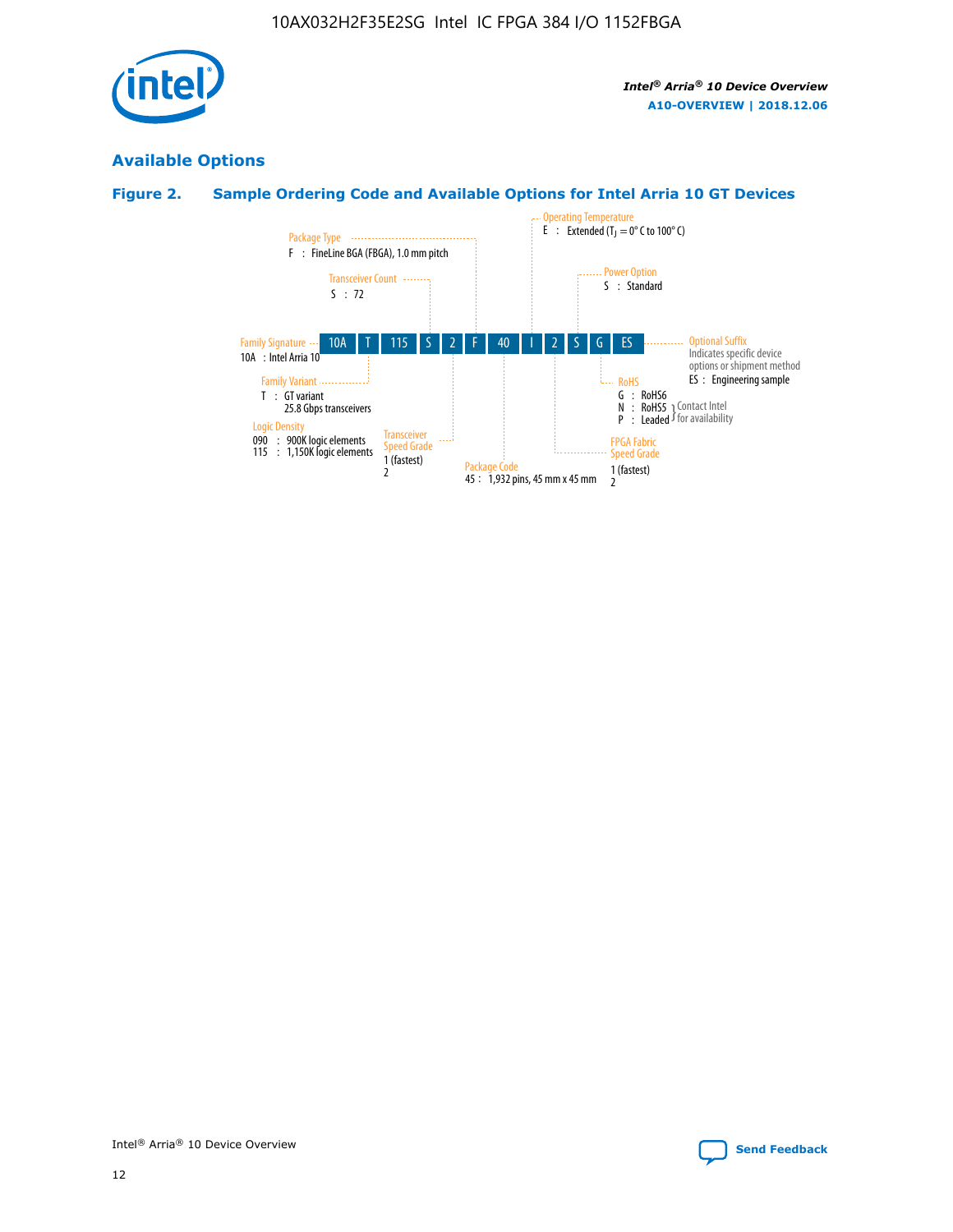## Available Options

### Figure 2. Sample Ordering Code and Available Options for Intel Arria 10 GT Devices

| 10A | T | 115 | S | 2 | F | 40 | I | 2 | S | G | ES |
|---|---|---|---|---|---|---|---|---|---|---|---|

**Family Signature**
10A : Intel Arria 10

**Family Variant**
T : GT variant
25.8 Gbps transceivers

**Logic Density**
090 : 900K logic elements
115 : 1,150K logic elements

**Transceiver Count**
S : 72

**Transceiver Speed Grade**
1 (fastest)
2

**Package Type**
F : FineLine BGA (FBGA), 1.0 mm pitch

**Package Code**
45 : 1,932 pins, 45 mm x 45 mm

**Operating Temperature**
E : Extended ($T_J$ = 0° C to 100° C)

**FPGA Fabric Speed Grade**
1 (fastest)
2

**Power Option**
S : Standard

**RoHS**
G : RoHS6
N : RoHS5 (Contact Intel for availability)
P : Leaded (Contact Intel for availability)

**Optional Suffix**
Indicates specific device options or shipment method
ES : Engineering sample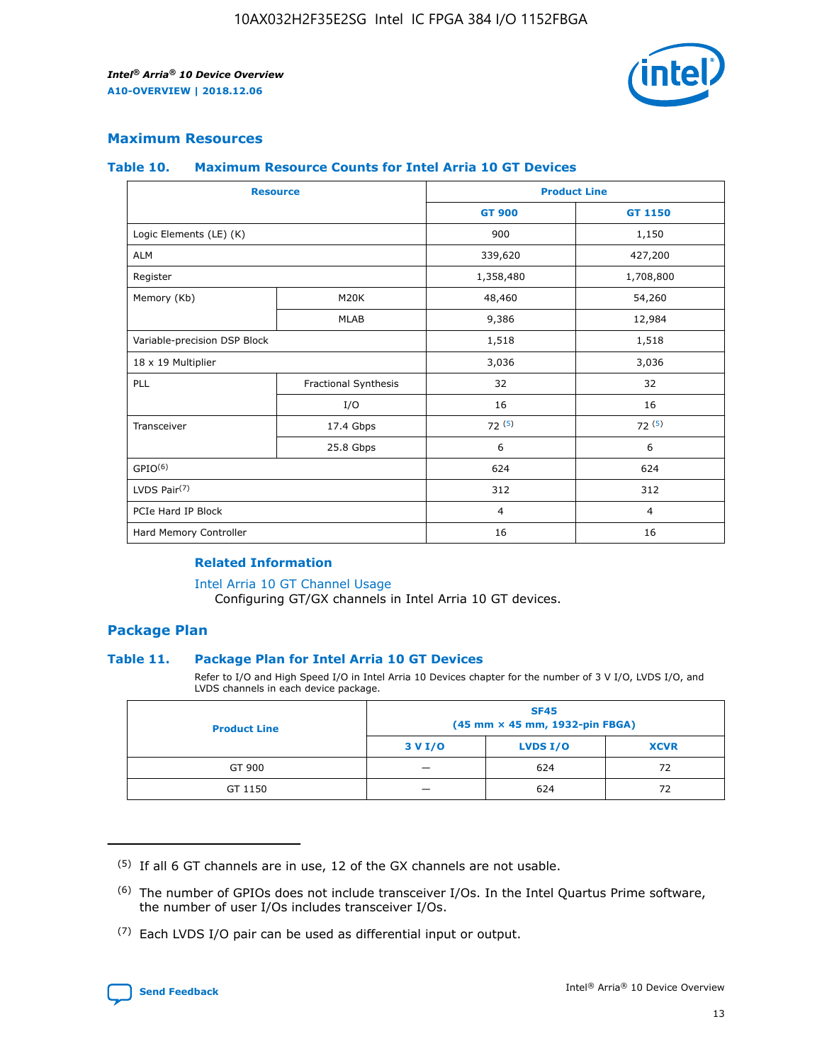## Maximum Resources

### Table 10. Maximum Resource Counts for Intel Arria 10 GT Devices

| Resource | | Product Line | |
|---|---|---|---|
| | | GT 900 | GT 1150 |
| Logic Elements (LE) (K) | | 900 | 1,150 |
| ALM | | 339,620 | 427,200 |
| Register | | 1,358,480 | 1,708,800 |
| Memory (Kb) | M20K | 48,460 | 54,260 |
| | MLAB | 9,386 | 12,984 |
| Variable-precision DSP Block | | 1,518 | 1,518 |
| 18 x 19 Multiplier | | 3,036 | 3,036 |
| PLL | Fractional Synthesis | 32 | 32 |
| | I/O | 16 | 16 |
| Transceiver | 17.4 Gbps | 72 (5) | 72 (5) |
| | 25.8 Gbps | 6 | 6 |
| GPIO(6) | | 624 | 624 |
| LVDS Pair(7) | | 312 | 312 |
| PCIe Hard IP Block | | 4 | 4 |
| Hard Memory Controller | | 16 | 16 |

#### Related Information

Intel Arria 10 GT Channel Usage

Configuring GT/GX channels in Intel Arria 10 GT devices.

## Package Plan

### Table 11. Package Plan for Intel Arria 10 GT Devices

Refer to I/O and High Speed I/O in Intel Arria 10 Devices chapter for the number of 3 V I/O, LVDS I/O, and LVDS channels in each device package.

| Product Line | SF45 (45 mm × 45 mm, 1932-pin FBGA) | | |
|---|---|---|---|
| | 3 V I/O | LVDS I/O | XCVR |
| GT 900 | — | 624 | 72 |
| GT 1150 | — | 624 | 72 |

(5) If all 6 GT channels are in use, 12 of the GX channels are not usable.

(6) The number of GPIOs does not include transceiver I/Os. In the Intel Quartus Prime software, the number of user I/Os includes transceiver I/Os.

(7) Each LVDS I/O pair can be used as differential input or output.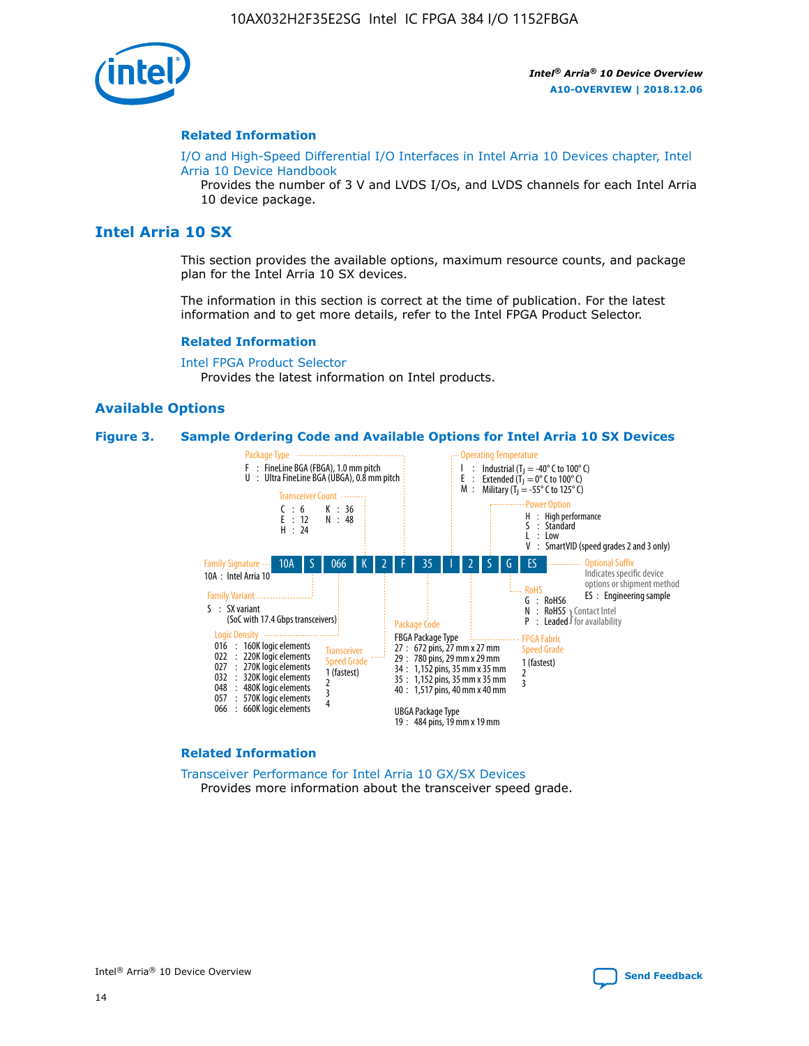## Related Information

I/O and High-Speed Differential I/O Interfaces in Intel Arria 10 Devices chapter, Intel Arria 10 Device Handbook

Provides the number of 3 V and LVDS I/Os, and LVDS channels for each Intel Arria 10 device package.

# Intel Arria 10 SX

This section provides the available options, maximum resource counts, and package plan for the Intel Arria 10 SX devices.

The information in this section is correct at the time of publication. For the latest information and to get more details, refer to the Intel FPGA Product Selector.

## Related Information

Intel FPGA Product Selector

Provides the latest information on Intel products.

## Available Options

**Figure 3. Sample Ordering Code and Available Options for Intel Arria 10 SX Devices**

Sample ordering code: 10A S 066 K 2 F 35 I 2 S G ES

- **Family Signature**
  - 10A : Intel Arria 10
- **Family Variant**
  - S : SX variant (SoC with 17.4 Gbps transceivers)
- **Logic Density**
  - 016 : 160K logic elements
  - 022 : 220K logic elements
  - 027 : 270K logic elements
  - 032 : 320K logic elements
  - 048 : 480K logic elements
  - 057 : 570K logic elements
  - 066 : 660K logic elements
- **Transceiver Count**
  - C : 6
  - E : 12
  - H : 24
  - K : 36
  - N : 48
- **Transceiver Speed Grade**
  - 1 (fastest)
  - 2
  - 3
  - 4
- **Package Type**
  - F : FineLine BGA (FBGA), 1.0 mm pitch
  - U : Ultra FineLine BGA (UBGA), 0.8 mm pitch
- **Package Code**
  - FBGA Package Type
    - 27 : 672 pins, 27 mm x 27 mm
    - 29 : 780 pins, 29 mm x 29 mm
    - 34 : 1,152 pins, 35 mm x 35 mm
    - 35 : 1,152 pins, 35 mm x 35 mm
    - 40 : 1,517 pins, 40 mm x 40 mm
  - UBGA Package Type
    - 19 : 484 pins, 19 mm x 19 mm
- **Operating Temperature**
  - I : Industrial ($T_J$ = -40° C to 100° C)
  - E : Extended ($T_J$ = 0° C to 100° C)
  - M : Military ($T_J$ = -55° C to 125° C)
- **FPGA Fabric Speed Grade**
  - 1 (fastest)
  - 2
  - 3
- **Power Option**
  - H : High performance
  - S : Standard
  - L : Low
  - V : SmartVID (speed grades 2 and 3 only)
- **RoHS**
  - G : RoHS6
  - N : RoHS5 (Contact Intel for availability)
  - P : Leaded (Contact Intel for availability)
- **Optional Suffix**
  - Indicates specific device options or shipment method
  - ES : Engineering sample

## Related Information

Transceiver Performance for Intel Arria 10 GX/SX Devices

Provides more information about the transceiver speed grade.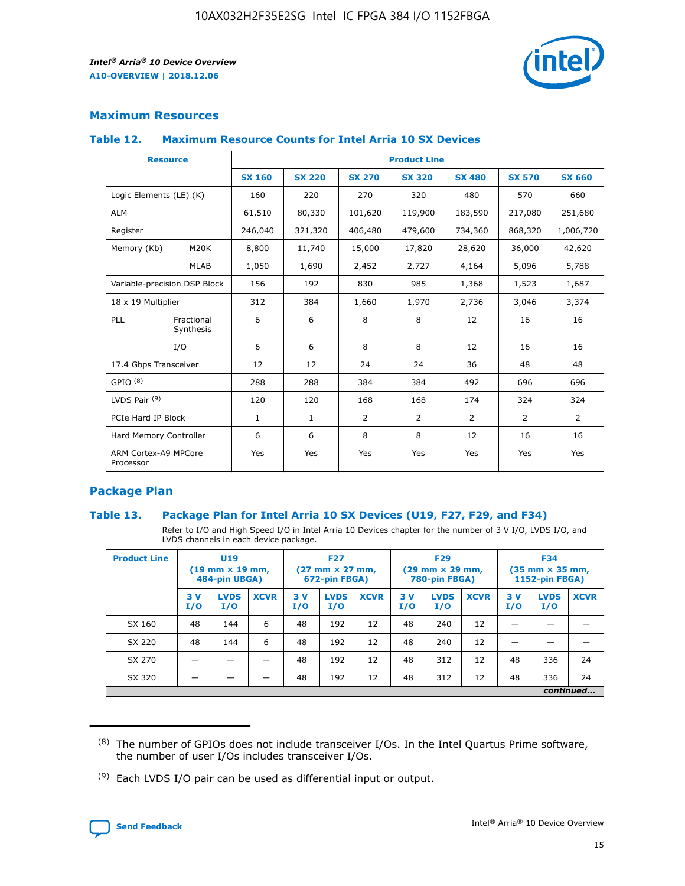## Maximum Resources

### Table 12. Maximum Resource Counts for Intel Arria 10 SX Devices

| Resource | | Product Line | | | | | | |
|---|---|---|---|---|---|---|---|---|
| | | SX 160 | SX 220 | SX 270 | SX 320 | SX 480 | SX 570 | SX 660 |
| Logic Elements (LE) (K) | | 160 | 220 | 270 | 320 | 480 | 570 | 660 |
| ALM | | 61,510 | 80,330 | 101,620 | 119,900 | 183,590 | 217,080 | 251,680 |
| Register | | 246,040 | 321,320 | 406,480 | 479,600 | 734,360 | 868,320 | 1,006,720 |
| Memory (Kb) | M20K | 8,800 | 11,740 | 15,000 | 17,820 | 28,620 | 36,000 | 42,620 |
| | MLAB | 1,050 | 1,690 | 2,452 | 2,727 | 4,164 | 5,096 | 5,788 |
| Variable-precision DSP Block | | 156 | 192 | 830 | 985 | 1,368 | 1,523 | 1,687 |
| 18 x 19 Multiplier | | 312 | 384 | 1,660 | 1,970 | 2,736 | 3,046 | 3,374 |
| PLL | Fractional Synthesis | 6 | 6 | 8 | 8 | 12 | 16 | 16 |
| | I/O | 6 | 6 | 8 | 8 | 12 | 16 | 16 |
| 17.4 Gbps Transceiver | | 12 | 12 | 24 | 24 | 36 | 48 | 48 |
| GPIO [(8)] | | 288 | 288 | 384 | 384 | 492 | 696 | 696 |
| LVDS Pair [(9)] | | 120 | 120 | 168 | 168 | 174 | 324 | 324 |
| PCIe Hard IP Block | | 1 | 1 | 2 | 2 | 2 | 2 | 2 |
| Hard Memory Controller | | 6 | 6 | 8 | 8 | 12 | 16 | 16 |
| ARM Cortex-A9 MPCore Processor | | Yes | Yes | Yes | Yes | Yes | Yes | Yes |

## Package Plan

### Table 13. Package Plan for Intel Arria 10 SX Devices (U19, F27, F29, and F34)

Refer to I/O and High Speed I/O in Intel Arria 10 Devices chapter for the number of 3 V I/O, LVDS I/O, and LVDS channels in each device package.

| Product Line | U19 (19 mm × 19 mm, 484-pin UBGA) | | | F27 (27 mm × 27 mm, 672-pin FBGA) | | | F29 (29 mm × 29 mm, 780-pin FBGA) | | | F34 (35 mm × 35 mm, 1152-pin FBGA) | | |
|---|---|---|---|---|---|---|---|---|---|---|---|---|
| | 3 V I/O | LVDS I/O | XCVR | 3 V I/O | LVDS I/O | XCVR | 3 V I/O | LVDS I/O | XCVR | 3 V I/O | LVDS I/O | XCVR |
| SX 160 | 48 | 144 | 6 | 48 | 192 | 12 | 48 | 240 | 12 | — | — | — |
| SX 220 | 48 | 144 | 6 | 48 | 192 | 12 | 48 | 240 | 12 | — | — | — |
| SX 270 | — | — | — | 48 | 192 | 12 | 48 | 312 | 12 | 48 | 336 | 24 |
| SX 320 | — | — | — | 48 | 192 | 12 | 48 | 312 | 12 | 48 | 336 | 24 |

*continued...*

(8) The number of GPIOs does not include transceiver I/Os. In the Intel Quartus Prime software, the number of user I/Os includes transceiver I/Os.

(9) Each LVDS I/O pair can be used as differential input or output.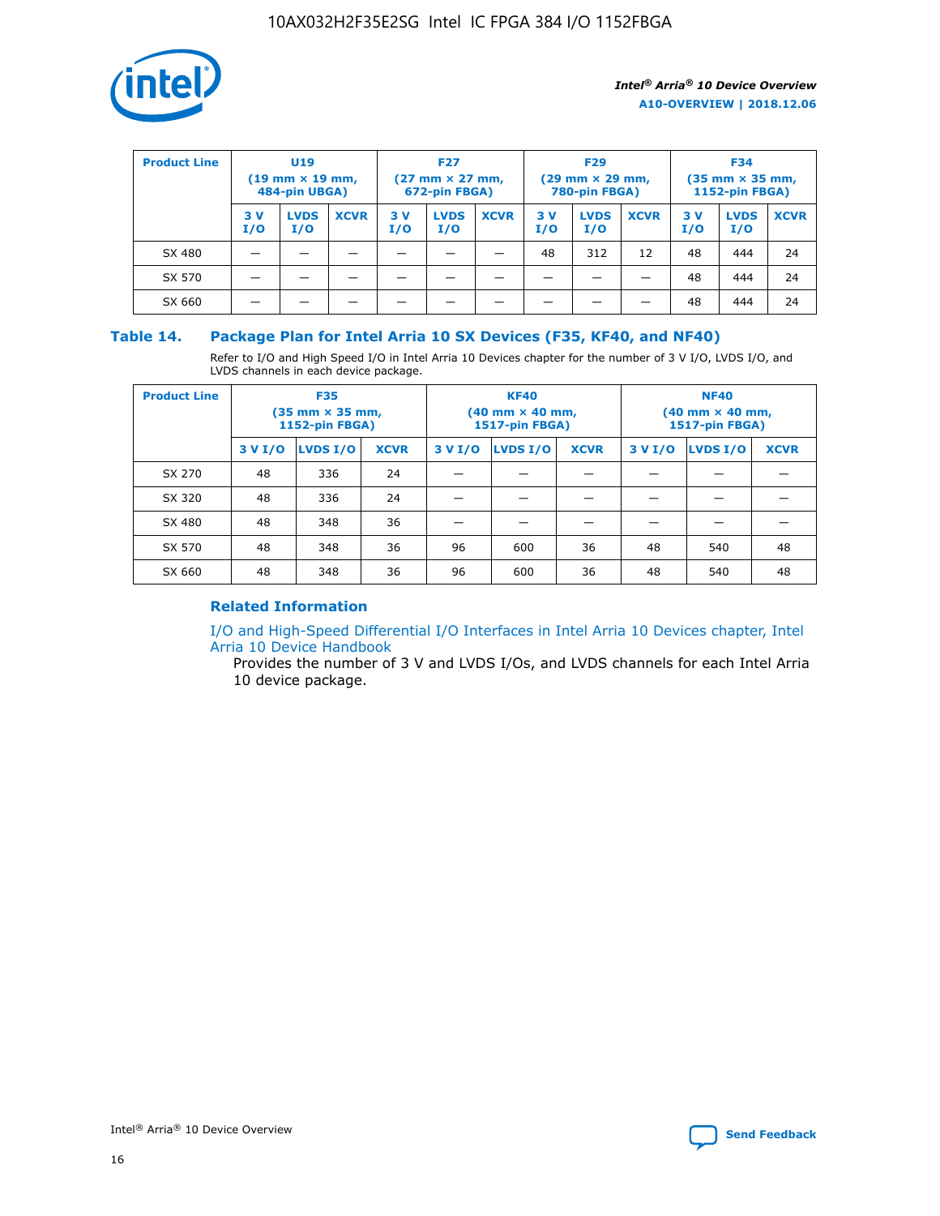| Product Line | U19 (19 mm × 19 mm, 484-pin UBGA) | | | F27 (27 mm × 27 mm, 672-pin FBGA) | | | F29 (29 mm × 29 mm, 780-pin FBGA) | | | F34 (35 mm × 35 mm, 1152-pin FBGA) | | |
|---|---|---|---|---|---|---|---|---|---|---|---|---|
| | 3 V I/O | LVDS I/O | XCVR | 3 V I/O | LVDS I/O | XCVR | 3 V I/O | LVDS I/O | XCVR | 3 V I/O | LVDS I/O | XCVR |
| SX 480 | — | — | — | — | — | — | 48 | 312 | 12 | 48 | 444 | 24 |
| SX 570 | — | — | — | — | — | — | — | — | — | 48 | 444 | 24 |
| SX 660 | — | — | — | — | — | — | — | — | — | 48 | 444 | 24 |

## Table 14. Package Plan for Intel Arria 10 SX Devices (F35, KF40, and NF40)

Refer to I/O and High Speed I/O in Intel Arria 10 Devices chapter for the number of 3 V I/O, LVDS I/O, and LVDS channels in each device package.

| Product Line | F35 (35 mm × 35 mm, 1152-pin FBGA) | | | KF40 (40 mm × 40 mm, 1517-pin FBGA) | | | NF40 (40 mm × 40 mm, 1517-pin FBGA) | | |
|---|---|---|---|---|---|---|---|---|---|
| | 3 V I/O | LVDS I/O | XCVR | 3 V I/O | LVDS I/O | XCVR | 3 V I/O | LVDS I/O | XCVR |
| SX 270 | 48 | 336 | 24 | — | — | — | — | — | — |
| SX 320 | 48 | 336 | 24 | — | — | — | — | — | — |
| SX 480 | 48 | 348 | 36 | — | — | — | — | — | — |
| SX 570 | 48 | 348 | 36 | 96 | 600 | 36 | 48 | 540 | 48 |
| SX 660 | 48 | 348 | 36 | 96 | 600 | 36 | 48 | 540 | 48 |

### Related Information

I/O and High-Speed Differential I/O Interfaces in Intel Arria 10 Devices chapter, Intel Arria 10 Device Handbook

Provides the number of 3 V and LVDS I/Os, and LVDS channels for each Intel Arria 10 device package.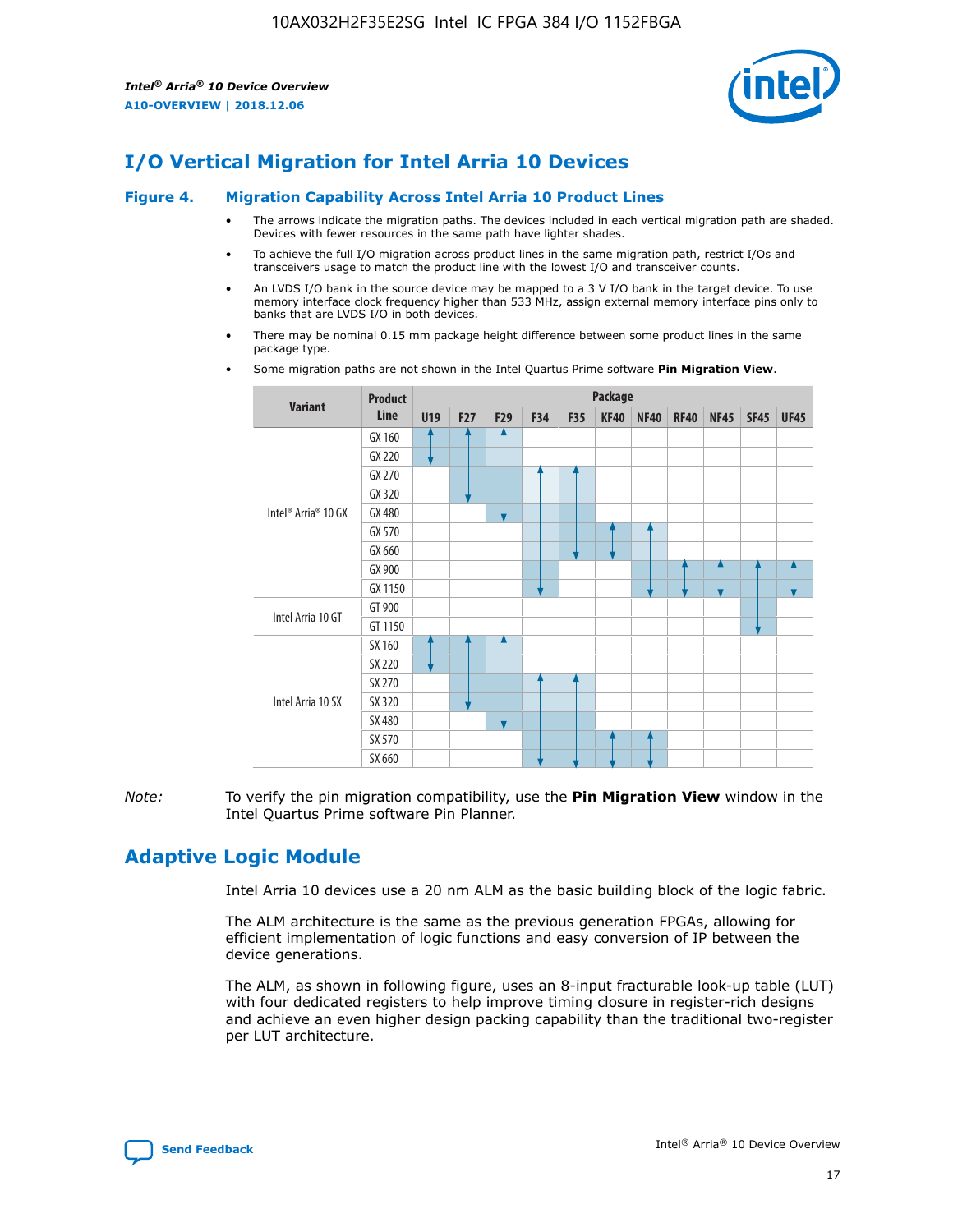# I/O Vertical Migration for Intel Arria 10 Devices

**Figure 4. Migration Capability Across Intel Arria 10 Product Lines**

- The arrows indicate the migration paths. The devices included in each vertical migration path are shaded. Devices with fewer resources in the same path have lighter shades.
- To achieve the full I/O migration across product lines in the same migration path, restrict I/Os and transceivers usage to match the product line with the lowest I/O and transceiver counts.
- An LVDS I/O bank in the source device may be mapped to a 3 V I/O bank in the target device. To use memory interface clock frequency higher than 533 MHz, assign external memory interface pins only to banks that are LVDS I/O in both devices.
- There may be nominal 0.15 mm package height difference between some product lines in the same package type.
- Some migration paths are not shown in the Intel Quartus Prime software **Pin Migration View**.

| Variant | Product Line | Package | | | | | | | | | | |
|---|---|---|---|---|---|---|---|---|---|---|---|---|
| | | U19 | F27 | F29 | F34 | F35 | KF40 | NF40 | RF40 | NF45 | SF45 | UF45 |
| Intel® Arria® 10 GX | GX 160 | | | | | | | | | | | |
| | GX 220 | | | | | | | | | | | |
| | GX 270 | | | | | | | | | | | |
| | GX 320 | | | | | | | | | | | |
| | GX 480 | | | | | | | | | | | |
| | GX 570 | | | | | | | | | | | |
| | GX 660 | | | | | | | | | | | |
| | GX 900 | | | | | | | | | | | |
| | GX 1150 | | | | | | | | | | | |
| Intel Arria 10 GT | GT 900 | | | | | | | | | | | |
| | GT 1150 | | | | | | | | | | | |
| Intel Arria 10 SX | SX 160 | | | | | | | | | | | |
| | SX 220 | | | | | | | | | | | |
| | SX 270 | | | | | | | | | | | |
| | SX 320 | | | | | | | | | | | |
| | SX 480 | | | | | | | | | | | |
| | SX 570 | | | | | | | | | | | |
| | SX 660 | | | | | | | | | | | |

*Note:* To verify the pin migration compatibility, use the **Pin Migration View** window in the Intel Quartus Prime software Pin Planner.

# Adaptive Logic Module

Intel Arria 10 devices use a 20 nm ALM as the basic building block of the logic fabric.

The ALM architecture is the same as the previous generation FPGAs, allowing for efficient implementation of logic functions and easy conversion of IP between the device generations.

The ALM, as shown in following figure, uses an 8-input fracturable look-up table (LUT) with four dedicated registers to help improve timing closure in register-rich designs and achieve an even higher design packing capability than the traditional two-register per LUT architecture.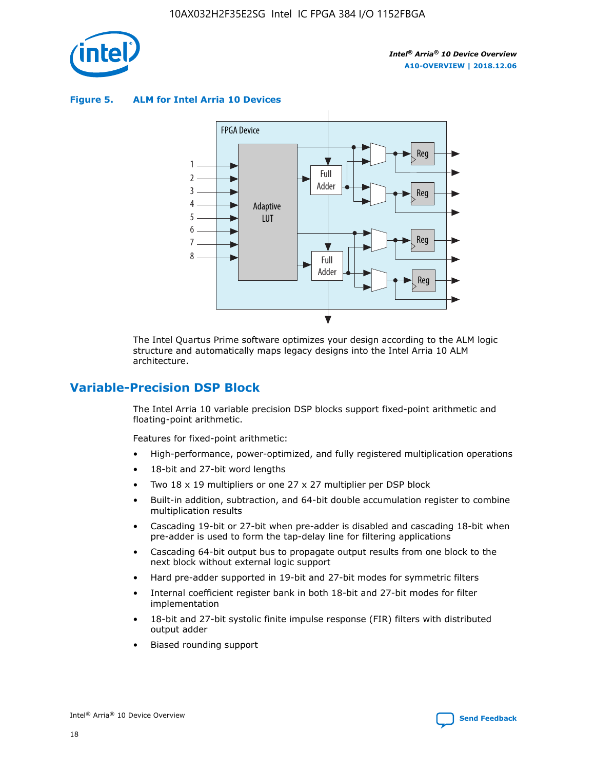**Figure 5. ALM for Intel Arria 10 Devices**

The Intel Quartus Prime software optimizes your design according to the ALM logic structure and automatically maps legacy designs into the Intel Arria 10 ALM architecture.

## Variable-Precision DSP Block

The Intel Arria 10 variable precision DSP blocks support fixed-point arithmetic and floating-point arithmetic.

Features for fixed-point arithmetic:

- High-performance, power-optimized, and fully registered multiplication operations
- 18-bit and 27-bit word lengths
- Two 18 x 19 multipliers or one 27 x 27 multiplier per DSP block
- Built-in addition, subtraction, and 64-bit double accumulation register to combine multiplication results
- Cascading 19-bit or 27-bit when pre-adder is disabled and cascading 18-bit when pre-adder is used to form the tap-delay line for filtering applications
- Cascading 64-bit output bus to propagate output results from one block to the next block without external logic support
- Hard pre-adder supported in 19-bit and 27-bit modes for symmetric filters
- Internal coefficient register bank in both 18-bit and 27-bit modes for filter implementation
- 18-bit and 27-bit systolic finite impulse response (FIR) filters with distributed output adder
- Biased rounding support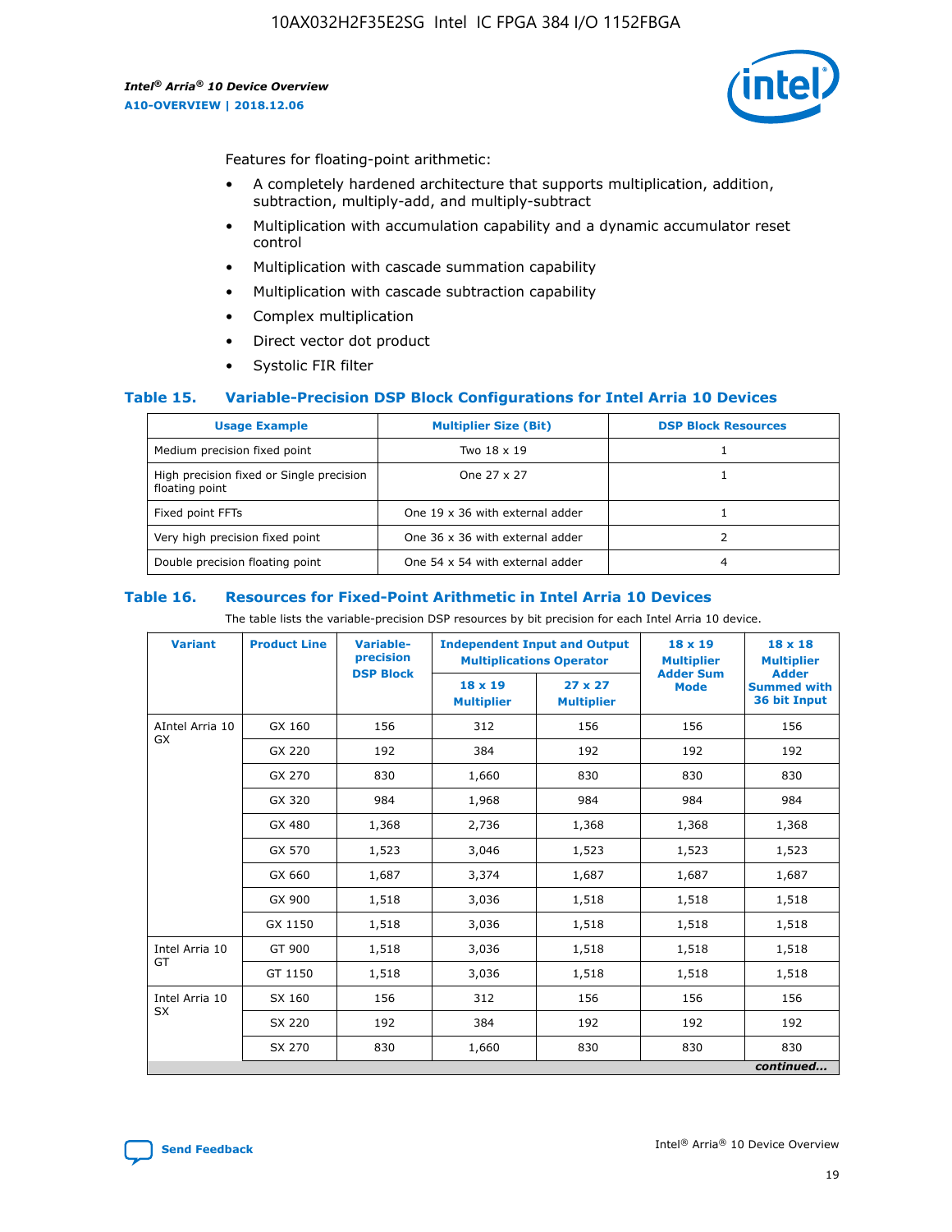Features for floating-point arithmetic:

- A completely hardened architecture that supports multiplication, addition, subtraction, multiply-add, and multiply-subtract
- Multiplication with accumulation capability and a dynamic accumulator reset control
- Multiplication with cascade summation capability
- Multiplication with cascade subtraction capability
- Complex multiplication
- Direct vector dot product
- Systolic FIR filter

### Table 15. Variable-Precision DSP Block Configurations for Intel Arria 10 Devices

| Usage Example | Multiplier Size (Bit) | DSP Block Resources |
|---|---|---|
| Medium precision fixed point | Two 18 x 19 | 1 |
| High precision fixed or Single precision floating point | One 27 x 27 | 1 |
| Fixed point FFTs | One 19 x 36 with external adder | 1 |
| Very high precision fixed point | One 36 x 36 with external adder | 2 |
| Double precision floating point | One 54 x 54 with external adder | 4 |

### Table 16. Resources for Fixed-Point Arithmetic in Intel Arria 10 Devices

The table lists the variable-precision DSP resources by bit precision for each Intel Arria 10 device.

| Variant | Product Line | Variable-precision DSP Block | Independent Input and Output Multiplications Operator | | 18 x 19 Multiplier Adder Sum Mode | 18 x 18 Multiplier Adder Summed with 36 bit Input |
|---|---|---|---|---|---|---|
| | | | 18 x 19 Multiplier | 27 x 27 Multiplier | | |
| AIntel Arria 10 GX | GX 160 | 156 | 312 | 156 | 156 | 156 |
| | GX 220 | 192 | 384 | 192 | 192 | 192 |
| | GX 270 | 830 | 1,660 | 830 | 830 | 830 |
| | GX 320 | 984 | 1,968 | 984 | 984 | 984 |
| | GX 480 | 1,368 | 2,736 | 1,368 | 1,368 | 1,368 |
| | GX 570 | 1,523 | 3,046 | 1,523 | 1,523 | 1,523 |
| | GX 660 | 1,687 | 3,374 | 1,687 | 1,687 | 1,687 |
| | GX 900 | 1,518 | 3,036 | 1,518 | 1,518 | 1,518 |
| | GX 1150 | 1,518 | 3,036 | 1,518 | 1,518 | 1,518 |
| Intel Arria 10 GT | GT 900 | 1,518 | 3,036 | 1,518 | 1,518 | 1,518 |
| | GT 1150 | 1,518 | 3,036 | 1,518 | 1,518 | 1,518 |
| Intel Arria 10 SX | SX 160 | 156 | 312 | 156 | 156 | 156 |
| | SX 220 | 192 | 384 | 192 | 192 | 192 |
| | SX 270 | 830 | 1,660 | 830 | 830 | 830 |

*continued...*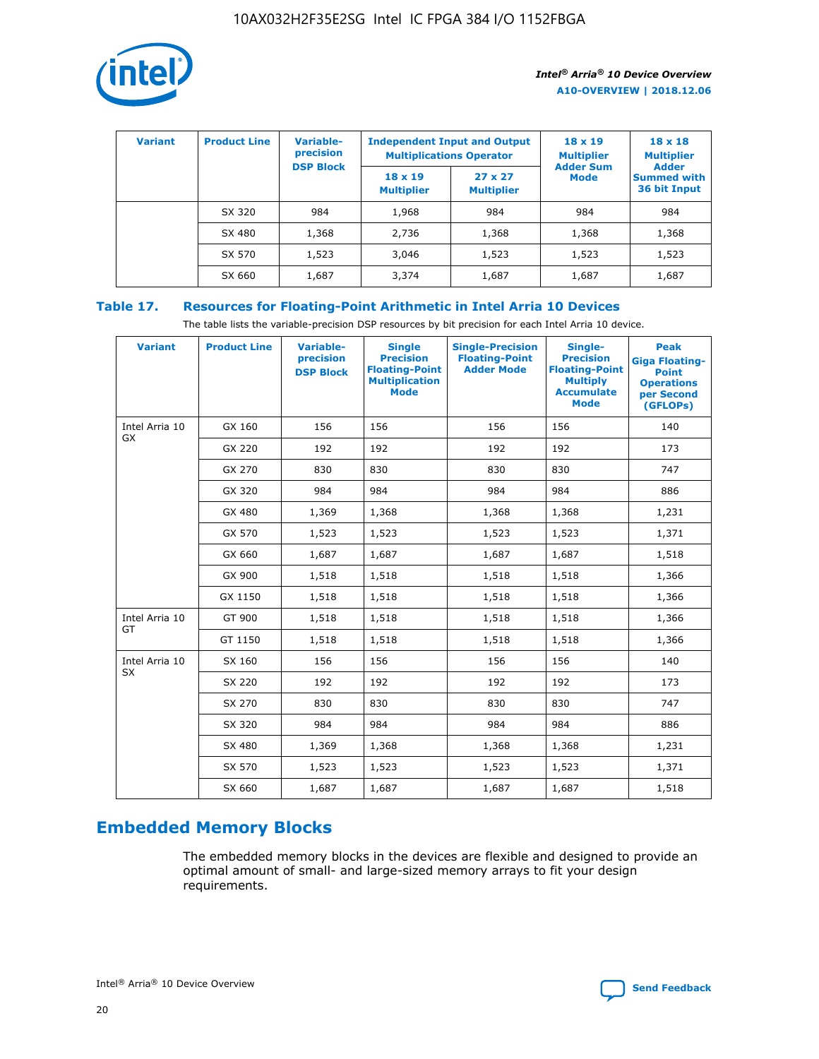| Variant | Product Line | Variable-precision DSP Block | Independent Input and Output Multiplications Operator | | 18 x 19 Multiplier Adder Sum Mode | 18 x 18 Multiplier Adder Summed with 36 bit Input |
|---|---|---|---|---|---|---|
| | | | 18 x 19 Multiplier | 27 x 27 Multiplier | | |
| | SX 320 | 984 | 1,968 | 984 | 984 | 984 |
| | SX 480 | 1,368 | 2,736 | 1,368 | 1,368 | 1,368 |
| | SX 570 | 1,523 | 3,046 | 1,523 | 1,523 | 1,523 |
| | SX 660 | 1,687 | 3,374 | 1,687 | 1,687 | 1,687 |

**Table 17. Resources for Floating-Point Arithmetic in Intel Arria 10 Devices**

The table lists the variable-precision DSP resources by bit precision for each Intel Arria 10 device.

| Variant | Product Line | Variable-precision DSP Block | Single Precision Floating-Point Multiplication Mode | Single-Precision Floating-Point Adder Mode | Single-Precision Floating-Point Multiply Accumulate Mode | Peak Giga Floating-Point Operations per Second (GFLOPs) |
|---|---|---|---|---|---|---|
| Intel Arria 10 GX | GX 160 | 156 | 156 | 156 | 156 | 140 |
| | GX 220 | 192 | 192 | 192 | 192 | 173 |
| | GX 270 | 830 | 830 | 830 | 830 | 747 |
| | GX 320 | 984 | 984 | 984 | 984 | 886 |
| | GX 480 | 1,369 | 1,368 | 1,368 | 1,368 | 1,231 |
| | GX 570 | 1,523 | 1,523 | 1,523 | 1,523 | 1,371 |
| | GX 660 | 1,687 | 1,687 | 1,687 | 1,687 | 1,518 |
| | GX 900 | 1,518 | 1,518 | 1,518 | 1,518 | 1,366 |
| | GX 1150 | 1,518 | 1,518 | 1,518 | 1,518 | 1,366 |
| Intel Arria 10 GT | GT 900 | 1,518 | 1,518 | 1,518 | 1,518 | 1,366 |
| | GT 1150 | 1,518 | 1,518 | 1,518 | 1,518 | 1,366 |
| Intel Arria 10 SX | SX 160 | 156 | 156 | 156 | 156 | 140 |
| | SX 220 | 192 | 192 | 192 | 192 | 173 |
| | SX 270 | 830 | 830 | 830 | 830 | 747 |
| | SX 320 | 984 | 984 | 984 | 984 | 886 |
| | SX 480 | 1,369 | 1,368 | 1,368 | 1,368 | 1,231 |
| | SX 570 | 1,523 | 1,523 | 1,523 | 1,523 | 1,371 |
| | SX 660 | 1,687 | 1,687 | 1,687 | 1,687 | 1,518 |

## Embedded Memory Blocks

The embedded memory blocks in the devices are flexible and designed to provide an optimal amount of small- and large-sized memory arrays to fit your design requirements.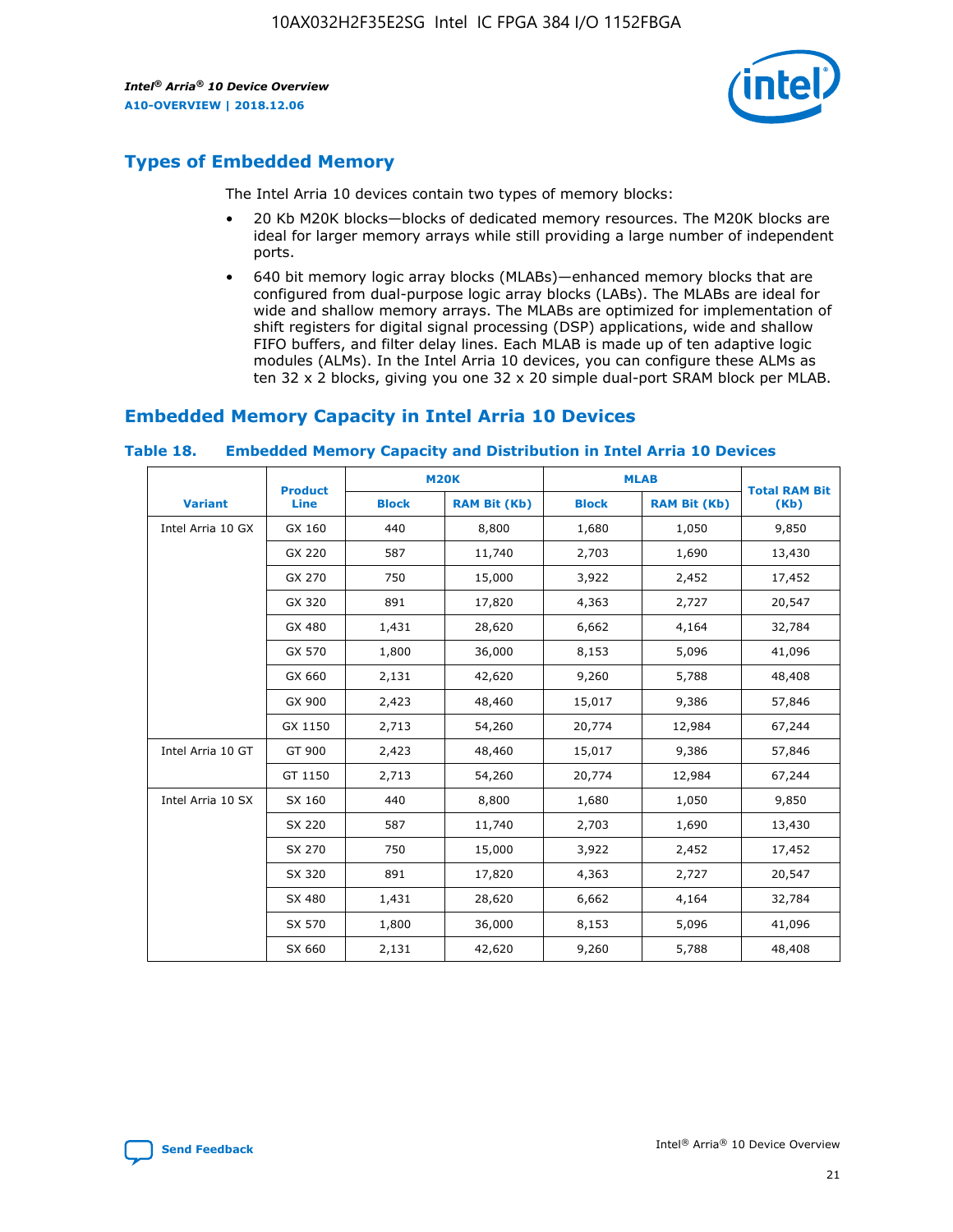## Types of Embedded Memory

The Intel Arria 10 devices contain two types of memory blocks:

- 20 Kb M20K blocks—blocks of dedicated memory resources. The M20K blocks are ideal for larger memory arrays while still providing a large number of independent ports.
- 640 bit memory logic array blocks (MLABs)—enhanced memory blocks that are configured from dual-purpose logic array blocks (LABs). The MLABs are ideal for wide and shallow memory arrays. The MLABs are optimized for implementation of shift registers for digital signal processing (DSP) applications, wide and shallow FIFO buffers, and filter delay lines. Each MLAB is made up of ten adaptive logic modules (ALMs). In the Intel Arria 10 devices, you can configure these ALMs as ten 32 x 2 blocks, giving you one 32 x 20 simple dual-port SRAM block per MLAB.

## Embedded Memory Capacity in Intel Arria 10 Devices

### Table 18. Embedded Memory Capacity and Distribution in Intel Arria 10 Devices

| Variant | Product Line | M20K | | MLAB | | Total RAM Bit (Kb) |
|---|---|---|---|---|---|---|
| | | Block | RAM Bit (Kb) | Block | RAM Bit (Kb) | |
| Intel Arria 10 GX | GX 160 | 440 | 8,800 | 1,680 | 1,050 | 9,850 |
| | GX 220 | 587 | 11,740 | 2,703 | 1,690 | 13,430 |
| | GX 270 | 750 | 15,000 | 3,922 | 2,452 | 17,452 |
| | GX 320 | 891 | 17,820 | 4,363 | 2,727 | 20,547 |
| | GX 480 | 1,431 | 28,620 | 6,662 | 4,164 | 32,784 |
| | GX 570 | 1,800 | 36,000 | 8,153 | 5,096 | 41,096 |
| | GX 660 | 2,131 | 42,620 | 9,260 | 5,788 | 48,408 |
| | GX 900 | 2,423 | 48,460 | 15,017 | 9,386 | 57,846 |
| | GX 1150 | 2,713 | 54,260 | 20,774 | 12,984 | 67,244 |
| Intel Arria 10 GT | GT 900 | 2,423 | 48,460 | 15,017 | 9,386 | 57,846 |
| | GT 1150 | 2,713 | 54,260 | 20,774 | 12,984 | 67,244 |
| Intel Arria 10 SX | SX 160 | 440 | 8,800 | 1,680 | 1,050 | 9,850 |
| | SX 220 | 587 | 11,740 | 2,703 | 1,690 | 13,430 |
| | SX 270 | 750 | 15,000 | 3,922 | 2,452 | 17,452 |
| | SX 320 | 891 | 17,820 | 4,363 | 2,727 | 20,547 |
| | SX 480 | 1,431 | 28,620 | 6,662 | 4,164 | 32,784 |
| | SX 570 | 1,800 | 36,000 | 8,153 | 5,096 | 41,096 |
| | SX 660 | 2,131 | 42,620 | 9,260 | 5,788 | 48,408 |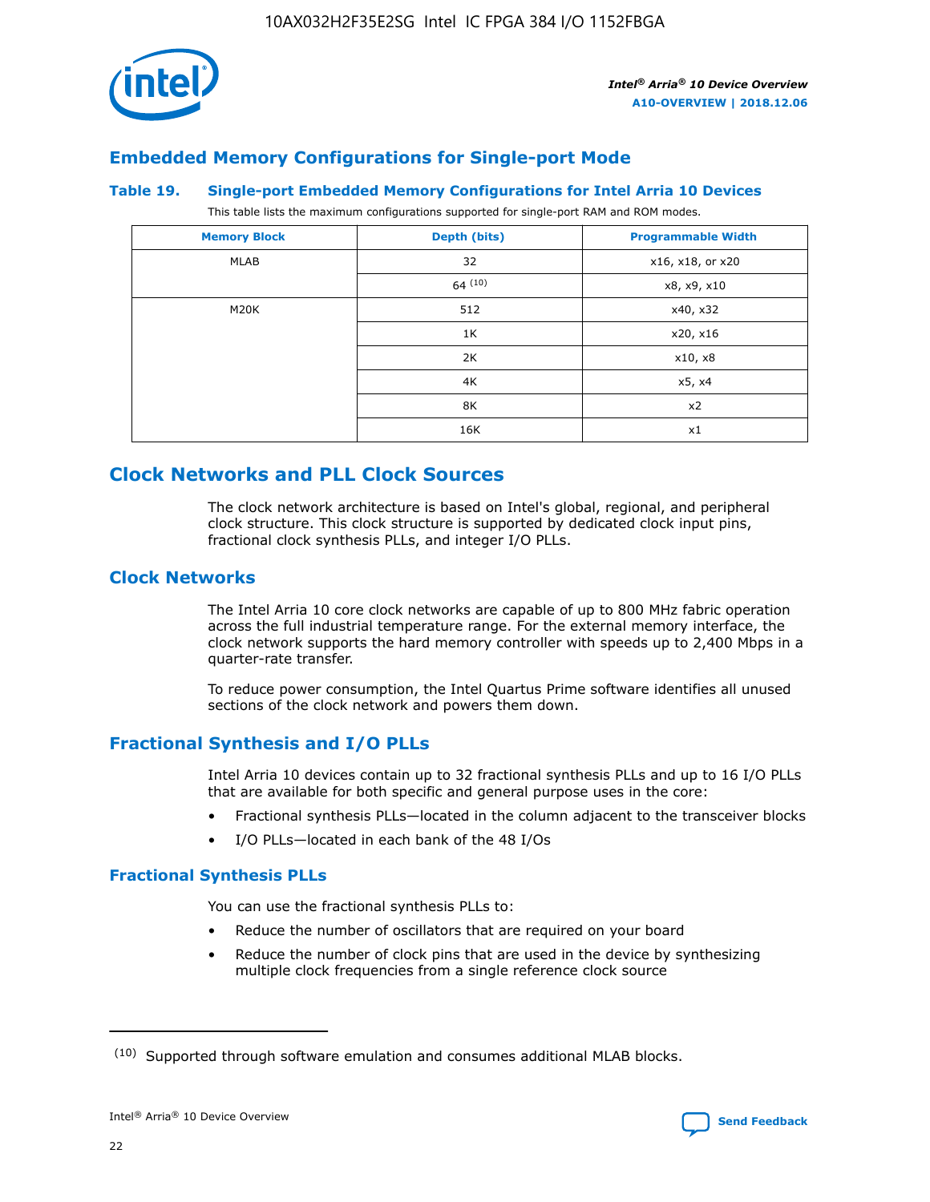## Embedded Memory Configurations for Single-port Mode

### Table 19. Single-port Embedded Memory Configurations for Intel Arria 10 Devices

This table lists the maximum configurations supported for single-port RAM and ROM modes.

| Memory Block | Depth (bits) | Programmable Width |
| --- | --- | --- |
| MLAB | 32 | x16, x18, or x20 |
| | 64 [10] | x8, x9, x10 |
| M20K | 512 | x40, x32 |
| | 1K | x20, x16 |
| | 2K | x10, x8 |
| | 4K | x5, x4 |
| | 8K | x2 |
| | 16K | x1 |

## Clock Networks and PLL Clock Sources

The clock network architecture is based on Intel's global, regional, and peripheral clock structure. This clock structure is supported by dedicated clock input pins, fractional clock synthesis PLLs, and integer I/O PLLs.

## Clock Networks

The Intel Arria 10 core clock networks are capable of up to 800 MHz fabric operation across the full industrial temperature range. For the external memory interface, the clock network supports the hard memory controller with speeds up to 2,400 Mbps in a quarter-rate transfer.

To reduce power consumption, the Intel Quartus Prime software identifies all unused sections of the clock network and powers them down.

## Fractional Synthesis and I/O PLLs

Intel Arria 10 devices contain up to 32 fractional synthesis PLLs and up to 16 I/O PLLs that are available for both specific and general purpose uses in the core:

- Fractional synthesis PLLs—located in the column adjacent to the transceiver blocks
- I/O PLLs—located in each bank of the 48 I/Os

### Fractional Synthesis PLLs

You can use the fractional synthesis PLLs to:

- Reduce the number of oscillators that are required on your board
- Reduce the number of clock pins that are used in the device by synthesizing multiple clock frequencies from a single reference clock source

(10) Supported through software emulation and consumes additional MLAB blocks.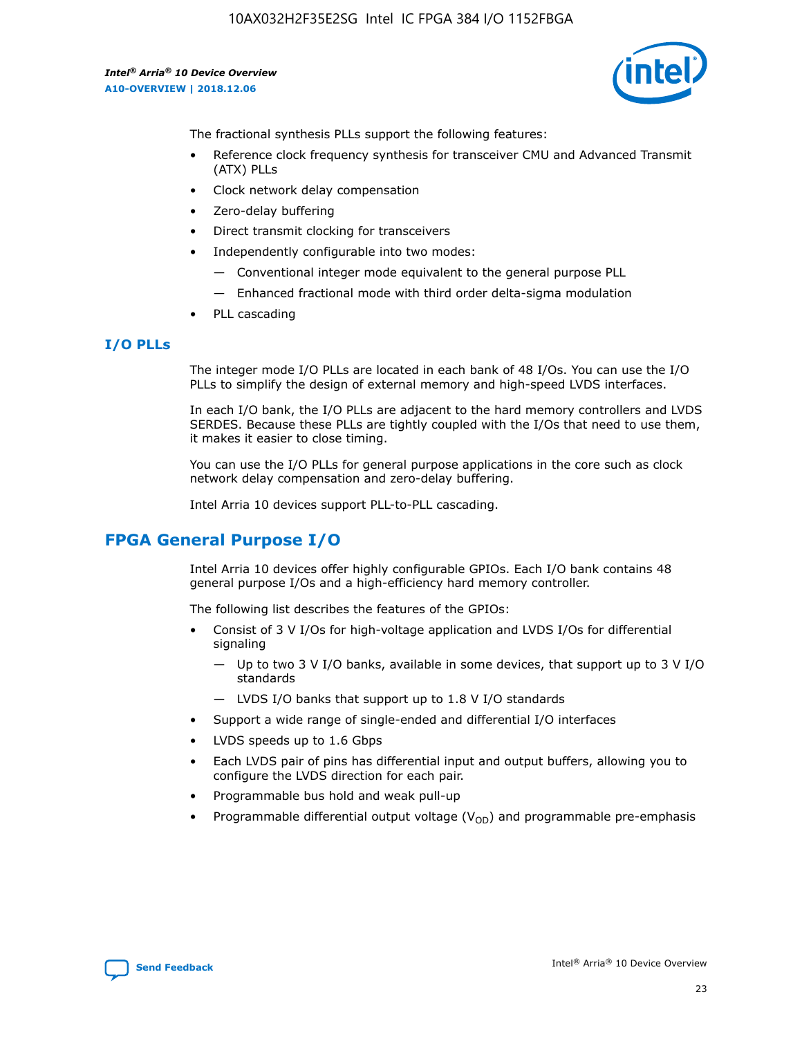The fractional synthesis PLLs support the following features:

- Reference clock frequency synthesis for transceiver CMU and Advanced Transmit (ATX) PLLs
- Clock network delay compensation
- Zero-delay buffering
- Direct transmit clocking for transceivers
- Independently configurable into two modes:
  - Conventional integer mode equivalent to the general purpose PLL
  - Enhanced fractional mode with third order delta-sigma modulation
- PLL cascading

### I/O PLLs

The integer mode I/O PLLs are located in each bank of 48 I/Os. You can use the I/O PLLs to simplify the design of external memory and high-speed LVDS interfaces.

In each I/O bank, the I/O PLLs are adjacent to the hard memory controllers and LVDS SERDES. Because these PLLs are tightly coupled with the I/Os that need to use them, it makes it easier to close timing.

You can use the I/O PLLs for general purpose applications in the core such as clock network delay compensation and zero-delay buffering.

Intel Arria 10 devices support PLL-to-PLL cascading.

## FPGA General Purpose I/O

Intel Arria 10 devices offer highly configurable GPIOs. Each I/O bank contains 48 general purpose I/Os and a high-efficiency hard memory controller.

The following list describes the features of the GPIOs:

- Consist of 3 V I/Os for high-voltage application and LVDS I/Os for differential signaling
  - Up to two 3 V I/O banks, available in some devices, that support up to 3 V I/O standards
  - LVDS I/O banks that support up to 1.8 V I/O standards
- Support a wide range of single-ended and differential I/O interfaces
- LVDS speeds up to 1.6 Gbps
- Each LVDS pair of pins has differential input and output buffers, allowing you to configure the LVDS direction for each pair.
- Programmable bus hold and weak pull-up
- Programmable differential output voltage ($V_{OD}$) and programmable pre-emphasis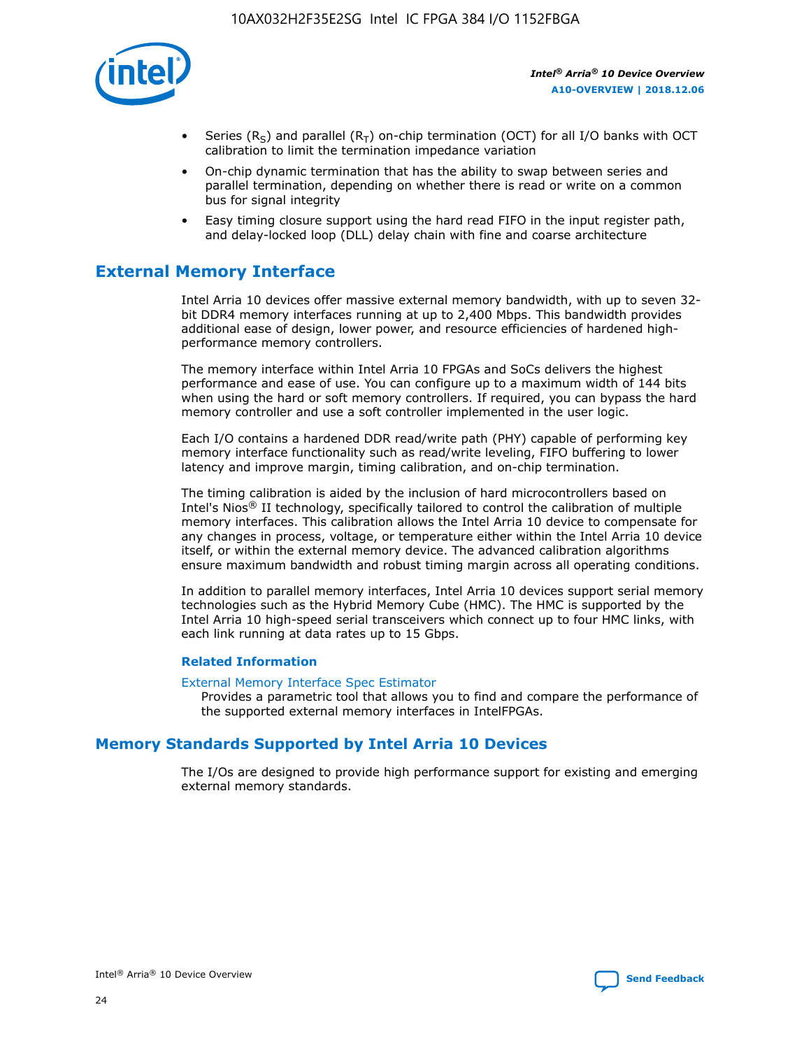- Series ($R_S$) and parallel ($R_T$) on-chip termination (OCT) for all I/O banks with OCT calibration to limit the termination impedance variation
- On-chip dynamic termination that has the ability to swap between series and parallel termination, depending on whether there is read or write on a common bus for signal integrity
- Easy timing closure support using the hard read FIFO in the input register path, and delay-locked loop (DLL) delay chain with fine and coarse architecture

## External Memory Interface

Intel Arria 10 devices offer massive external memory bandwidth, with up to seven 32-bit DDR4 memory interfaces running at up to 2,400 Mbps. This bandwidth provides additional ease of design, lower power, and resource efficiencies of hardened high-performance memory controllers.

The memory interface within Intel Arria 10 FPGAs and SoCs delivers the highest performance and ease of use. You can configure up to a maximum width of 144 bits when using the hard or soft memory controllers. If required, you can bypass the hard memory controller and use a soft controller implemented in the user logic.

Each I/O contains a hardened DDR read/write path (PHY) capable of performing key memory interface functionality such as read/write leveling, FIFO buffering to lower latency and improve margin, timing calibration, and on-chip termination.

The timing calibration is aided by the inclusion of hard microcontrollers based on Intel's Nios® II technology, specifically tailored to control the calibration of multiple memory interfaces. This calibration allows the Intel Arria 10 device to compensate for any changes in process, voltage, or temperature either within the Intel Arria 10 device itself, or within the external memory device. The advanced calibration algorithms ensure maximum bandwidth and robust timing margin across all operating conditions.

In addition to parallel memory interfaces, Intel Arria 10 devices support serial memory technologies such as the Hybrid Memory Cube (HMC). The HMC is supported by the Intel Arria 10 high-speed serial transceivers which connect up to four HMC links, with each link running at data rates up to 15 Gbps.

### Related Information

External Memory Interface Spec Estimator

Provides a parametric tool that allows you to find and compare the performance of the supported external memory interfaces in IntelFPGAs.

## Memory Standards Supported by Intel Arria 10 Devices

The I/Os are designed to provide high performance support for existing and emerging external memory standards.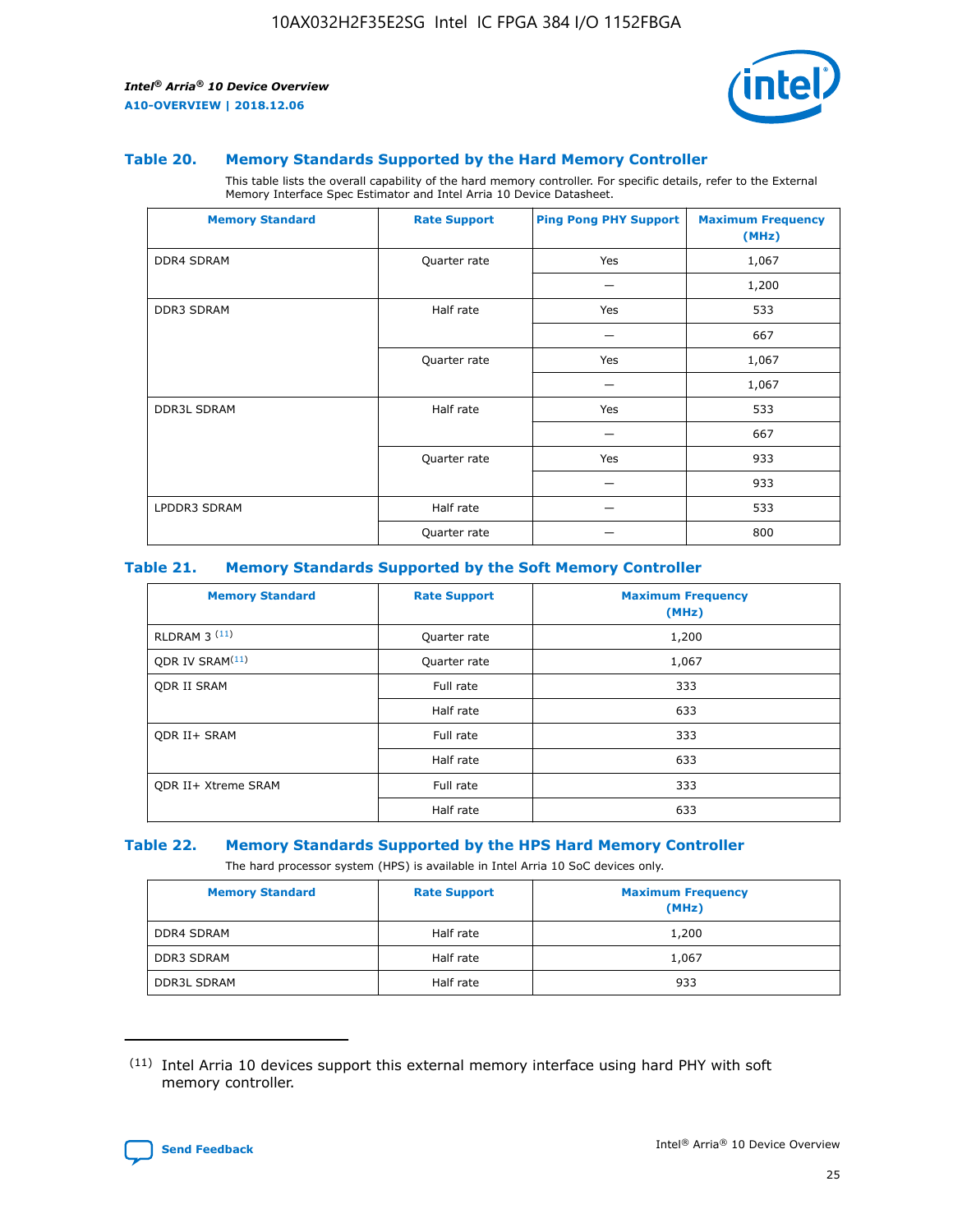### Table 20. Memory Standards Supported by the Hard Memory Controller

This table lists the overall capability of the hard memory controller. For specific details, refer to the External Memory Interface Spec Estimator and Intel Arria 10 Device Datasheet.

| Memory Standard | Rate Support | Ping Pong PHY Support | Maximum Frequency (MHz) |
|---|---|---|---|
| DDR4 SDRAM | Quarter rate | Yes | 1,067 |
| | | — | 1,200 |
| DDR3 SDRAM | Half rate | Yes | 533 |
| | | — | 667 |
| | Quarter rate | Yes | 1,067 |
| | | — | 1,067 |
| DDR3L SDRAM | Half rate | Yes | 533 |
| | | — | 667 |
| | Quarter rate | Yes | 933 |
| | | — | 933 |
| LPDDR3 SDRAM | Half rate | — | 533 |
| | Quarter rate | — | 800 |

### Table 21. Memory Standards Supported by the Soft Memory Controller

| Memory Standard | Rate Support | Maximum Frequency (MHz) |
|---|---|---|
| RLDRAM 3 [(11)] | Quarter rate | 1,200 |
| QDR IV SRAM[(11)] | Quarter rate | 1,067 |
| QDR II SRAM | Full rate | 333 |
| | Half rate | 633 |
| QDR II+ SRAM | Full rate | 333 |
| | Half rate | 633 |
| QDR II+ Xtreme SRAM | Full rate | 333 |
| | Half rate | 633 |

### Table 22. Memory Standards Supported by the HPS Hard Memory Controller

The hard processor system (HPS) is available in Intel Arria 10 SoC devices only.

| Memory Standard | Rate Support | Maximum Frequency (MHz) |
|---|---|---|
| DDR4 SDRAM | Half rate | 1,200 |
| DDR3 SDRAM | Half rate | 1,067 |
| DDR3L SDRAM | Half rate | 933 |

(11) Intel Arria 10 devices support this external memory interface using hard PHY with soft memory controller.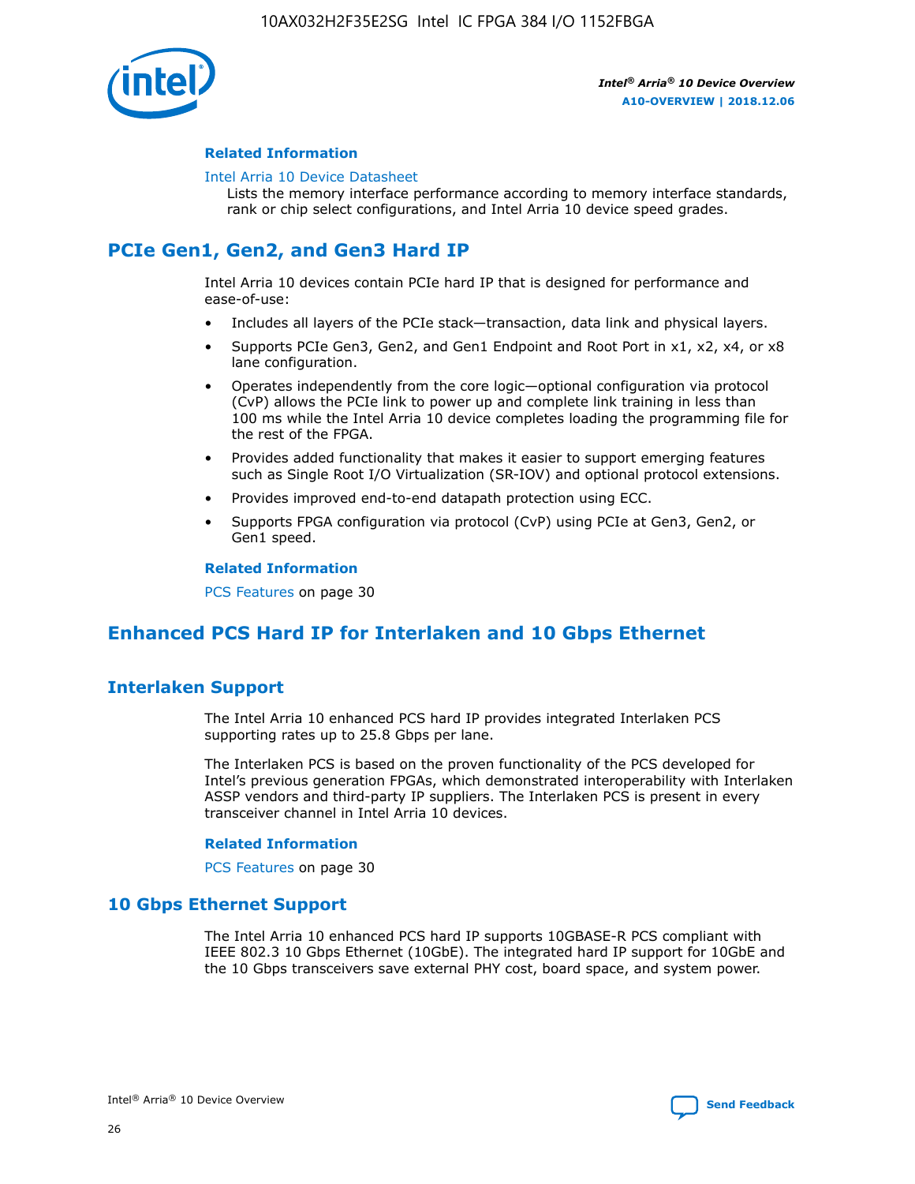#### Related Information

Intel Arria 10 Device Datasheet
Lists the memory interface performance according to memory interface standards, rank or chip select configurations, and Intel Arria 10 device speed grades.

## PCIe Gen1, Gen2, and Gen3 Hard IP

Intel Arria 10 devices contain PCIe hard IP that is designed for performance and ease-of-use:

- Includes all layers of the PCIe stack—transaction, data link and physical layers.
- Supports PCIe Gen3, Gen2, and Gen1 Endpoint and Root Port in x1, x2, x4, or x8 lane configuration.
- Operates independently from the core logic—optional configuration via protocol (CvP) allows the PCIe link to power up and complete link training in less than 100 ms while the Intel Arria 10 device completes loading the programming file for the rest of the FPGA.
- Provides added functionality that makes it easier to support emerging features such as Single Root I/O Virtualization (SR-IOV) and optional protocol extensions.
- Provides improved end-to-end datapath protection using ECC.
- Supports FPGA configuration via protocol (CvP) using PCIe at Gen3, Gen2, or Gen1 speed.

#### Related Information

PCS Features on page 30

## Enhanced PCS Hard IP for Interlaken and 10 Gbps Ethernet

### Interlaken Support

The Intel Arria 10 enhanced PCS hard IP provides integrated Interlaken PCS supporting rates up to 25.8 Gbps per lane.

The Interlaken PCS is based on the proven functionality of the PCS developed for Intel's previous generation FPGAs, which demonstrated interoperability with Interlaken ASSP vendors and third-party IP suppliers. The Interlaken PCS is present in every transceiver channel in Intel Arria 10 devices.

#### Related Information

PCS Features on page 30

### 10 Gbps Ethernet Support

The Intel Arria 10 enhanced PCS hard IP supports 10GBASE-R PCS compliant with IEEE 802.3 10 Gbps Ethernet (10GbE). The integrated hard IP support for 10GbE and the 10 Gbps transceivers save external PHY cost, board space, and system power.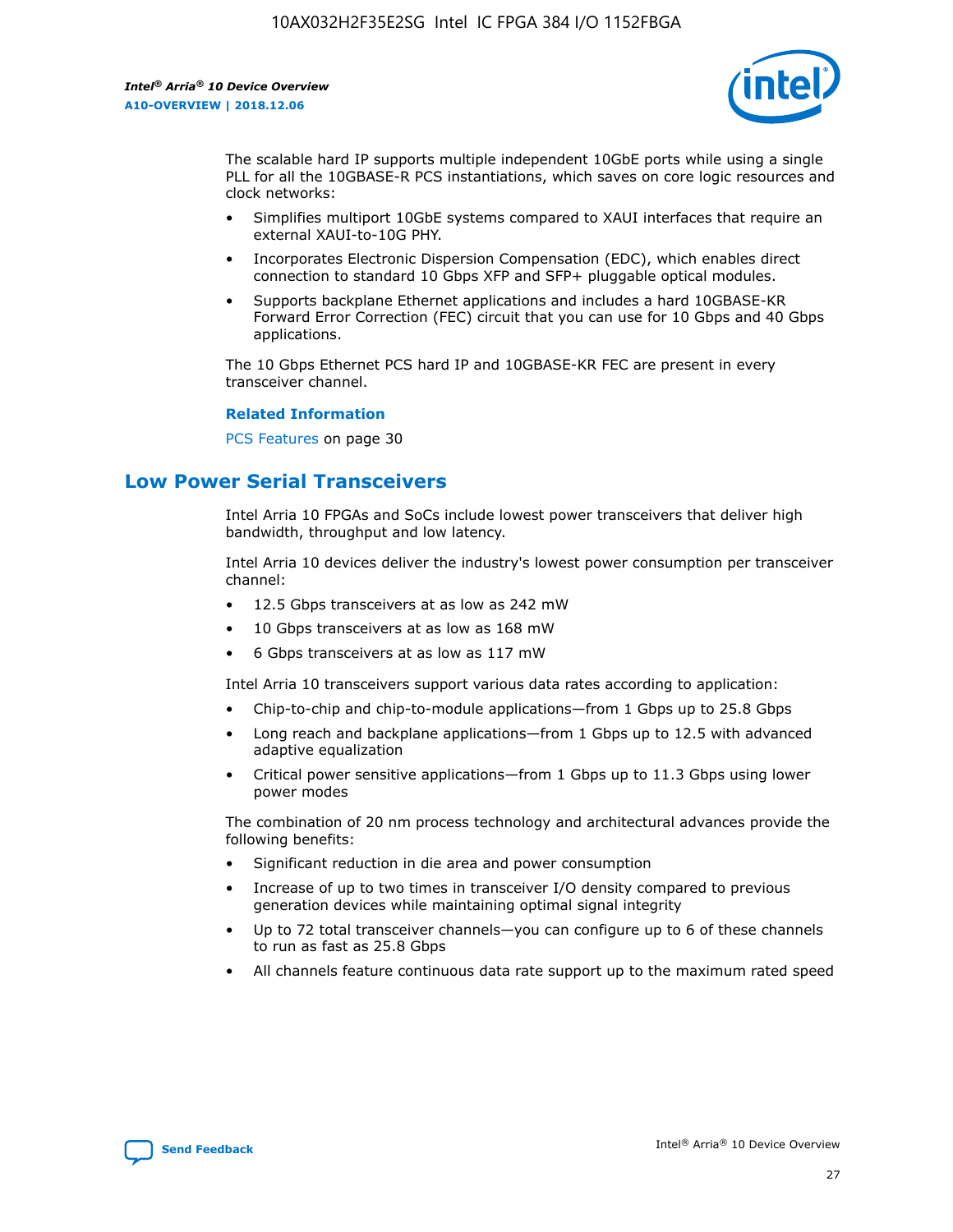The scalable hard IP supports multiple independent 10GbE ports while using a single PLL for all the 10GBASE-R PCS instantiations, which saves on core logic resources and clock networks:

- Simplifies multiport 10GbE systems compared to XAUI interfaces that require an external XAUI-to-10G PHY.
- Incorporates Electronic Dispersion Compensation (EDC), which enables direct connection to standard 10 Gbps XFP and SFP+ pluggable optical modules.
- Supports backplane Ethernet applications and includes a hard 10GBASE-KR Forward Error Correction (FEC) circuit that you can use for 10 Gbps and 40 Gbps applications.

The 10 Gbps Ethernet PCS hard IP and 10GBASE-KR FEC are present in every transceiver channel.

**Related Information**

PCS Features on page 30

## Low Power Serial Transceivers

Intel Arria 10 FPGAs and SoCs include lowest power transceivers that deliver high bandwidth, throughput and low latency.

Intel Arria 10 devices deliver the industry's lowest power consumption per transceiver channel:

- 12.5 Gbps transceivers at as low as 242 mW
- 10 Gbps transceivers at as low as 168 mW
- 6 Gbps transceivers at as low as 117 mW

Intel Arria 10 transceivers support various data rates according to application:

- Chip-to-chip and chip-to-module applications—from 1 Gbps up to 25.8 Gbps
- Long reach and backplane applications—from 1 Gbps up to 12.5 with advanced adaptive equalization
- Critical power sensitive applications—from 1 Gbps up to 11.3 Gbps using lower power modes

The combination of 20 nm process technology and architectural advances provide the following benefits:

- Significant reduction in die area and power consumption
- Increase of up to two times in transceiver I/O density compared to previous generation devices while maintaining optimal signal integrity
- Up to 72 total transceiver channels—you can configure up to 6 of these channels to run as fast as 25.8 Gbps
- All channels feature continuous data rate support up to the maximum rated speed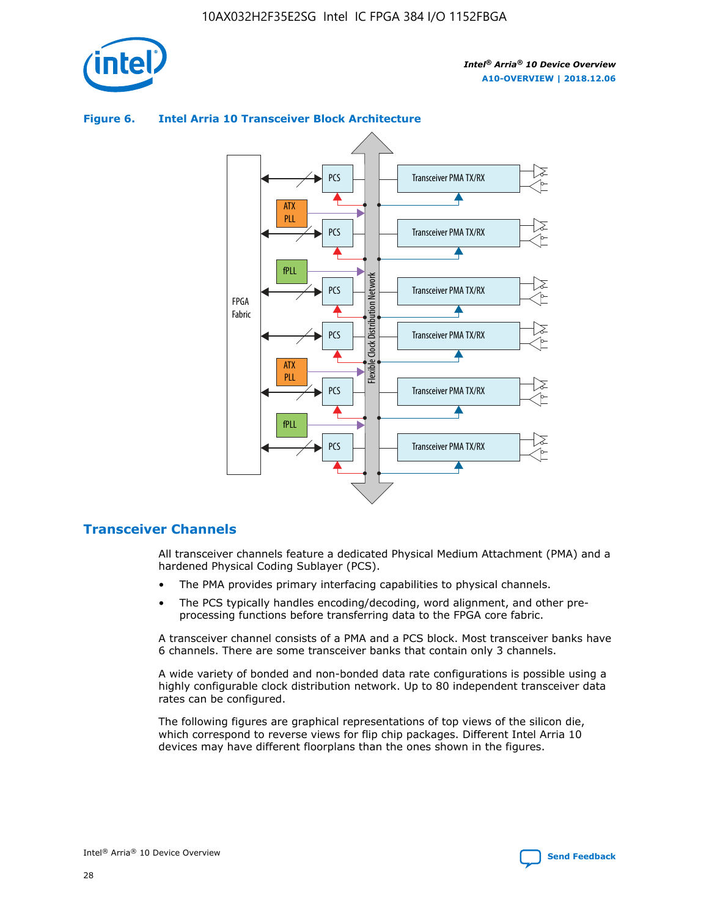**Figure 6. Intel Arria 10 Transceiver Block Architecture**

## Transceiver Channels

All transceiver channels feature a dedicated Physical Medium Attachment (PMA) and a hardened Physical Coding Sublayer (PCS).

- The PMA provides primary interfacing capabilities to physical channels.
- The PCS typically handles encoding/decoding, word alignment, and other pre-processing functions before transferring data to the FPGA core fabric.

A transceiver channel consists of a PMA and a PCS block. Most transceiver banks have 6 channels. There are some transceiver banks that contain only 3 channels.

A wide variety of bonded and non-bonded data rate configurations is possible using a highly configurable clock distribution network. Up to 80 independent transceiver data rates can be configured.

The following figures are graphical representations of top views of the silicon die, which correspond to reverse views for flip chip packages. Different Intel Arria 10 devices may have different floorplans than the ones shown in the figures.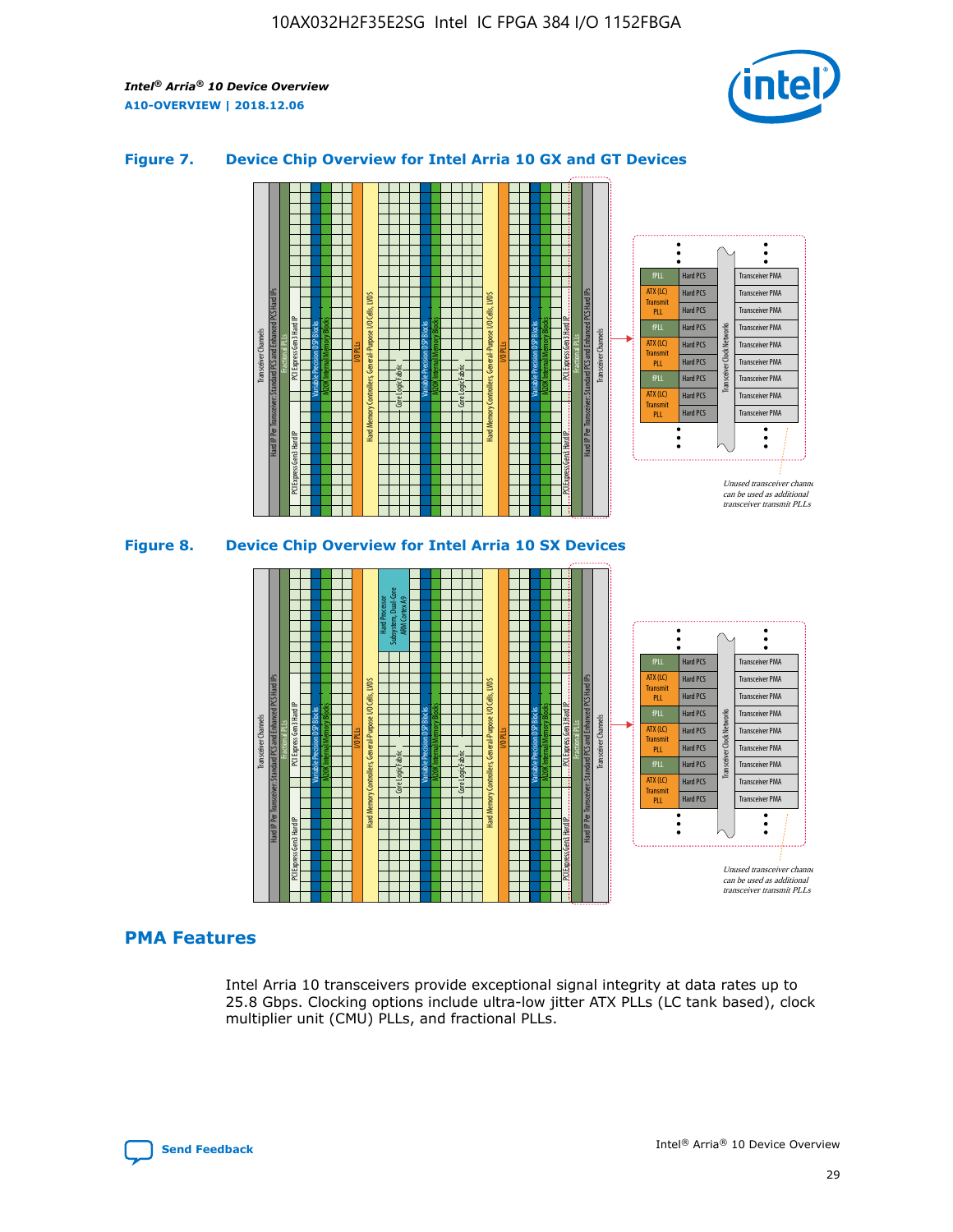## Figure 7. Device Chip Overview for Intel Arria 10 GX and GT Devices

## Figure 8. Device Chip Overview for Intel Arria 10 SX Devices

## PMA Features

Intel Arria 10 transceivers provide exceptional signal integrity at data rates up to 25.8 Gbps. Clocking options include ultra-low jitter ATX PLLs (LC tank based), clock multiplier unit (CMU) PLLs, and fractional PLLs.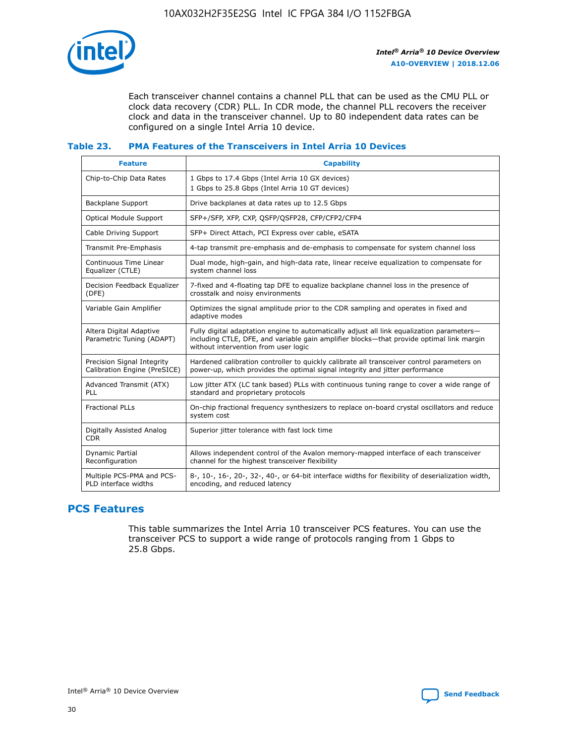Each transceiver channel contains a channel PLL that can be used as the CMU PLL or clock data recovery (CDR) PLL. In CDR mode, the channel PLL recovers the receiver clock and data in the transceiver channel. Up to 80 independent data rates can be configured on a single Intel Arria 10 device.

### Table 23. PMA Features of the Transceivers in Intel Arria 10 Devices

| Feature | Capability |
| --- | --- |
| Chip-to-Chip Data Rates | 1 Gbps to 17.4 Gbps (Intel Arria 10 GX devices)<br>1 Gbps to 25.8 Gbps (Intel Arria 10 GT devices) |
| Backplane Support | Drive backplanes at data rates up to 12.5 Gbps |
| Optical Module Support | SFP+/SFP, XFP, CXP, QSFP/QSFP28, CFP/CFP2/CFP4 |
| Cable Driving Support | SFP+ Direct Attach, PCI Express over cable, eSATA |
| Transmit Pre-Emphasis | 4-tap transmit pre-emphasis and de-emphasis to compensate for system channel loss |
| Continuous Time Linear Equalizer (CTLE) | Dual mode, high-gain, and high-data rate, linear receive equalization to compensate for system channel loss |
| Decision Feedback Equalizer (DFE) | 7-fixed and 4-floating tap DFE to equalize backplane channel loss in the presence of crosstalk and noisy environments |
| Variable Gain Amplifier | Optimizes the signal amplitude prior to the CDR sampling and operates in fixed and adaptive modes |
| Altera Digital Adaptive Parametric Tuning (ADAPT) | Fully digital adaptation engine to automatically adjust all link equalization parameters—including CTLE, DFE, and variable gain amplifier blocks—that provide optimal link margin without intervention from user logic |
| Precision Signal Integrity Calibration Engine (PreSICE) | Hardened calibration controller to quickly calibrate all transceiver control parameters on power-up, which provides the optimal signal integrity and jitter performance |
| Advanced Transmit (ATX) PLL | Low jitter ATX (LC tank based) PLLs with continuous tuning range to cover a wide range of standard and proprietary protocols |
| Fractional PLLs | On-chip fractional frequency synthesizers to replace on-board crystal oscillators and reduce system cost |
| Digitally Assisted Analog CDR | Superior jitter tolerance with fast lock time |
| Dynamic Partial Reconfiguration | Allows independent control of the Avalon memory-mapped interface of each transceiver channel for the highest transceiver flexibility |
| Multiple PCS-PMA and PCS-PLD interface widths | 8-, 10-, 16-, 20-, 32-, 40-, or 64-bit interface widths for flexibility of deserialization width, encoding, and reduced latency |

## PCS Features

This table summarizes the Intel Arria 10 transceiver PCS features. You can use the transceiver PCS to support a wide range of protocols ranging from 1 Gbps to 25.8 Gbps.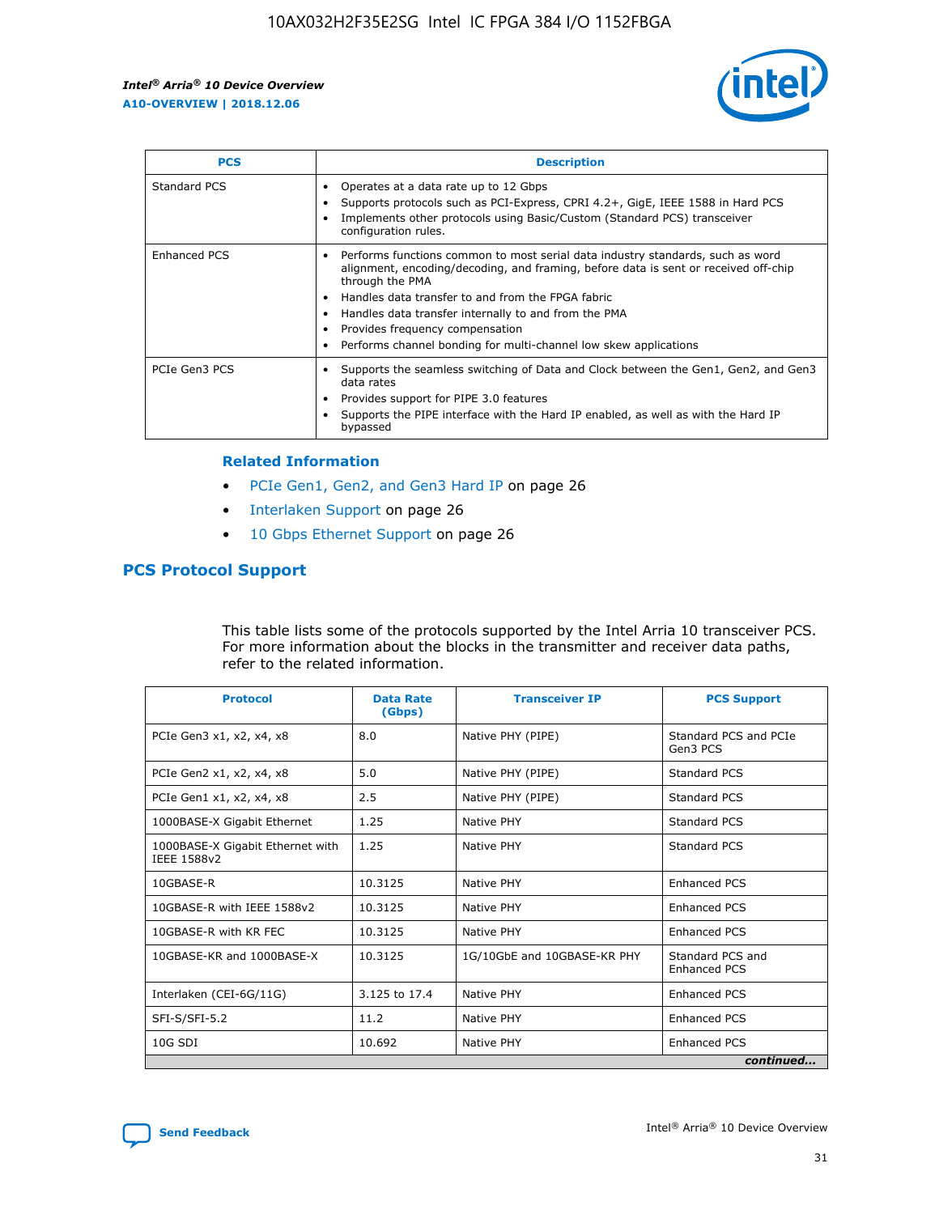| PCS | Description |
| --- | --- |
| Standard PCS | • Operates at a data rate up to 12 Gbps<br>• Supports protocols such as PCI-Express, CPRI 4.2+, GigE, IEEE 1588 in Hard PCS<br>• Implements other protocols using Basic/Custom (Standard PCS) transceiver configuration rules. |
| Enhanced PCS | • Performs functions common to most serial data industry standards, such as word alignment, encoding/decoding, and framing, before data is sent or received off-chip through the PMA<br>• Handles data transfer to and from the FPGA fabric<br>• Handles data transfer internally to and from the PMA<br>• Provides frequency compensation<br>• Performs channel bonding for multi-channel low skew applications |
| PCIe Gen3 PCS | • Supports the seamless switching of Data and Clock between the Gen1, Gen2, and Gen3 data rates<br>• Provides support for PIPE 3.0 features<br>• Supports the PIPE interface with the Hard IP enabled, as well as with the Hard IP bypassed |

### Related Information

- PCIe Gen1, Gen2, and Gen3 Hard IP on page 26
- Interlaken Support on page 26
- 10 Gbps Ethernet Support on page 26

## PCS Protocol Support

This table lists some of the protocols supported by the Intel Arria 10 transceiver PCS. For more information about the blocks in the transmitter and receiver data paths, refer to the related information.

| Protocol | Data Rate (Gbps) | Transceiver IP | PCS Support |
| --- | --- | --- | --- |
| PCIe Gen3 x1, x2, x4, x8 | 8.0 | Native PHY (PIPE) | Standard PCS and PCIe Gen3 PCS |
| PCIe Gen2 x1, x2, x4, x8 | 5.0 | Native PHY (PIPE) | Standard PCS |
| PCIe Gen1 x1, x2, x4, x8 | 2.5 | Native PHY (PIPE) | Standard PCS |
| 1000BASE-X Gigabit Ethernet | 1.25 | Native PHY | Standard PCS |
| 1000BASE-X Gigabit Ethernet with IEEE 1588v2 | 1.25 | Native PHY | Standard PCS |
| 10GBASE-R | 10.3125 | Native PHY | Enhanced PCS |
| 10GBASE-R with IEEE 1588v2 | 10.3125 | Native PHY | Enhanced PCS |
| 10GBASE-R with KR FEC | 10.3125 | Native PHY | Enhanced PCS |
| 10GBASE-KR and 1000BASE-X | 10.3125 | 1G/10GbE and 10GBASE-KR PHY | Standard PCS and Enhanced PCS |
| Interlaken (CEI-6G/11G) | 3.125 to 17.4 | Native PHY | Enhanced PCS |
| SFI-S/SFI-5.2 | 11.2 | Native PHY | Enhanced PCS |
| 10G SDI | 10.692 | Native PHY | Enhanced PCS |

*continued...*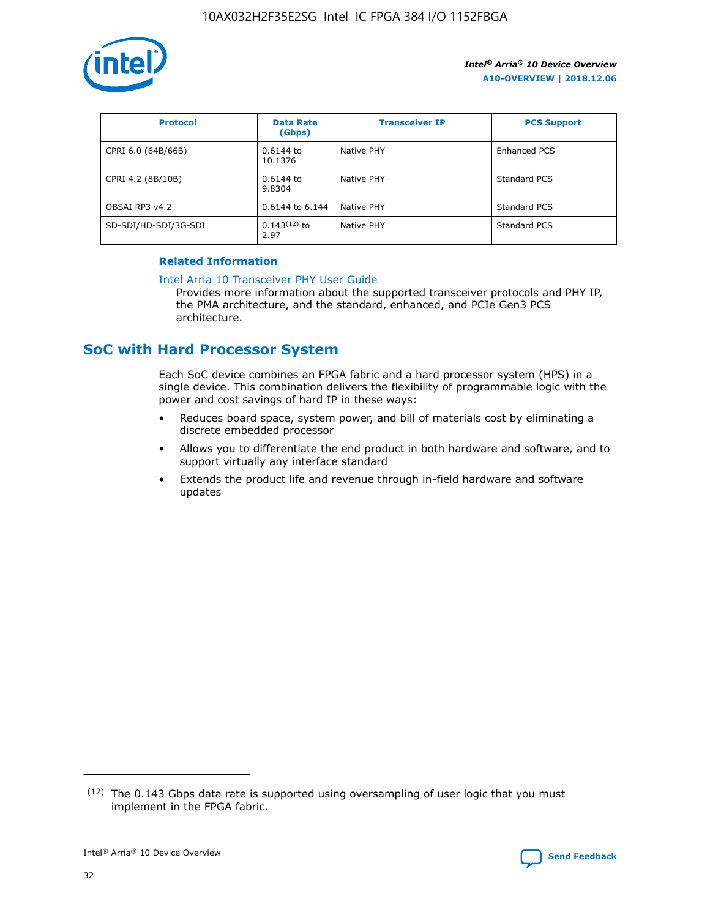| Protocol | Data Rate (Gbps) | Transceiver IP | PCS Support |
| --- | --- | --- | --- |
| CPRI 6.0 (64B/66B) | 0.6144 to 10.1376 | Native PHY | Enhanced PCS |
| CPRI 4.2 (8B/10B) | 0.6144 to 9.8304 | Native PHY | Standard PCS |
| OBSAI RP3 v4.2 | 0.6144 to 6.144 | Native PHY | Standard PCS |
| SD-SDI/HD-SDI/3G-SDI | 0.143[12] to 2.97 | Native PHY | Standard PCS |

**Related Information**

Intel Arria 10 Transceiver PHY User Guide

Provides more information about the supported transceiver protocols and PHY IP, the PMA architecture, and the standard, enhanced, and PCIe Gen3 PCS architecture.

## SoC with Hard Processor System

Each SoC device combines an FPGA fabric and a hard processor system (HPS) in a single device. This combination delivers the flexibility of programmable logic with the power and cost savings of hard IP in these ways:

- Reduces board space, system power, and bill of materials cost by eliminating a discrete embedded processor
- Allows you to differentiate the end product in both hardware and software, and to support virtually any interface standard
- Extends the product life and revenue through in-field hardware and software updates

[12] The 0.143 Gbps data rate is supported using oversampling of user logic that you must implement in the FPGA fabric.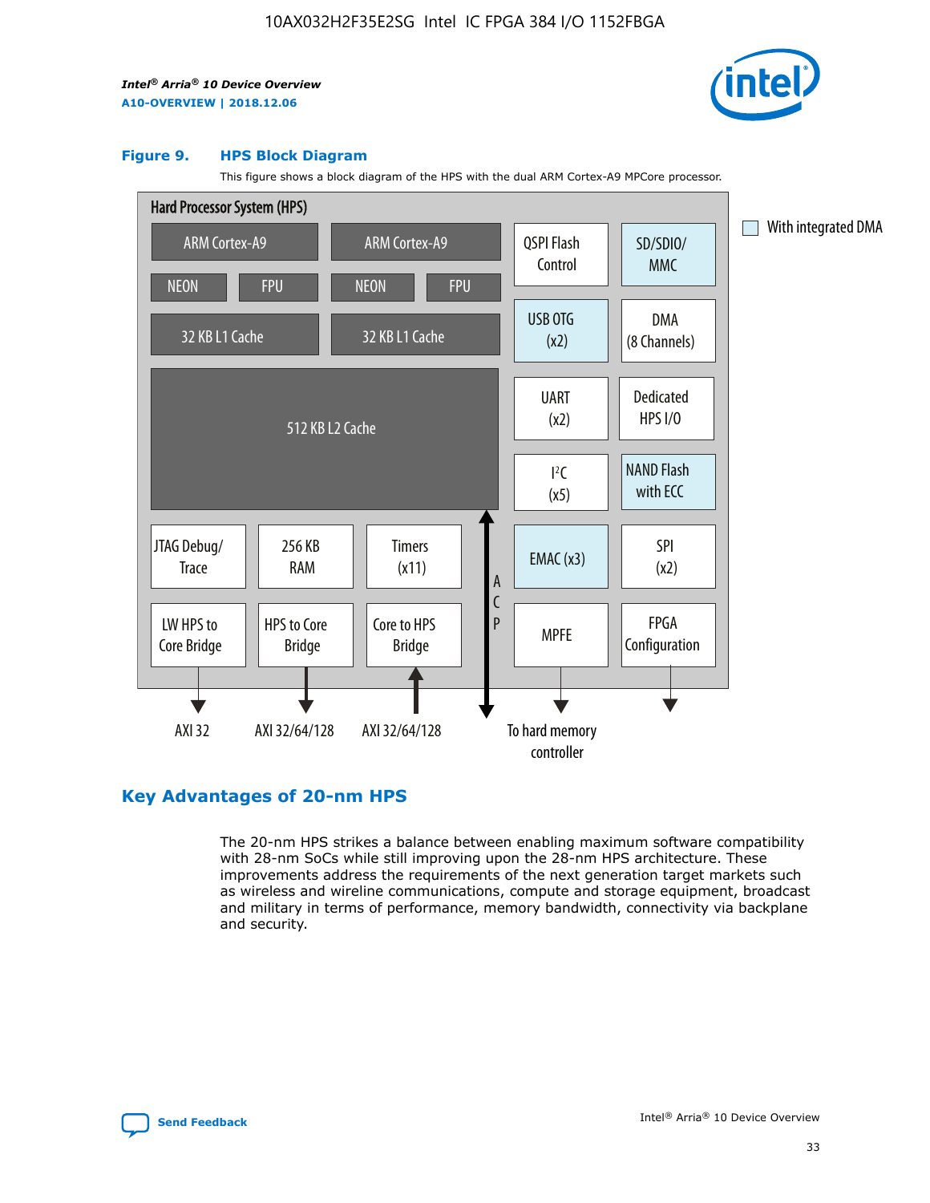**Figure 9. HPS Block Diagram**

This figure shows a block diagram of the HPS with the dual ARM Cortex-A9 MPCore processor.

Hard Processor System (HPS)

ARM Cortex-A9 | ARM Cortex-A9 | QSPI Flash Control | SD/SDIO/MMC

NEON | FPU | NEON | FPU

32 KB L1 Cache | 32 KB L1 Cache | USB OTG (x2) | DMA (8 Channels)

512 KB L2 Cache | UART (x2) | Dedicated HPS I/O | I²C (x5) | NAND Flash with ECC

JTAG Debug/Trace | 256 KB RAM | Timers (x11) | ACP | EMAC (x3) | SPI (x2)

LW HPS to Core Bridge | HPS to Core Bridge | Core to HPS Bridge | MPFE | FPGA Configuration

AXI 32 | AXI 32/64/128 | AXI 32/64/128 | To hard memory controller

With integrated DMA

## Key Advantages of 20-nm HPS

The 20-nm HPS strikes a balance between enabling maximum software compatibility with 28-nm SoCs while still improving upon the 28-nm HPS architecture. These improvements address the requirements of the next generation target markets such as wireless and wireline communications, compute and storage equipment, broadcast and military in terms of performance, memory bandwidth, connectivity via backplane and security.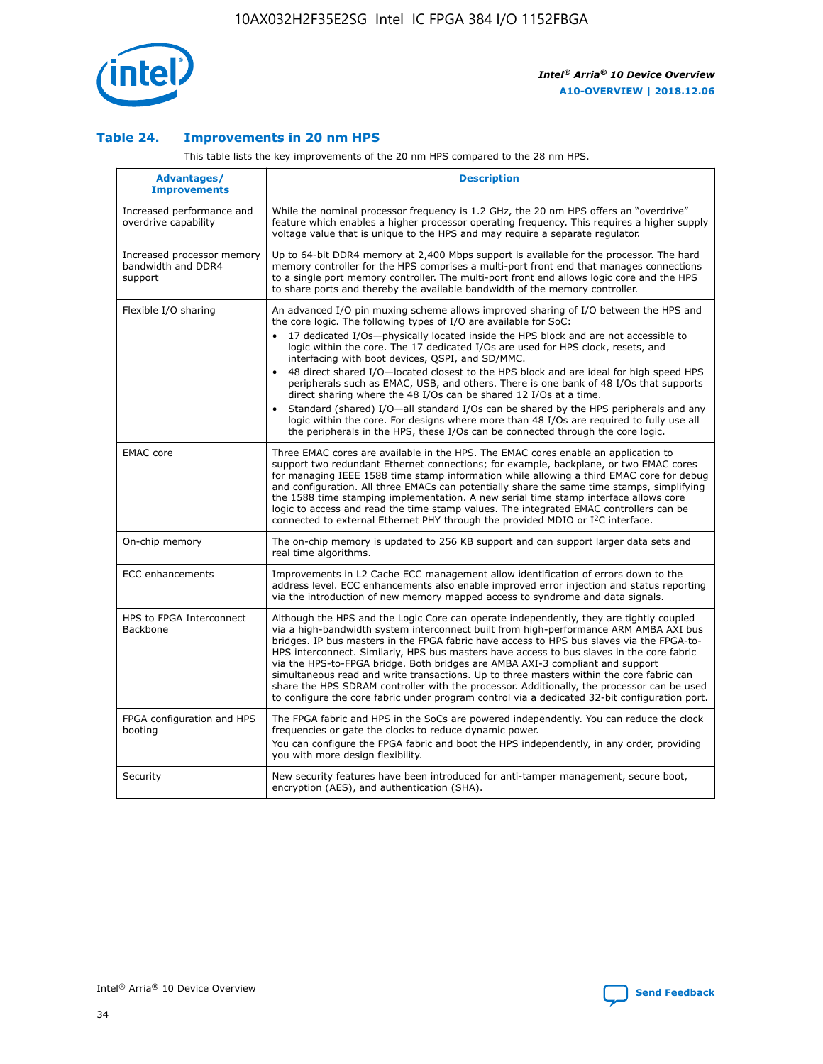### Table 24. Improvements in 20 nm HPS

This table lists the key improvements of the 20 nm HPS compared to the 28 nm HPS.

| Advantages/ Improvements | Description |
| --- | --- |
| Increased performance and overdrive capability | While the nominal processor frequency is 1.2 GHz, the 20 nm HPS offers an "overdrive" feature which enables a higher processor operating frequency. This requires a higher supply voltage value that is unique to the HPS and may require a separate regulator. |
| Increased processor memory bandwidth and DDR4 support | Up to 64-bit DDR4 memory at 2,400 Mbps support is available for the processor. The hard memory controller for the HPS comprises a multi-port front end that manages connections to a single port memory controller. The multi-port front end allows logic core and the HPS to share ports and thereby the available bandwidth of the memory controller. |
| Flexible I/O sharing | An advanced I/O pin muxing scheme allows improved sharing of I/O between the HPS and the core logic. The following types of I/O are available for SoC: • 17 dedicated I/Os—physically located inside the HPS block and are not accessible to logic within the core. The 17 dedicated I/Os are used for HPS clock, resets, and interfacing with boot devices, QSPI, and SD/MMC. • 48 direct shared I/O—located closest to the HPS block and are ideal for high speed HPS peripherals such as EMAC, USB, and others. There is one bank of 48 I/Os that supports direct sharing where the 48 I/Os can be shared 12 I/Os at a time. • Standard (shared) I/O—all standard I/Os can be shared by the HPS peripherals and any logic within the core. For designs where more than 48 I/Os are required to fully use all the peripherals in the HPS, these I/Os can be connected through the core logic. |
| EMAC core | Three EMAC cores are available in the HPS. The EMAC cores enable an application to support two redundant Ethernet connections; for example, backplane, or two EMAC cores for managing IEEE 1588 time stamp information while allowing a third EMAC core for debug and configuration. All three EMACs can potentially share the same time stamps, simplifying the 1588 time stamping implementation. A new serial time stamp interface allows core logic to access and read the time stamp values. The integrated EMAC controllers can be connected to external Ethernet PHY through the provided MDIO or I²C interface. |
| On-chip memory | The on-chip memory is updated to 256 KB support and can support larger data sets and real time algorithms. |
| ECC enhancements | Improvements in L2 Cache ECC management allow identification of errors down to the address level. ECC enhancements also enable improved error injection and status reporting via the introduction of new memory mapped access to syndrome and data signals. |
| HPS to FPGA Interconnect Backbone | Although the HPS and the Logic Core can operate independently, they are tightly coupled via a high-bandwidth system interconnect built from high-performance ARM AMBA AXI bus bridges. IP bus masters in the FPGA fabric have access to HPS bus slaves via the FPGA-to-HPS interconnect. Similarly, HPS bus masters have access to bus slaves in the core fabric via the HPS-to-FPGA bridge. Both bridges are AMBA AXI-3 compliant and support simultaneous read and write transactions. Up to three masters within the core fabric can share the HPS SDRAM controller with the processor. Additionally, the processor can be used to configure the core fabric under program control via a dedicated 32-bit configuration port. |
| FPGA configuration and HPS booting | The FPGA fabric and HPS in the SoCs are powered independently. You can reduce the clock frequencies or gate the clocks to reduce dynamic power. You can configure the FPGA fabric and boot the HPS independently, in any order, providing you with more design flexibility. |
| Security | New security features have been introduced for anti-tamper management, secure boot, encryption (AES), and authentication (SHA). |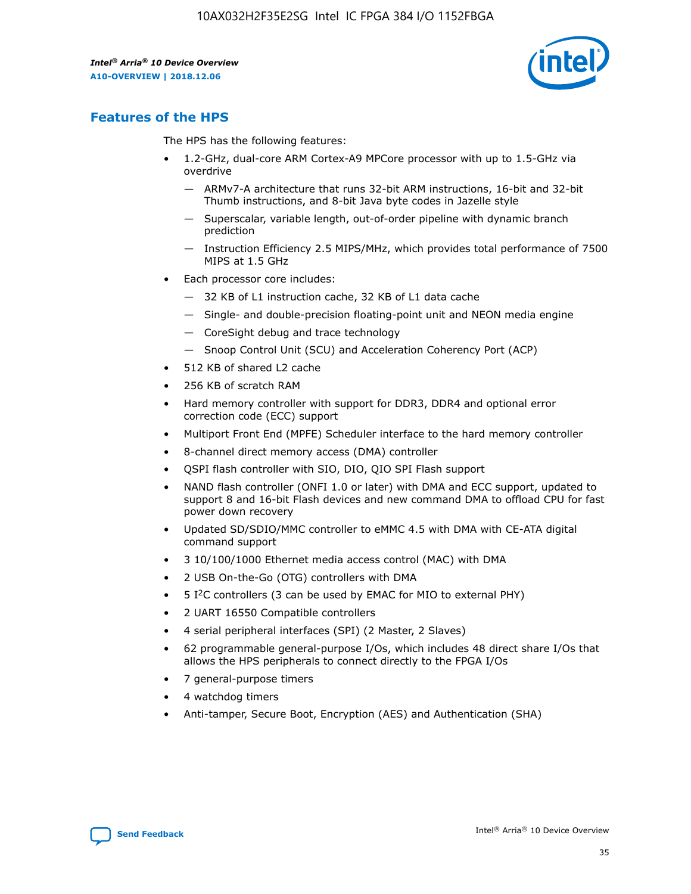## Features of the HPS

The HPS has the following features:

- 1.2-GHz, dual-core ARM Cortex-A9 MPCore processor with up to 1.5-GHz via overdrive
  - — ARMv7-A architecture that runs 32-bit ARM instructions, 16-bit and 32-bit Thumb instructions, and 8-bit Java byte codes in Jazelle style
  - — Superscalar, variable length, out-of-order pipeline with dynamic branch prediction
  - — Instruction Efficiency 2.5 MIPS/MHz, which provides total performance of 7500 MIPS at 1.5 GHz
- Each processor core includes:
  - — 32 KB of L1 instruction cache, 32 KB of L1 data cache
  - — Single- and double-precision floating-point unit and NEON media engine
  - — CoreSight debug and trace technology
  - — Snoop Control Unit (SCU) and Acceleration Coherency Port (ACP)
- 512 KB of shared L2 cache
- 256 KB of scratch RAM
- Hard memory controller with support for DDR3, DDR4 and optional error correction code (ECC) support
- Multiport Front End (MPFE) Scheduler interface to the hard memory controller
- 8-channel direct memory access (DMA) controller
- QSPI flash controller with SIO, DIO, QIO SPI Flash support
- NAND flash controller (ONFI 1.0 or later) with DMA and ECC support, updated to support 8 and 16-bit Flash devices and new command DMA to offload CPU for fast power down recovery
- Updated SD/SDIO/MMC controller to eMMC 4.5 with DMA with CE-ATA digital command support
- 3 10/100/1000 Ethernet media access control (MAC) with DMA
- 2 USB On-the-Go (OTG) controllers with DMA
- 5 I$^2$C controllers (3 can be used by EMAC for MIO to external PHY)
- 2 UART 16550 Compatible controllers
- 4 serial peripheral interfaces (SPI) (2 Master, 2 Slaves)
- 62 programmable general-purpose I/Os, which includes 48 direct share I/Os that allows the HPS peripherals to connect directly to the FPGA I/Os
- 7 general-purpose timers
- 4 watchdog timers
- Anti-tamper, Secure Boot, Encryption (AES) and Authentication (SHA)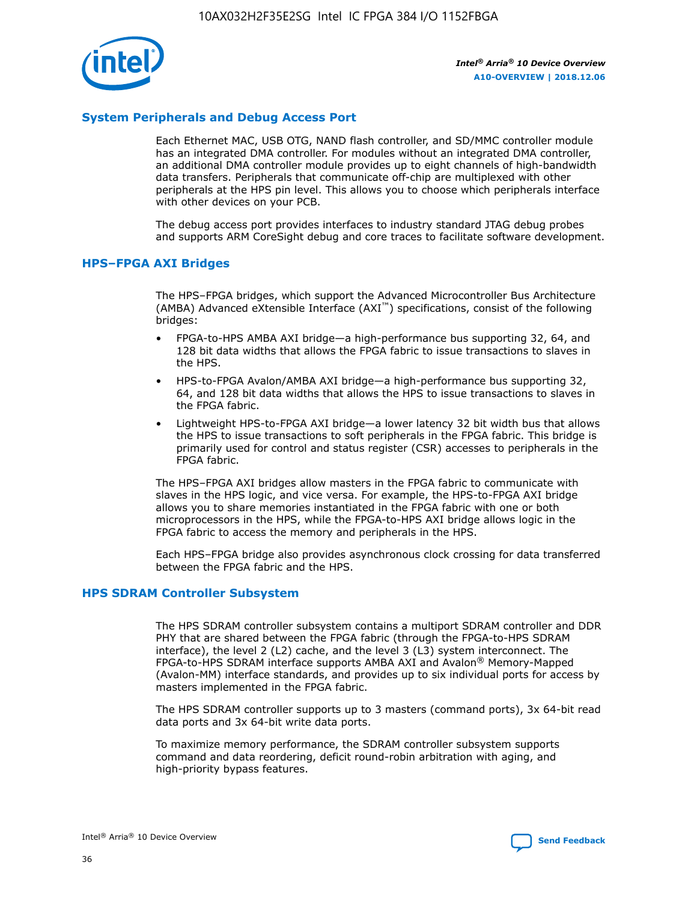## System Peripherals and Debug Access Port

Each Ethernet MAC, USB OTG, NAND flash controller, and SD/MMC controller module has an integrated DMA controller. For modules without an integrated DMA controller, an additional DMA controller module provides up to eight channels of high-bandwidth data transfers. Peripherals that communicate off-chip are multiplexed with other peripherals at the HPS pin level. This allows you to choose which peripherals interface with other devices on your PCB.

The debug access port provides interfaces to industry standard JTAG debug probes and supports ARM CoreSight debug and core traces to facilitate software development.

## HPS–FPGA AXI Bridges

The HPS–FPGA bridges, which support the Advanced Microcontroller Bus Architecture (AMBA) Advanced eXtensible Interface (AXI™) specifications, consist of the following bridges:

- FPGA-to-HPS AMBA AXI bridge—a high-performance bus supporting 32, 64, and 128 bit data widths that allows the FPGA fabric to issue transactions to slaves in the HPS.
- HPS-to-FPGA Avalon/AMBA AXI bridge—a high-performance bus supporting 32, 64, and 128 bit data widths that allows the HPS to issue transactions to slaves in the FPGA fabric.
- Lightweight HPS-to-FPGA AXI bridge—a lower latency 32 bit width bus that allows the HPS to issue transactions to soft peripherals in the FPGA fabric. This bridge is primarily used for control and status register (CSR) accesses to peripherals in the FPGA fabric.

The HPS–FPGA AXI bridges allow masters in the FPGA fabric to communicate with slaves in the HPS logic, and vice versa. For example, the HPS-to-FPGA AXI bridge allows you to share memories instantiated in the FPGA fabric with one or both microprocessors in the HPS, while the FPGA-to-HPS AXI bridge allows logic in the FPGA fabric to access the memory and peripherals in the HPS.

Each HPS–FPGA bridge also provides asynchronous clock crossing for data transferred between the FPGA fabric and the HPS.

## HPS SDRAM Controller Subsystem

The HPS SDRAM controller subsystem contains a multiport SDRAM controller and DDR PHY that are shared between the FPGA fabric (through the FPGA-to-HPS SDRAM interface), the level 2 (L2) cache, and the level 3 (L3) system interconnect. The FPGA-to-HPS SDRAM interface supports AMBA AXI and Avalon® Memory-Mapped (Avalon-MM) interface standards, and provides up to six individual ports for access by masters implemented in the FPGA fabric.

The HPS SDRAM controller supports up to 3 masters (command ports), 3x 64-bit read data ports and 3x 64-bit write data ports.

To maximize memory performance, the SDRAM controller subsystem supports command and data reordering, deficit round-robin arbitration with aging, and high-priority bypass features.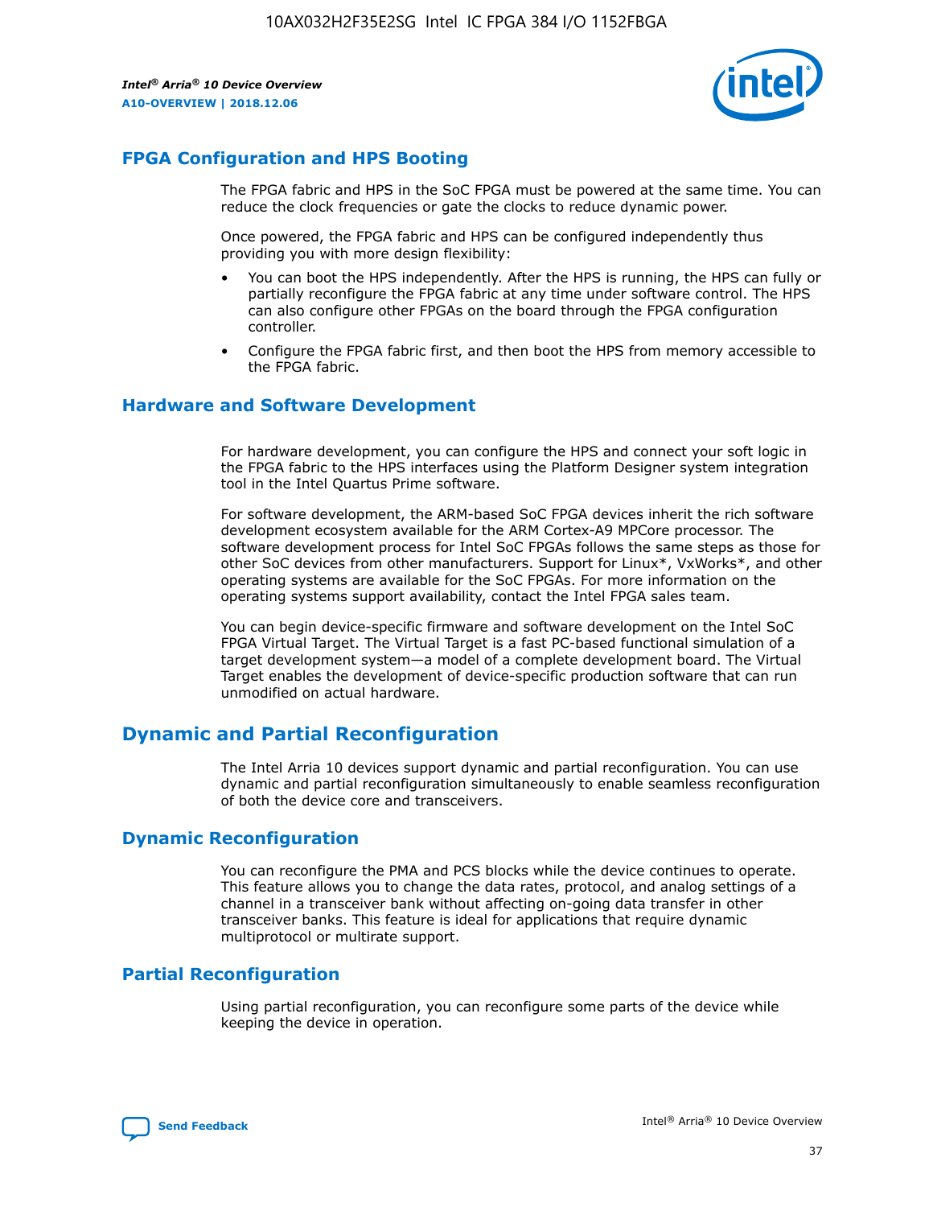## FPGA Configuration and HPS Booting

The FPGA fabric and HPS in the SoC FPGA must be powered at the same time. You can reduce the clock frequencies or gate the clocks to reduce dynamic power.

Once powered, the FPGA fabric and HPS can be configured independently thus providing you with more design flexibility:

- You can boot the HPS independently. After the HPS is running, the HPS can fully or partially reconfigure the FPGA fabric at any time under software control. The HPS can also configure other FPGAs on the board through the FPGA configuration controller.
- Configure the FPGA fabric first, and then boot the HPS from memory accessible to the FPGA fabric.

## Hardware and Software Development

For hardware development, you can configure the HPS and connect your soft logic in the FPGA fabric to the HPS interfaces using the Platform Designer system integration tool in the Intel Quartus Prime software.

For software development, the ARM-based SoC FPGA devices inherit the rich software development ecosystem available for the ARM Cortex-A9 MPCore processor. The software development process for Intel SoC FPGAs follows the same steps as those for other SoC devices from other manufacturers. Support for Linux*, VxWorks*, and other operating systems are available for the SoC FPGAs. For more information on the operating systems support availability, contact the Intel FPGA sales team.

You can begin device-specific firmware and software development on the Intel SoC FPGA Virtual Target. The Virtual Target is a fast PC-based functional simulation of a target development system—a model of a complete development board. The Virtual Target enables the development of device-specific production software that can run unmodified on actual hardware.

# Dynamic and Partial Reconfiguration

The Intel Arria 10 devices support dynamic and partial reconfiguration. You can use dynamic and partial reconfiguration simultaneously to enable seamless reconfiguration of both the device core and transceivers.

## Dynamic Reconfiguration

You can reconfigure the PMA and PCS blocks while the device continues to operate. This feature allows you to change the data rates, protocol, and analog settings of a channel in a transceiver bank without affecting on-going data transfer in other transceiver banks. This feature is ideal for applications that require dynamic multiprotocol or multirate support.

## Partial Reconfiguration

Using partial reconfiguration, you can reconfigure some parts of the device while keeping the device in operation.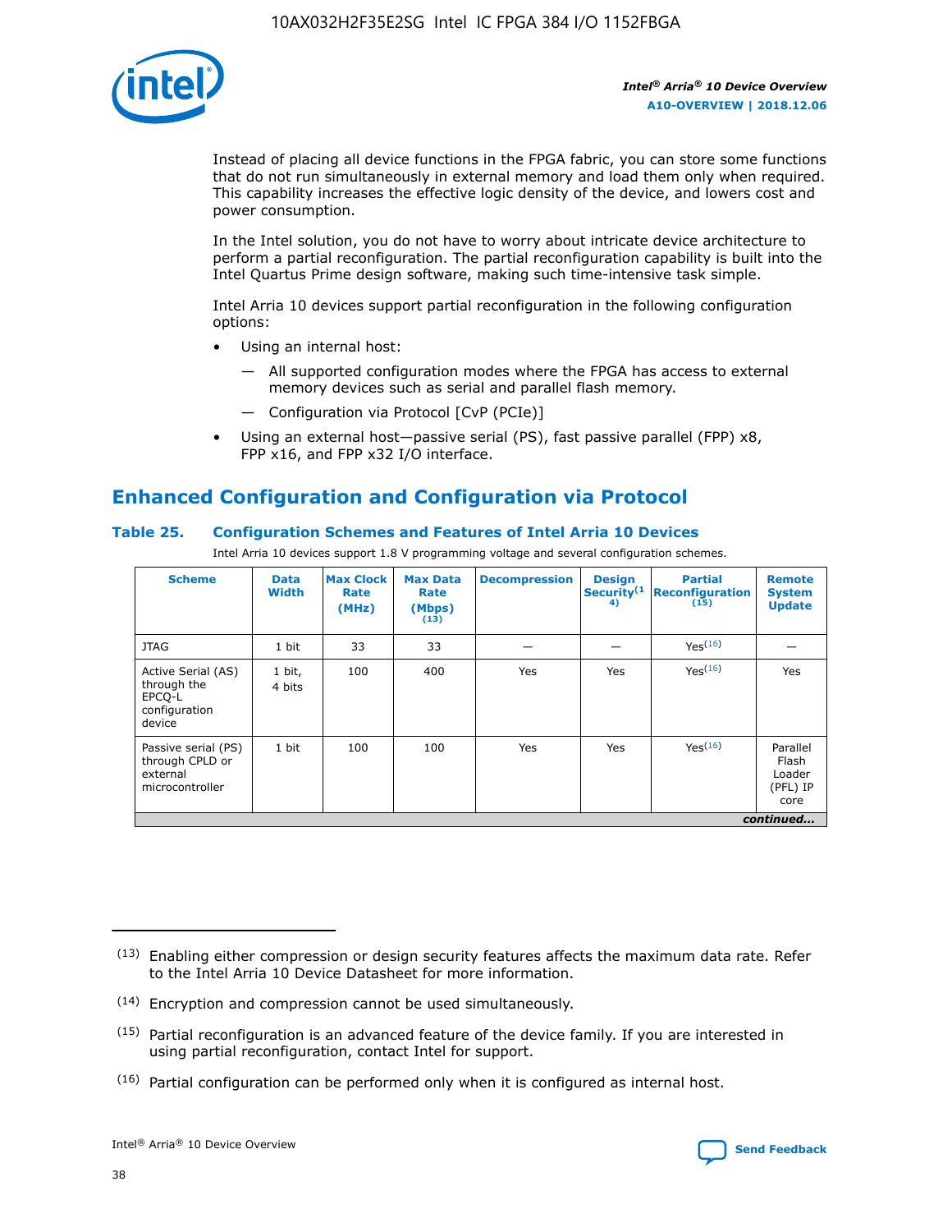Instead of placing all device functions in the FPGA fabric, you can store some functions that do not run simultaneously in external memory and load them only when required. This capability increases the effective logic density of the device, and lowers cost and power consumption.

In the Intel solution, you do not have to worry about intricate device architecture to perform a partial reconfiguration. The partial reconfiguration capability is built into the Intel Quartus Prime design software, making such time-intensive task simple.

Intel Arria 10 devices support partial reconfiguration in the following configuration options:

- Using an internal host:
  - — All supported configuration modes where the FPGA has access to external memory devices such as serial and parallel flash memory.
  - — Configuration via Protocol [CvP (PCIe)]
- Using an external host—passive serial (PS), fast passive parallel (FPP) x8, FPP x16, and FPP x32 I/O interface.

## Enhanced Configuration and Configuration via Protocol

### Table 25. Configuration Schemes and Features of Intel Arria 10 Devices

Intel Arria 10 devices support 1.8 V programming voltage and several configuration schemes.

| Scheme | Data Width | Max Clock Rate (MHz) | Max Data Rate (Mbps) (13) | Decompression | Design Security(14) | Partial Reconfiguration (15) | Remote System Update |
|---|---|---|---|---|---|---|---|
| JTAG | 1 bit | 33 | 33 | — | — | Yes(16) | — |
| Active Serial (AS) through the EPCQ-L configuration device | 1 bit, 4 bits | 100 | 400 | Yes | Yes | Yes(16) | Yes |
| Passive serial (PS) through CPLD or external microcontroller | 1 bit | 100 | 100 | Yes | Yes | Yes(16) | Parallel Flash Loader (PFL) IP core |

*continued...*

(13) Enabling either compression or design security features affects the maximum data rate. Refer to the Intel Arria 10 Device Datasheet for more information.

(14) Encryption and compression cannot be used simultaneously.

(15) Partial reconfiguration is an advanced feature of the device family. If you are interested in using partial reconfiguration, contact Intel for support.

(16) Partial configuration can be performed only when it is configured as internal host.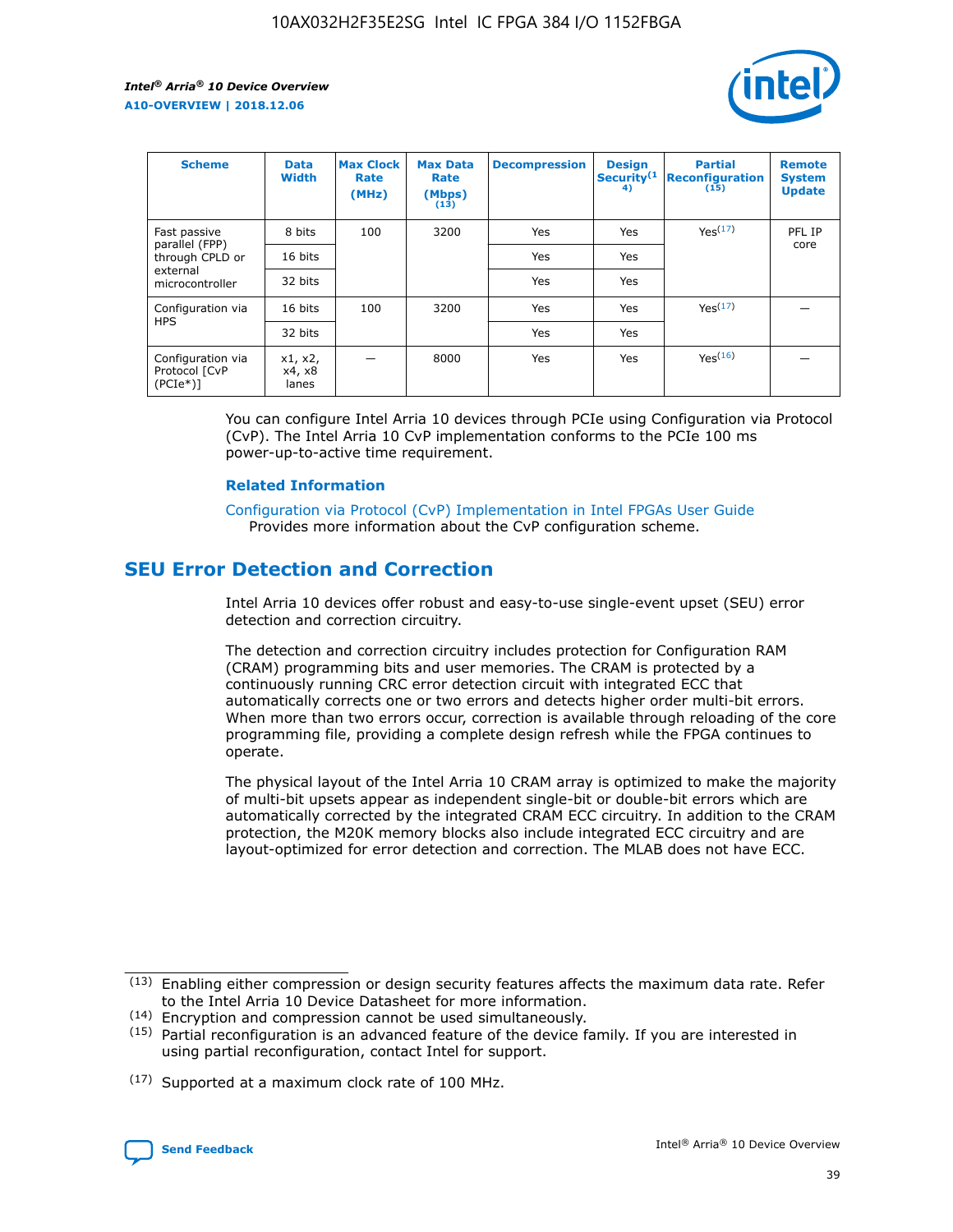| Scheme | Data Width | Max Clock Rate (MHz) | Max Data Rate (Mbps) (13) | Decompression | Design Security(14) | Partial Reconfiguration (15) | Remote System Update |
|---|---|---|---|---|---|---|---|
| Fast passive parallel (FPP) through CPLD or external microcontroller | 8 bits | 100 | 3200 | Yes | Yes | Yes(17) | PFL IP core |
| | 16 bits | | | Yes | Yes | | |
| | 32 bits | | | Yes | Yes | | |
| Configuration via HPS | 16 bits | 100 | 3200 | Yes | Yes | Yes(17) | — |
| | 32 bits | | | Yes | Yes | | |
| Configuration via Protocol [CvP (PCIe*)] | x1, x2, x4, x8 lanes | — | 8000 | Yes | Yes | Yes(16) | — |

You can configure Intel Arria 10 devices through PCIe using Configuration via Protocol (CvP). The Intel Arria 10 CvP implementation conforms to the PCIe 100 ms power-up-to-active time requirement.

### Related Information

Configuration via Protocol (CvP) Implementation in Intel FPGAs User Guide
Provides more information about the CvP configuration scheme.

## SEU Error Detection and Correction

Intel Arria 10 devices offer robust and easy-to-use single-event upset (SEU) error detection and correction circuitry.

The detection and correction circuitry includes protection for Configuration RAM (CRAM) programming bits and user memories. The CRAM is protected by a continuously running CRC error detection circuit with integrated ECC that automatically corrects one or two errors and detects higher order multi-bit errors. When more than two errors occur, correction is available through reloading of the core programming file, providing a complete design refresh while the FPGA continues to operate.

The physical layout of the Intel Arria 10 CRAM array is optimized to make the majority of multi-bit upsets appear as independent single-bit or double-bit errors which are automatically corrected by the integrated CRAM ECC circuitry. In addition to the CRAM protection, the M20K memory blocks also include integrated ECC circuitry and are layout-optimized for error detection and correction. The MLAB does not have ECC.

(13) Enabling either compression or design security features affects the maximum data rate. Refer to the Intel Arria 10 Device Datasheet for more information.

(14) Encryption and compression cannot be used simultaneously.

(15) Partial reconfiguration is an advanced feature of the device family. If you are interested in using partial reconfiguration, contact Intel for support.

(17) Supported at a maximum clock rate of 100 MHz.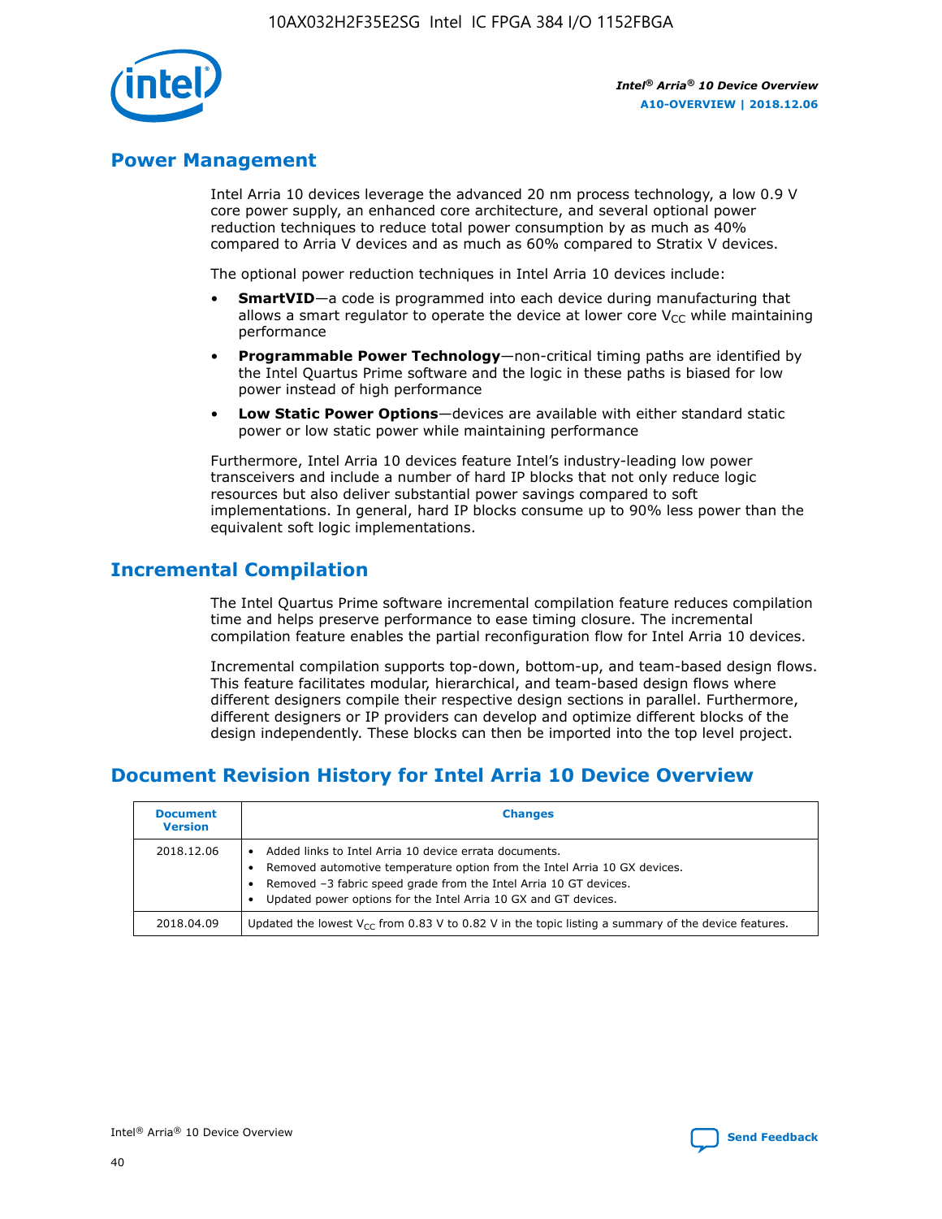## Power Management

Intel Arria 10 devices leverage the advanced 20 nm process technology, a low 0.9 V core power supply, an enhanced core architecture, and several optional power reduction techniques to reduce total power consumption by as much as 40% compared to Arria V devices and as much as 60% compared to Stratix V devices.

The optional power reduction techniques in Intel Arria 10 devices include:

- **SmartVID**—a code is programmed into each device during manufacturing that allows a smart regulator to operate the device at lower core $V_{CC}$ while maintaining performance
- **Programmable Power Technology**—non-critical timing paths are identified by the Intel Quartus Prime software and the logic in these paths is biased for low power instead of high performance
- **Low Static Power Options**—devices are available with either standard static power or low static power while maintaining performance

Furthermore, Intel Arria 10 devices feature Intel's industry-leading low power transceivers and include a number of hard IP blocks that not only reduce logic resources but also deliver substantial power savings compared to soft implementations. In general, hard IP blocks consume up to 90% less power than the equivalent soft logic implementations.

## Incremental Compilation

The Intel Quartus Prime software incremental compilation feature reduces compilation time and helps preserve performance to ease timing closure. The incremental compilation feature enables the partial reconfiguration flow for Intel Arria 10 devices.

Incremental compilation supports top-down, bottom-up, and team-based design flows. This feature facilitates modular, hierarchical, and team-based design flows where different designers compile their respective design sections in parallel. Furthermore, different designers or IP providers can develop and optimize different blocks of the design independently. These blocks can then be imported into the top level project.

## Document Revision History for Intel Arria 10 Device Overview

| Document Version | Changes |
| --- | --- |
| 2018.12.06 | • Added links to Intel Arria 10 device errata documents.<br>• Removed automotive temperature option from the Intel Arria 10 GX devices.<br>• Removed –3 fabric speed grade from the Intel Arria 10 GT devices.<br>• Updated power options for the Intel Arria 10 GX and GT devices. |
| 2018.04.09 | Updated the lowest $V_{CC}$ from 0.83 V to 0.82 V in the topic listing a summary of the device features. |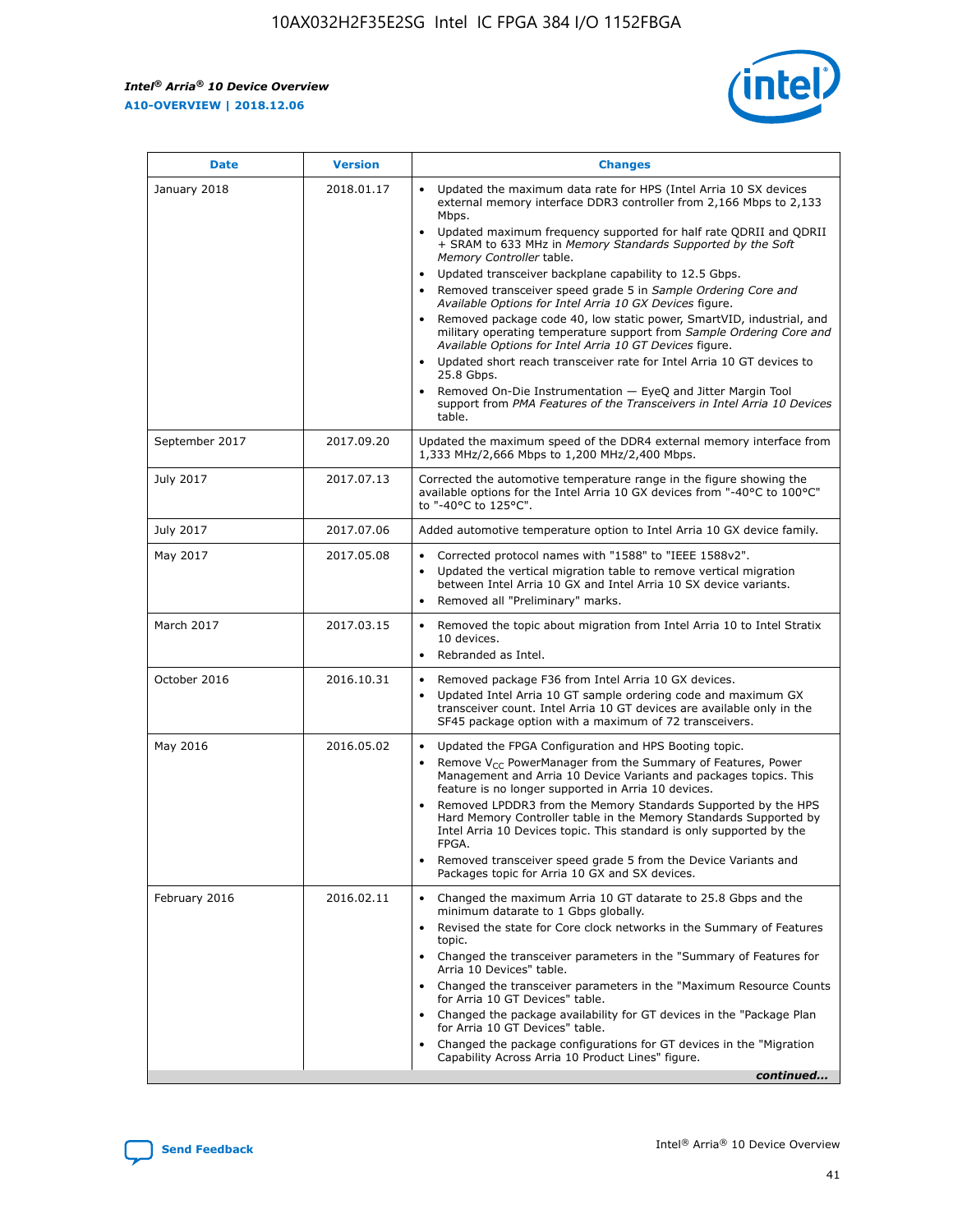| Date | Version | Changes |
| --- | --- | --- |
| January 2018 | 2018.01.17 | • Updated the maximum data rate for HPS (Intel Arria 10 SX devices external memory interface DDR3 controller from 2,166 Mbps to 2,133 Mbps.<br>• Updated maximum frequency supported for half rate QDRII and QDRII + SRAM to 633 MHz in *Memory Standards Supported by the Soft Memory Controller* table.<br>• Updated transceiver backplane capability to 12.5 Gbps.<br>• Removed transceiver speed grade 5 in *Sample Ordering Core and Available Options for Intel Arria 10 GX Devices* figure.<br>• Removed package code 40, low static power, SmartVID, industrial, and military operating temperature support from *Sample Ordering Core and Available Options for Intel Arria 10 GT Devices* figure.<br>• Updated short reach transceiver rate for Intel Arria 10 GT devices to 25.8 Gbps.<br>• Removed On-Die Instrumentation — EyeQ and Jitter Margin Tool support from *PMA Features of the Transceivers in Intel Arria 10 Devices* table. |
| September 2017 | 2017.09.20 | Updated the maximum speed of the DDR4 external memory interface from 1,333 MHz/2,666 Mbps to 1,200 MHz/2,400 Mbps. |
| July 2017 | 2017.07.13 | Corrected the automotive temperature range in the figure showing the available options for the Intel Arria 10 GX devices from "-40°C to 100°C" to "-40°C to 125°C". |
| July 2017 | 2017.07.06 | Added automotive temperature option to Intel Arria 10 GX device family. |
| May 2017 | 2017.05.08 | • Corrected protocol names with "1588" to "IEEE 1588v2".<br>• Updated the vertical migration table to remove vertical migration between Intel Arria 10 GX and Intel Arria 10 SX device variants.<br>• Removed all "Preliminary" marks. |
| March 2017 | 2017.03.15 | • Removed the topic about migration from Intel Arria 10 to Intel Stratix 10 devices.<br>• Rebranded as Intel. |
| October 2016 | 2016.10.31 | • Removed package F36 from Intel Arria 10 GX devices.<br>• Updated Intel Arria 10 GT sample ordering code and maximum GX transceiver count. Intel Arria 10 GT devices are available only in the SF45 package option with a maximum of 72 transceivers. |
| May 2016 | 2016.05.02 | • Updated the FPGA Configuration and HPS Booting topic.<br>• Remove $V_{CC}$ PowerManager from the Summary of Features, Power Management and Arria 10 Device Variants and packages topics. This feature is no longer supported in Arria 10 devices.<br>• Removed LPDDR3 from the Memory Standards Supported by the HPS Hard Memory Controller table in the Memory Standards Supported by Intel Arria 10 Devices topic. This standard is only supported by the FPGA.<br>• Removed transceiver speed grade 5 from the Device Variants and Packages topic for Arria 10 GX and SX devices. |
| February 2016 | 2016.02.11 | • Changed the maximum Arria 10 GT datarate to 25.8 Gbps and the minimum datarate to 1 Gbps globally.<br>• Revised the state for Core clock networks in the Summary of Features topic.<br>• Changed the transceiver parameters in the "Summary of Features for Arria 10 Devices" table.<br>• Changed the transceiver parameters in the "Maximum Resource Counts for Arria 10 GT Devices" table.<br>• Changed the package availability for GT devices in the "Package Plan for Arria 10 GT Devices" table.<br>• Changed the package configurations for GT devices in the "Migration Capability Across Arria 10 Product Lines" figure. |

*continued...*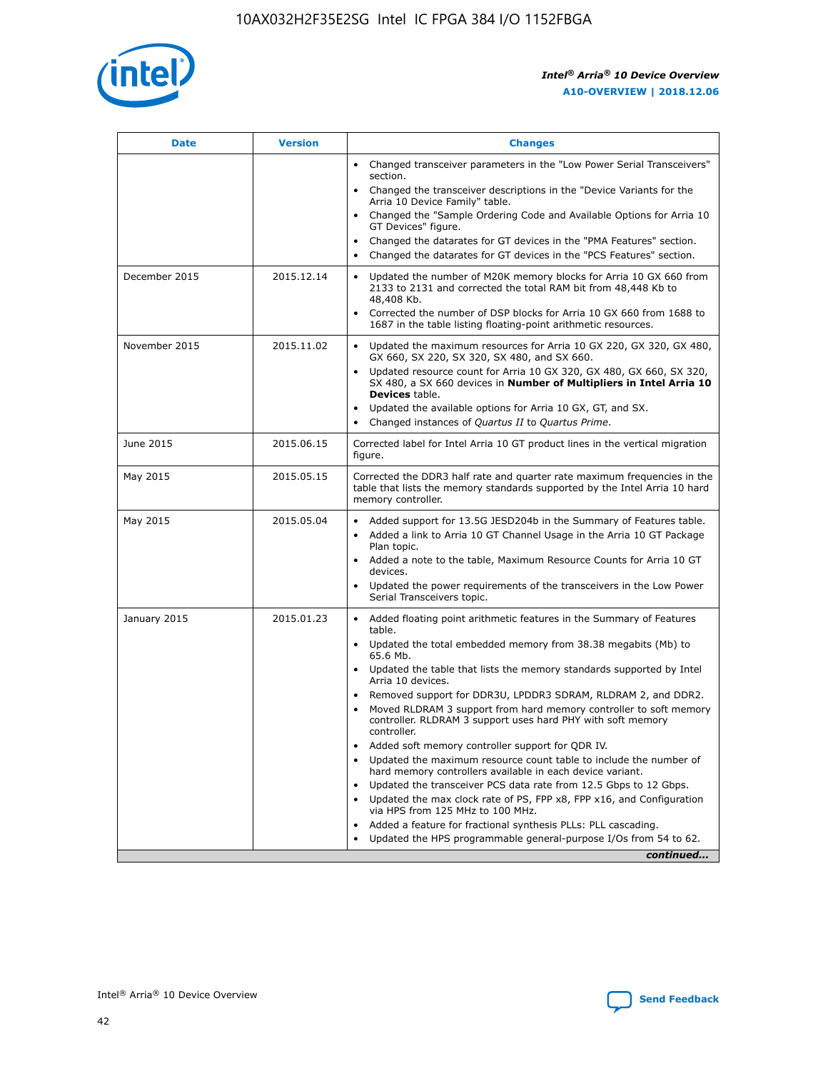| Date | Version | Changes |
| --- | --- | --- |
| | | • Changed transceiver parameters in the "Low Power Serial Transceivers" section.<br>• Changed the transceiver descriptions in the "Device Variants for the Arria 10 Device Family" table.<br>• Changed the "Sample Ordering Code and Available Options for Arria 10 GT Devices" figure.<br>• Changed the datarates for GT devices in the "PMA Features" section.<br>• Changed the datarates for GT devices in the "PCS Features" section. |
| December 2015 | 2015.12.14 | • Updated the number of M20K memory blocks for Arria 10 GX 660 from 2133 to 2131 and corrected the total RAM bit from 48,448 Kb to 48,408 Kb.<br>• Corrected the number of DSP blocks for Arria 10 GX 660 from 1688 to 1687 in the table listing floating-point arithmetic resources. |
| November 2015 | 2015.11.02 | • Updated the maximum resources for Arria 10 GX 220, GX 320, GX 480, GX 660, SX 220, SX 320, SX 480, and SX 660.<br>• Updated resource count for Arria 10 GX 320, GX 480, GX 660, SX 320, SX 480, a SX 660 devices in **Number of Multipliers in Intel Arria 10 Devices** table.<br>• Updated the available options for Arria 10 GX, GT, and SX.<br>• Changed instances of *Quartus II* to *Quartus Prime*. |
| June 2015 | 2015.06.15 | Corrected label for Intel Arria 10 GT product lines in the vertical migration figure. |
| May 2015 | 2015.05.15 | Corrected the DDR3 half rate and quarter rate maximum frequencies in the table that lists the memory standards supported by the Intel Arria 10 hard memory controller. |
| May 2015 | 2015.05.04 | • Added support for 13.5G JESD204b in the Summary of Features table.<br>• Added a link to Arria 10 GT Channel Usage in the Arria 10 GT Package Plan topic.<br>• Added a note to the table, Maximum Resource Counts for Arria 10 GT devices.<br>• Updated the power requirements of the transceivers in the Low Power Serial Transceivers topic. |
| January 2015 | 2015.01.23 | • Added floating point arithmetic features in the Summary of Features table.<br>• Updated the total embedded memory from 38.38 megabits (Mb) to 65.6 Mb.<br>• Updated the table that lists the memory standards supported by Intel Arria 10 devices.<br>• Removed support for DDR3U, LPDDR3 SDRAM, RLDRAM 2, and DDR2.<br>• Moved RLDRAM 3 support from hard memory controller to soft memory controller. RLDRAM 3 support uses hard PHY with soft memory controller.<br>• Added soft memory controller support for QDR IV.<br>• Updated the maximum resource count table to include the number of hard memory controllers available in each device variant.<br>• Updated the transceiver PCS data rate from 12.5 Gbps to 12 Gbps.<br>• Updated the max clock rate of PS, FPP x8, FPP x16, and Configuration via HPS from 125 MHz to 100 MHz.<br>• Added a feature for fractional synthesis PLLs: PLL cascading.<br>• Updated the HPS programmable general-purpose I/Os from 54 to 62. |

*continued...*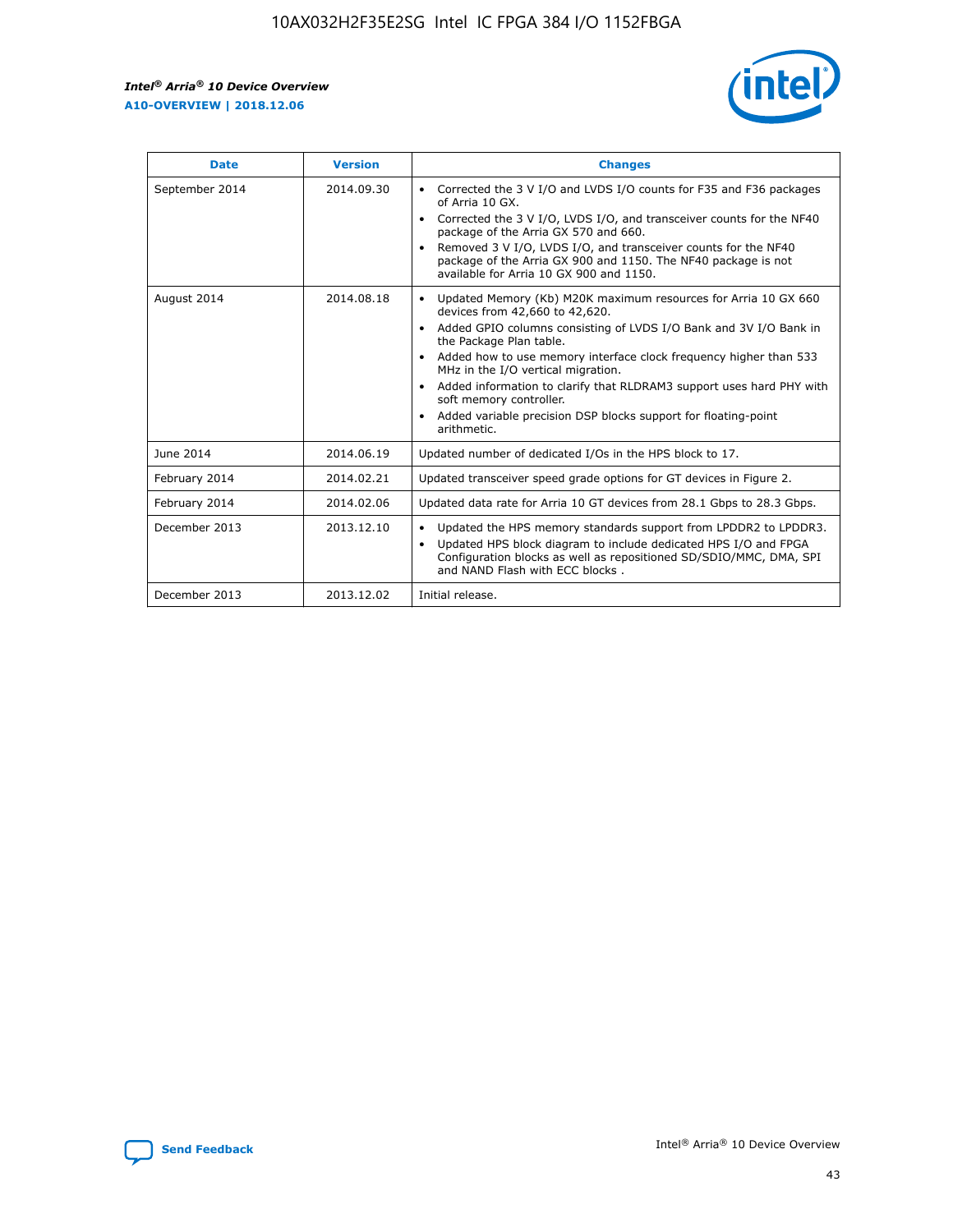| Date | Version | Changes |
| --- | --- | --- |
| September 2014 | 2014.09.30 | • Corrected the 3 V I/O and LVDS I/O counts for F35 and F36 packages of Arria 10 GX.<br>• Corrected the 3 V I/O, LVDS I/O, and transceiver counts for the NF40 package of the Arria GX 570 and 660.<br>• Removed 3 V I/O, LVDS I/O, and transceiver counts for the NF40 package of the Arria GX 900 and 1150. The NF40 package is not available for Arria 10 GX 900 and 1150. |
| August 2014 | 2014.08.18 | • Updated Memory (Kb) M20K maximum resources for Arria 10 GX 660 devices from 42,660 to 42,620.<br>• Added GPIO columns consisting of LVDS I/O Bank and 3V I/O Bank in the Package Plan table.<br>• Added how to use memory interface clock frequency higher than 533 MHz in the I/O vertical migration.<br>• Added information to clarify that RLDRAM3 support uses hard PHY with soft memory controller.<br>• Added variable precision DSP blocks support for floating-point arithmetic. |
| June 2014 | 2014.06.19 | Updated number of dedicated I/Os in the HPS block to 17. |
| February 2014 | 2014.02.21 | Updated transceiver speed grade options for GT devices in Figure 2. |
| February 2014 | 2014.02.06 | Updated data rate for Arria 10 GT devices from 28.1 Gbps to 28.3 Gbps. |
| December 2013 | 2013.12.10 | • Updated the HPS memory standards support from LPDDR2 to LPDDR3.<br>• Updated HPS block diagram to include dedicated HPS I/O and FPGA Configuration blocks as well as repositioned SD/SDIO/MMC, DMA, SPI and NAND Flash with ECC blocks . |
| December 2013 | 2013.12.02 | Initial release. |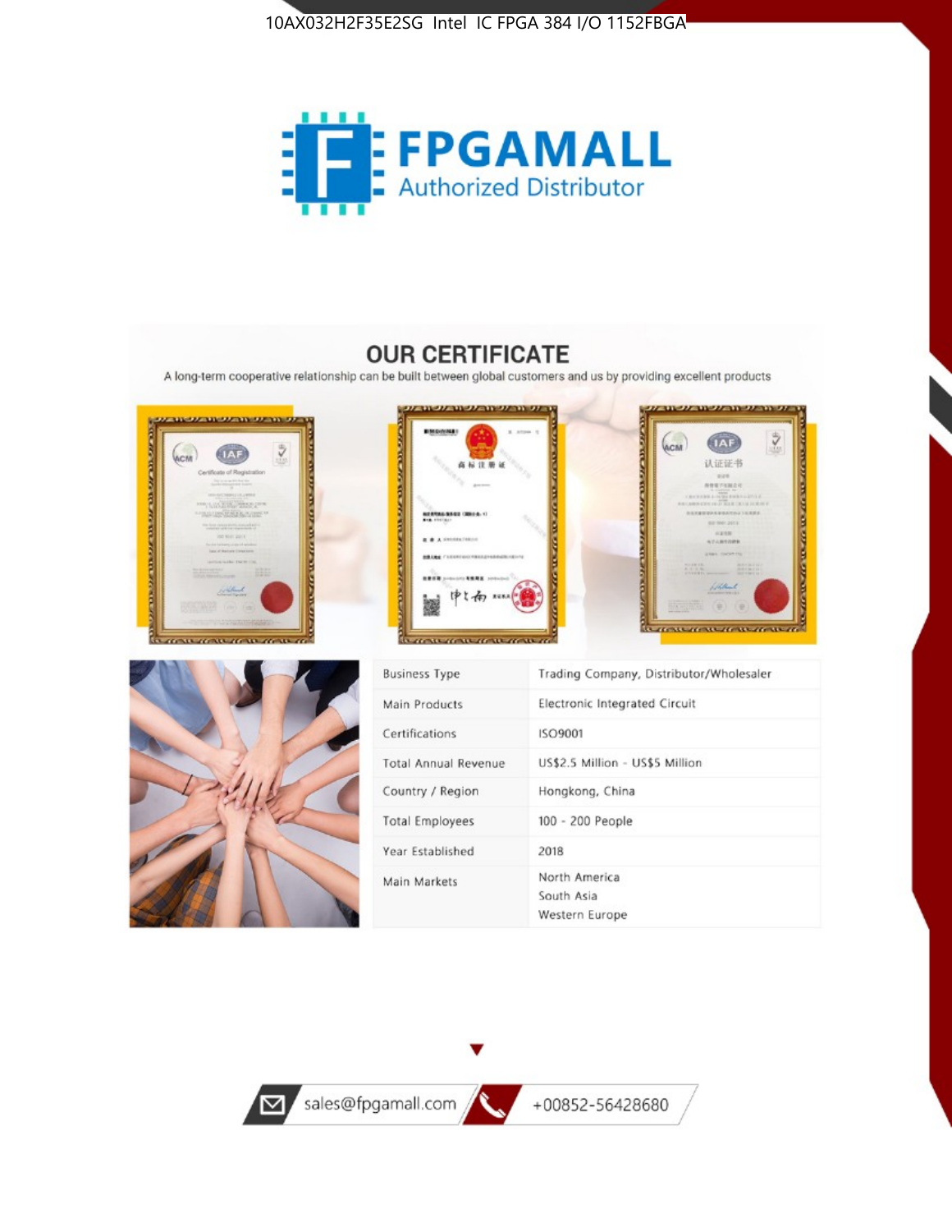FPGAMALL

Authorized Distributor

## OUR CERTIFICATE

A long-term cooperative relationship can be built between global customers and us by providing excellent products

| | |
|---|---|
| Business Type | Trading Company, Distributor/Wholesaler |
| Main Products | Electronic Integrated Circuit |
| Certifications | ISO9001 |
| Total Annual Revenue | US$2.5 Million - US$5 Million |
| Country / Region | Hongkong, China |
| Total Employees | 100 - 200 People |
| Year Established | 2018 |
| Main Markets | North America<br>South Asia<br>Western Europe |

sales@fpgamall.com

+00852-56428680